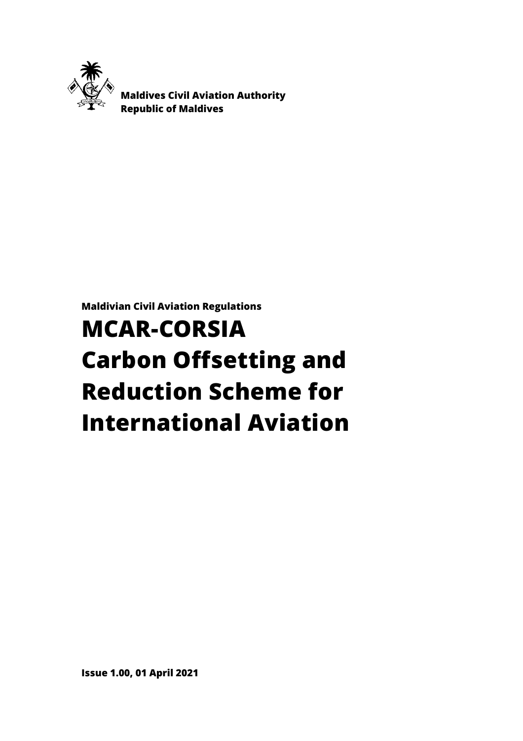**Maldives Civil Aviation Authority**
**Republic of Maldives**

**Maldivian Civil Aviation Regulations**

# MCAR-CORSIA Carbon Offsetting and Reduction Scheme for International Aviation

**Issue 1.00, 01 April 2021**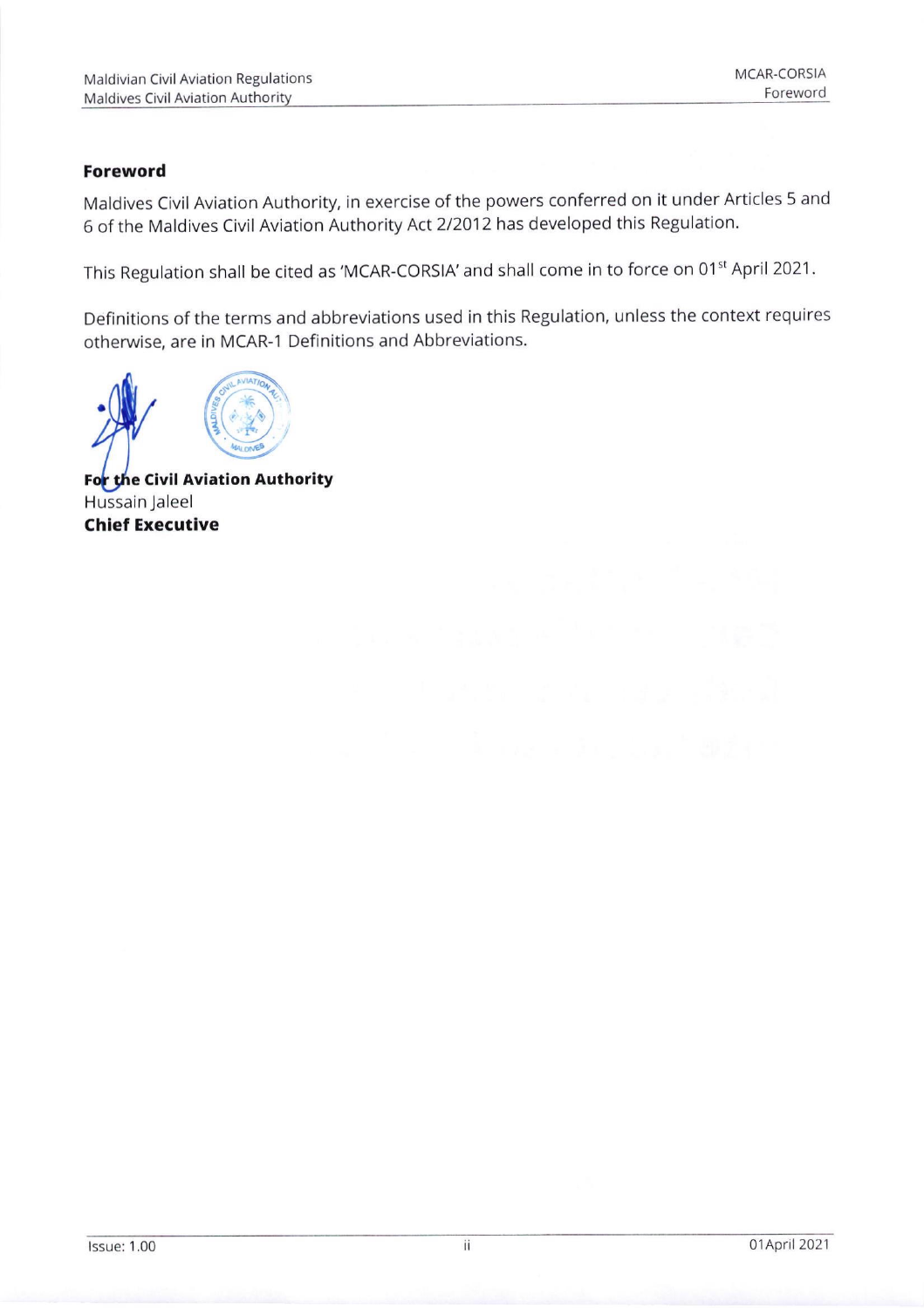## Foreword

Maldives Civil Aviation Authority, in exercise of the powers conferred on it under Articles 5 and 6 of the Maldives Civil Aviation Authority Act 2/2012 has developed this Regulation.

This Regulation shall be cited as 'MCAR-CORSIA' and shall come in to force on 01st April 2021.

Definitions of the terms and abbreviations used in this Regulation, unless the context requires otherwise, are in MCAR-1 Definitions and Abbreviations.

**For the Civil Aviation Authority**
Hussain Jaleel
**Chief Executive**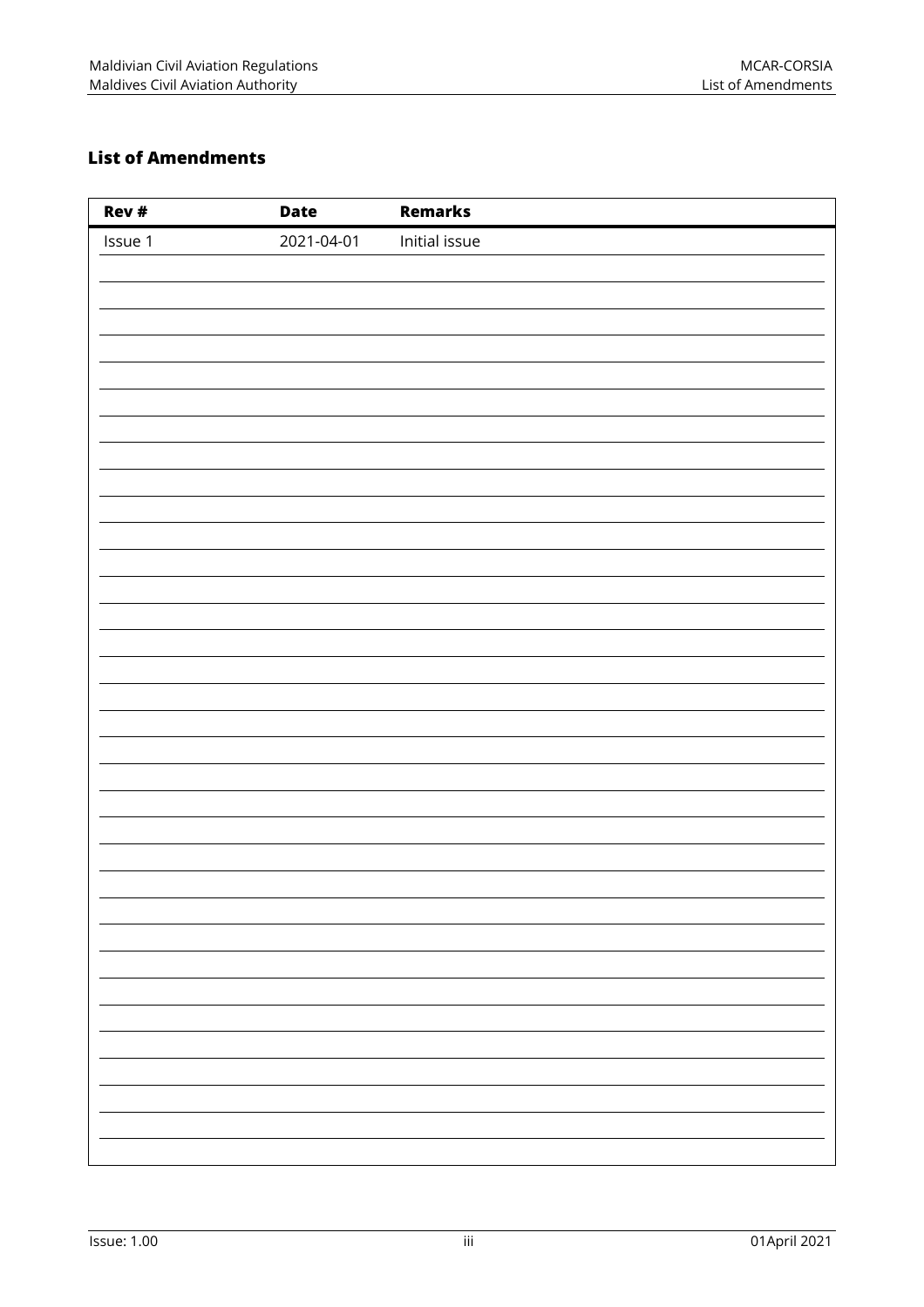## List of Amendments

| Rev # | Date | Remarks |
|---|---|---|
| Issue 1 | 2021-04-01 | Initial issue |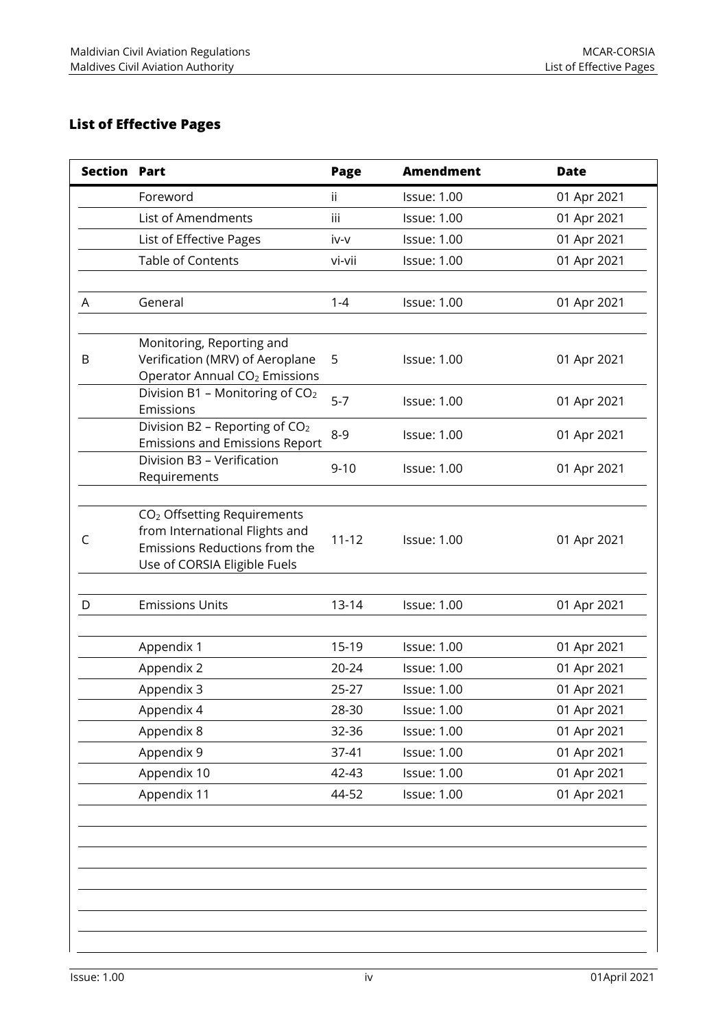## List of Effective Pages

| Section | Part | Page | Amendment | Date |
|---|---|---|---|---|
| | Foreword | ii | Issue: 1.00 | 01 Apr 2021 |
| | List of Amendments | iii | Issue: 1.00 | 01 Apr 2021 |
| | List of Effective Pages | iv-v | Issue: 1.00 | 01 Apr 2021 |
| | Table of Contents | vi-vii | Issue: 1.00 | 01 Apr 2021 |
| | | | | |
| A | General | 1-4 | Issue: 1.00 | 01 Apr 2021 |
| | | | | |
| B | Monitoring, Reporting and Verification (MRV) of Aeroplane Operator Annual $CO_2$ Emissions | 5 | Issue: 1.00 | 01 Apr 2021 |
| | Division B1 – Monitoring of $CO_2$ Emissions | 5-7 | Issue: 1.00 | 01 Apr 2021 |
| | Division B2 – Reporting of $CO_2$ Emissions and Emissions Report | 8-9 | Issue: 1.00 | 01 Apr 2021 |
| | Division B3 – Verification Requirements | 9-10 | Issue: 1.00 | 01 Apr 2021 |
| | | | | |
| C | $CO_2$ Offsetting Requirements from International Flights and Emissions Reductions from the Use of CORSIA Eligible Fuels | 11-12 | Issue: 1.00 | 01 Apr 2021 |
| | | | | |
| D | Emissions Units | 13-14 | Issue: 1.00 | 01 Apr 2021 |
| | | | | |
| | Appendix 1 | 15-19 | Issue: 1.00 | 01 Apr 2021 |
| | Appendix 2 | 20-24 | Issue: 1.00 | 01 Apr 2021 |
| | Appendix 3 | 25-27 | Issue: 1.00 | 01 Apr 2021 |
| | Appendix 4 | 28-30 | Issue: 1.00 | 01 Apr 2021 |
| | Appendix 8 | 32-36 | Issue: 1.00 | 01 Apr 2021 |
| | Appendix 9 | 37-41 | Issue: 1.00 | 01 Apr 2021 |
| | Appendix 10 | 42-43 | Issue: 1.00 | 01 Apr 2021 |
| | Appendix 11 | 44-52 | Issue: 1.00 | 01 Apr 2021 |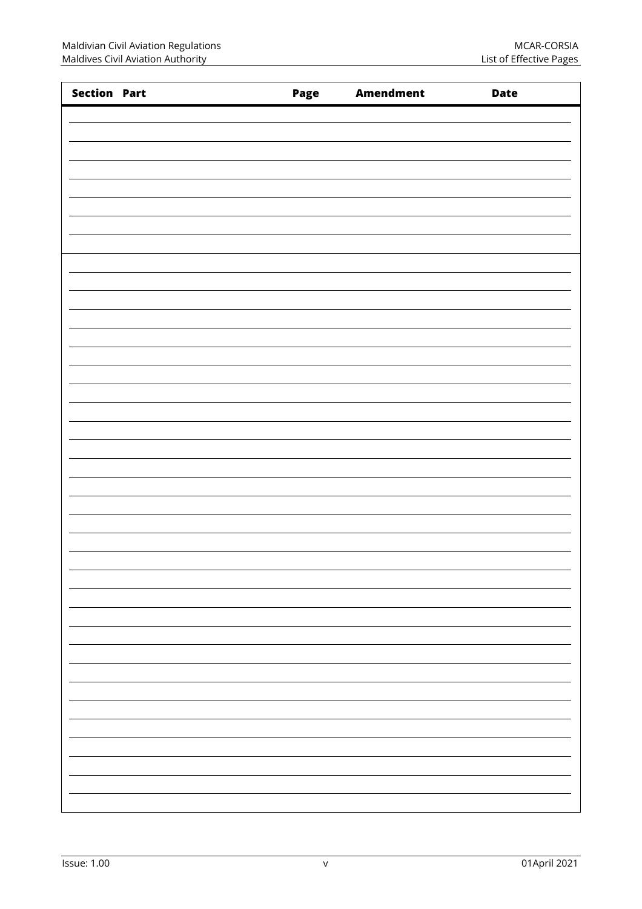| Section | Part | Page | Amendment | Date |
|---|---|---|---|---|
| | | | | |
| | | | | |
| | | | | |
| | | | | |
| | | | | |
| | | | | |
| | | | | |
| | | | | |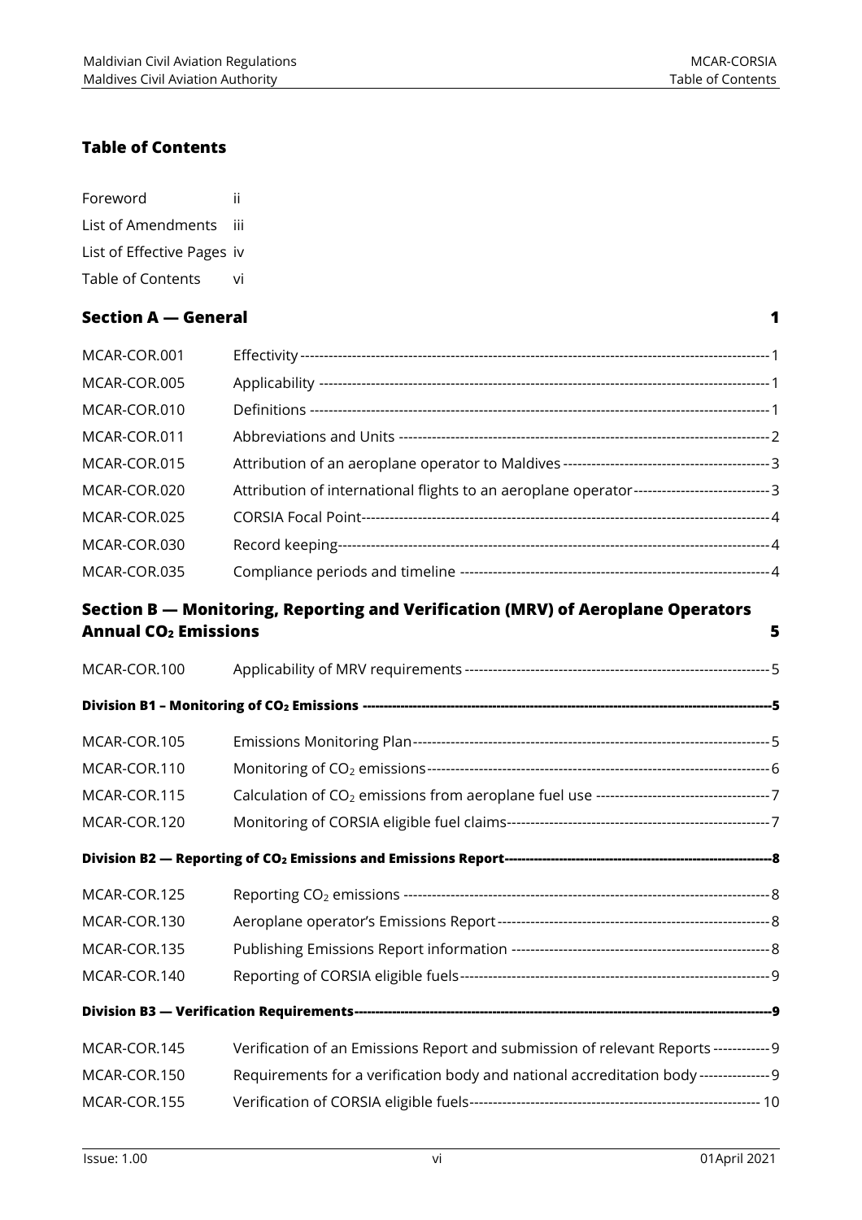## Table of Contents

| | |
|---|---|
| Foreword | ii |
| List of Amendments | iii |
| List of Effective Pages | iv |
| Table of Contents | vi |

## Section A — General 1

| | | |
|---|---|---|
| MCAR-COR.001 | Effectivity | 1 |
| MCAR-COR.005 | Applicability | 1 |
| MCAR-COR.010 | Definitions | 1 |
| MCAR-COR.011 | Abbreviations and Units | 2 |
| MCAR-COR.015 | Attribution of an aeroplane operator to Maldives | 3 |
| MCAR-COR.020 | Attribution of international flights to an aeroplane operator | 3 |
| MCAR-COR.025 | CORSIA Focal Point | 4 |
| MCAR-COR.030 | Record keeping | 4 |
| MCAR-COR.035 | Compliance periods and timeline | 4 |

## Section B — Monitoring, Reporting and Verification (MRV) of Aeroplane Operators Annual $CO_2$ Emissions 5

| | | |
|---|---|---|
| MCAR-COR.100 | Applicability of MRV requirements | 5 |
| **Division B1 – Monitoring of $CO_2$ Emissions** | | **5** |
| MCAR-COR.105 | Emissions Monitoring Plan | 5 |
| MCAR-COR.110 | Monitoring of $CO_2$ emissions | 6 |
| MCAR-COR.115 | Calculation of $CO_2$ emissions from aeroplane fuel use | 7 |
| MCAR-COR.120 | Monitoring of CORSIA eligible fuel claims | 7 |
| **Division B2 — Reporting of $CO_2$ Emissions and Emissions Report** | | **8** |
| MCAR-COR.125 | Reporting $CO_2$ emissions | 8 |
| MCAR-COR.130 | Aeroplane operator's Emissions Report | 8 |
| MCAR-COR.135 | Publishing Emissions Report information | 8 |
| MCAR-COR.140 | Reporting of CORSIA eligible fuels | 9 |
| **Division B3 — Verification Requirements** | | **9** |
| MCAR-COR.145 | Verification of an Emissions Report and submission of relevant Reports | 9 |
| MCAR-COR.150 | Requirements for a verification body and national accreditation body | 9 |
| MCAR-COR.155 | Verification of CORSIA eligible fuels | 10 |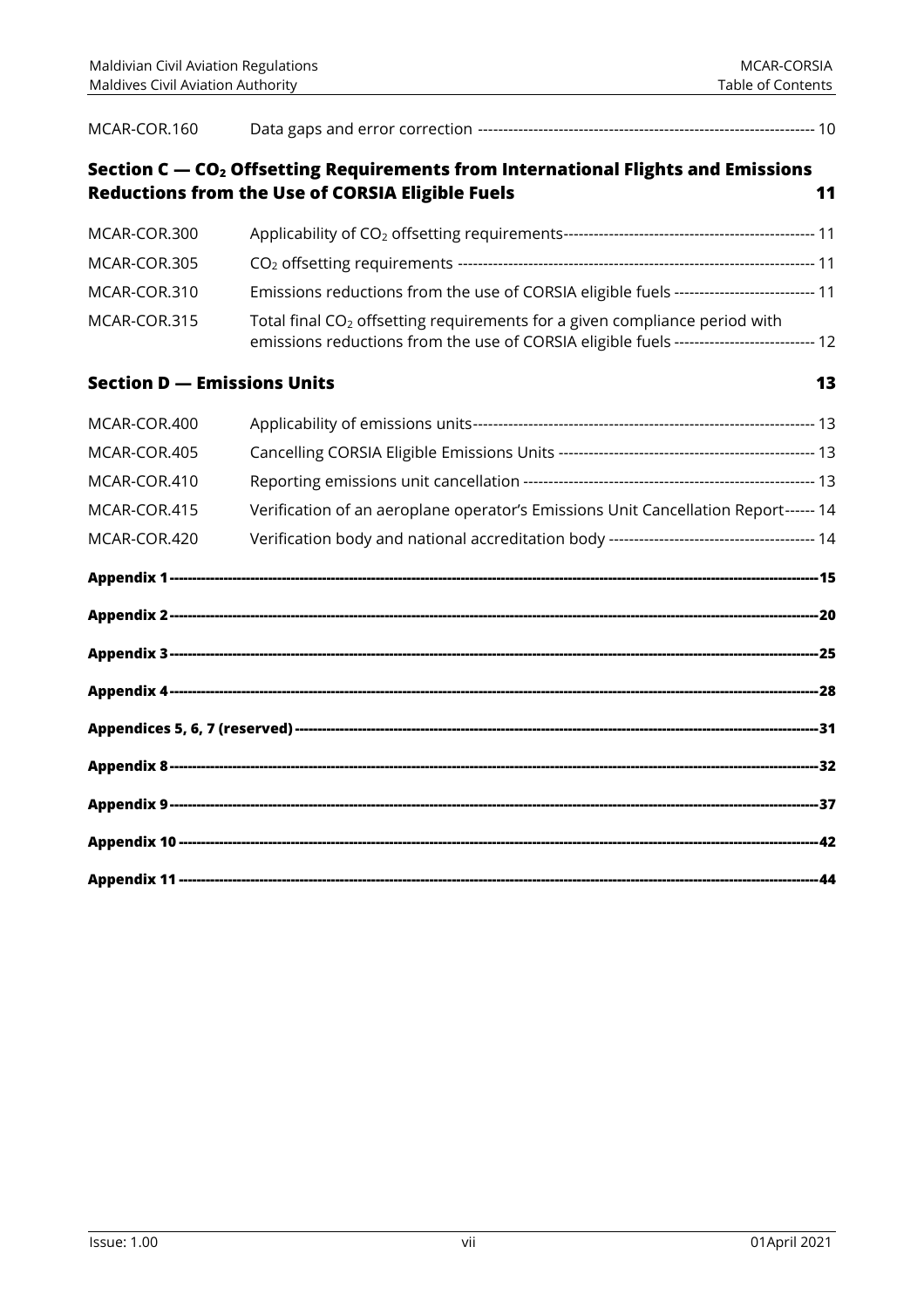| | | |
|---|---|---|
| MCAR-COR.160 | Data gaps and error correction | 10 |

## Section C — $CO_2$ Offsetting Requirements from International Flights and Emissions Reductions from the Use of CORSIA Eligible Fuels — 11

| | | |
|---|---|---|
| MCAR-COR.300 | Applicability of $CO_2$ offsetting requirements | 11 |
| MCAR-COR.305 | $CO_2$ offsetting requirements | 11 |
| MCAR-COR.310 | Emissions reductions from the use of CORSIA eligible fuels | 11 |
| MCAR-COR.315 | Total final $CO_2$ offsetting requirements for a given compliance period with emissions reductions from the use of CORSIA eligible fuels | 12 |

## Section D — Emissions Units — 13

| | | |
|---|---|---|
| MCAR-COR.400 | Applicability of emissions units | 13 |
| MCAR-COR.405 | Cancelling CORSIA Eligible Emissions Units | 13 |
| MCAR-COR.410 | Reporting emissions unit cancellation | 13 |
| MCAR-COR.415 | Verification of an aeroplane operator's Emissions Unit Cancellation Report | 14 |
| MCAR-COR.420 | Verification body and national accreditation body | 14 |

**Appendix 1** — 15

**Appendix 2** — 20

**Appendix 3** — 25

**Appendix 4** — 28

**Appendices 5, 6, 7 (reserved)** — 31

**Appendix 8** — 32

**Appendix 9** — 37

**Appendix 10** — 42

**Appendix 11** — 44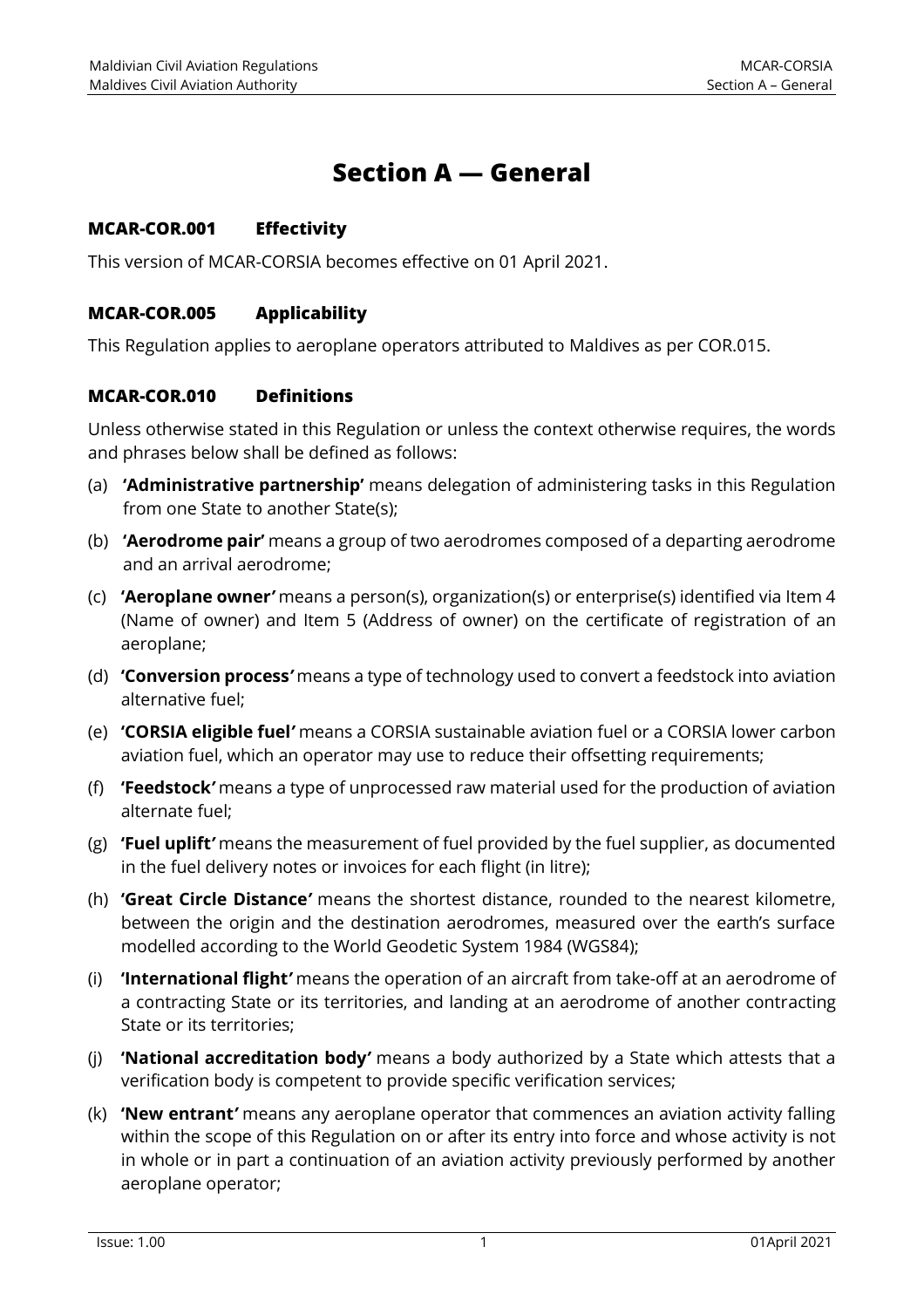# Section A — General

### MCAR-COR.001 Effectivity

This version of MCAR-CORSIA becomes effective on 01 April 2021.

### MCAR-COR.005 Applicability

This Regulation applies to aeroplane operators attributed to Maldives as per COR.015.

### MCAR-COR.010 Definitions

Unless otherwise stated in this Regulation or unless the context otherwise requires, the words and phrases below shall be defined as follows:

(a) **'Administrative partnership'** means delegation of administering tasks in this Regulation from one State to another State(s);

(b) **'Aerodrome pair'** means a group of two aerodromes composed of a departing aerodrome and an arrival aerodrome;

(c) ***'Aeroplane owner'*** means a person(s), organization(s) or enterprise(s) identified via Item 4 (Name of owner) and Item 5 (Address of owner) on the certificate of registration of an aeroplane;

(d) ***'Conversion process'*** means a type of technology used to convert a feedstock into aviation alternative fuel;

(e) ***'CORSIA eligible fuel'*** means a CORSIA sustainable aviation fuel or a CORSIA lower carbon aviation fuel, which an operator may use to reduce their offsetting requirements;

(f) ***'Feedstock'*** means a type of unprocessed raw material used for the production of aviation alternate fuel;

(g) ***'Fuel uplift'*** means the measurement of fuel provided by the fuel supplier, as documented in the fuel delivery notes or invoices for each flight (in litre);

(h) **'Great Circle Distance'** means the shortest distance, rounded to the nearest kilometre, between the origin and the destination aerodromes, measured over the earth's surface modelled according to the World Geodetic System 1984 (WGS84);

(i) ***'International flight'*** means the operation of an aircraft from take-off at an aerodrome of a contracting State or its territories, and landing at an aerodrome of another contracting State or its territories;

(j) ***'National accreditation body'*** means a body authorized by a State which attests that a verification body is competent to provide specific verification services;

(k) ***'New entrant'*** means any aeroplane operator that commences an aviation activity falling within the scope of this Regulation on or after its entry into force and whose activity is not in whole or in part a continuation of an aviation activity previously performed by another aeroplane operator;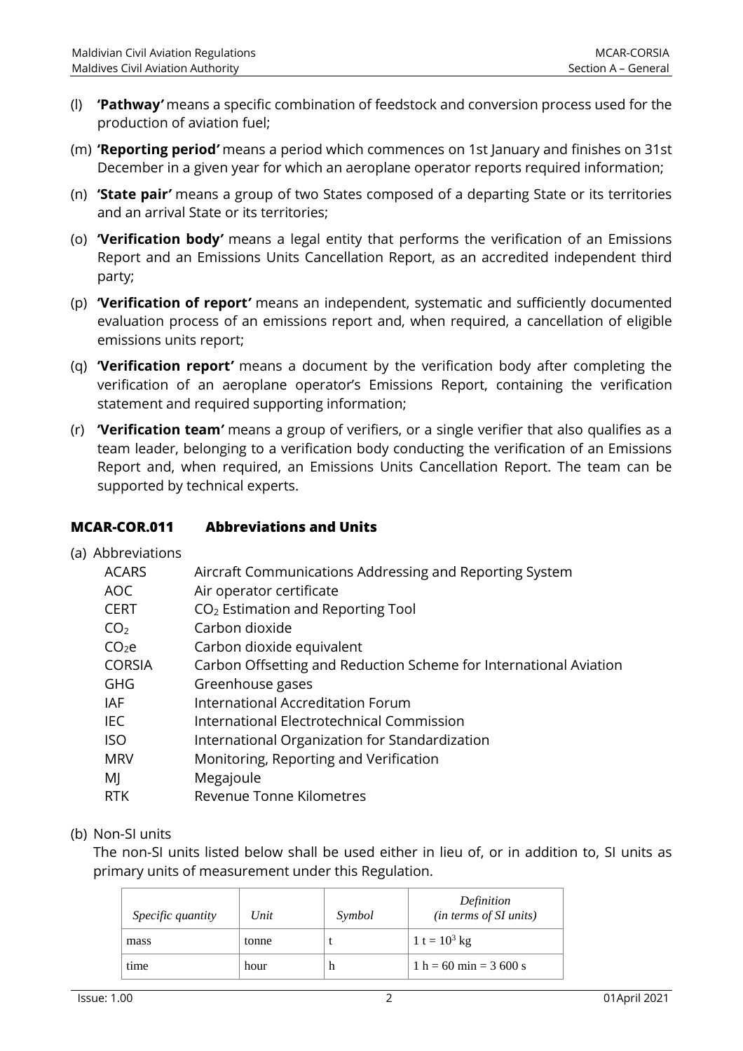(l) **'Pathway'** means a specific combination of feedstock and conversion process used for the production of aviation fuel;

(m) **'Reporting period'** means a period which commences on 1st January and finishes on 31st December in a given year for which an aeroplane operator reports required information;

(n) **'State pair'** means a group of two States composed of a departing State or its territories and an arrival State or its territories;

(o) **'Verification body'** means a legal entity that performs the verification of an Emissions Report and an Emissions Units Cancellation Report, as an accredited independent third party;

(p) **'Verification of report'** means an independent, systematic and sufficiently documented evaluation process of an emissions report and, when required, a cancellation of eligible emissions units report;

(q) **'Verification report'** means a document by the verification body after completing the verification of an aeroplane operator's Emissions Report, containing the verification statement and required supporting information;

(r) **'Verification team'** means a group of verifiers, or a single verifier that also qualifies as a team leader, belonging to a verification body conducting the verification of an Emissions Report and, when required, an Emissions Units Cancellation Report. The team can be supported by technical experts.

## MCAR-COR.011 Abbreviations and Units

(a) Abbreviations

| | |
|---|---|
| ACARS | Aircraft Communications Addressing and Reporting System |
| AOC | Air operator certificate |
| CERT | $CO_2$ Estimation and Reporting Tool |
| $CO_2$ | Carbon dioxide |
| $CO_2e$ | Carbon dioxide equivalent |
| CORSIA | Carbon Offsetting and Reduction Scheme for International Aviation |
| GHG | Greenhouse gases |
| IAF | International Accreditation Forum |
| IEC | International Electrotechnical Commission |
| ISO | International Organization for Standardization |
| MRV | Monitoring, Reporting and Verification |
| MJ | Megajoule |
| RTK | Revenue Tonne Kilometres |

(b) Non-SI units

The non-SI units listed below shall be used either in lieu of, or in addition to, SI units as primary units of measurement under this Regulation.

| *Specific quantity* | *Unit* | *Symbol* | *Definition (in terms of SI units)* |
|---|---|---|---|
| mass | tonne | t | $1 \text{ t} = 10^3 \text{ kg}$ |
| time | hour | h | $1 \text{ h} = 60 \text{ min} = 3\,600 \text{ s}$ |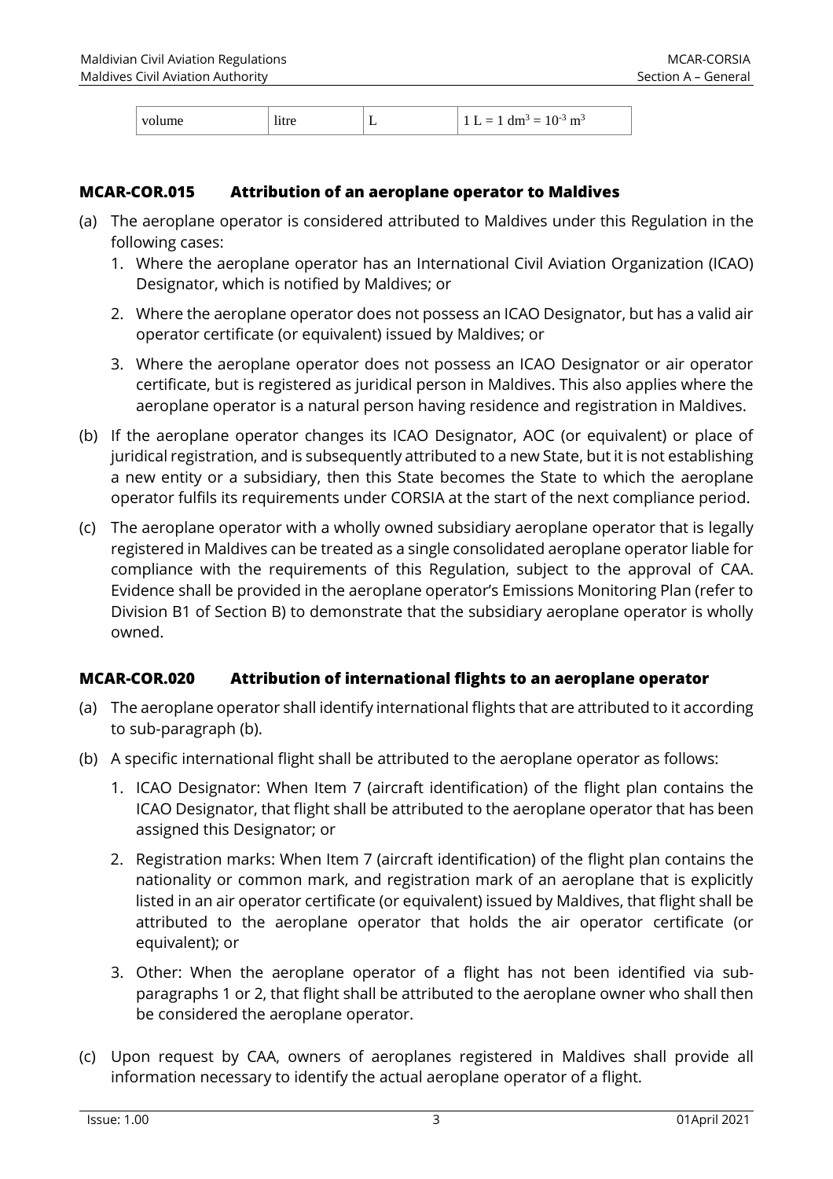| volume | litre | L | 1 L = 1 $dm^3 = 10^{-3} m^3$ |
|---|---|---|---|

### MCAR-COR.015 Attribution of an aeroplane operator to Maldives

(a) The aeroplane operator is considered attributed to Maldives under this Regulation in the following cases:

1. Where the aeroplane operator has an International Civil Aviation Organization (ICAO) Designator, which is notified by Maldives; or
2. Where the aeroplane operator does not possess an ICAO Designator, but has a valid air operator certificate (or equivalent) issued by Maldives; or
3. Where the aeroplane operator does not possess an ICAO Designator or air operator certificate, but is registered as juridical person in Maldives. This also applies where the aeroplane operator is a natural person having residence and registration in Maldives.

(b) If the aeroplane operator changes its ICAO Designator, AOC (or equivalent) or place of juridical registration, and is subsequently attributed to a new State, but it is not establishing a new entity or a subsidiary, then this State becomes the State to which the aeroplane operator fulfils its requirements under CORSIA at the start of the next compliance period.

(c) The aeroplane operator with a wholly owned subsidiary aeroplane operator that is legally registered in Maldives can be treated as a single consolidated aeroplane operator liable for compliance with the requirements of this Regulation, subject to the approval of CAA. Evidence shall be provided in the aeroplane operator's Emissions Monitoring Plan (refer to Division B1 of Section B) to demonstrate that the subsidiary aeroplane operator is wholly owned.

### MCAR-COR.020 Attribution of international flights to an aeroplane operator

(a) The aeroplane operator shall identify international flights that are attributed to it according to sub-paragraph (b).

(b) A specific international flight shall be attributed to the aeroplane operator as follows:

1. ICAO Designator: When Item 7 (aircraft identification) of the flight plan contains the ICAO Designator, that flight shall be attributed to the aeroplane operator that has been assigned this Designator; or
2. Registration marks: When Item 7 (aircraft identification) of the flight plan contains the nationality or common mark, and registration mark of an aeroplane that is explicitly listed in an air operator certificate (or equivalent) issued by Maldives, that flight shall be attributed to the aeroplane operator that holds the air operator certificate (or equivalent); or
3. Other: When the aeroplane operator of a flight has not been identified via sub-paragraphs 1 or 2, that flight shall be attributed to the aeroplane owner who shall then be considered the aeroplane operator.

(c) Upon request by CAA, owners of aeroplanes registered in Maldives shall provide all information necessary to identify the actual aeroplane operator of a flight.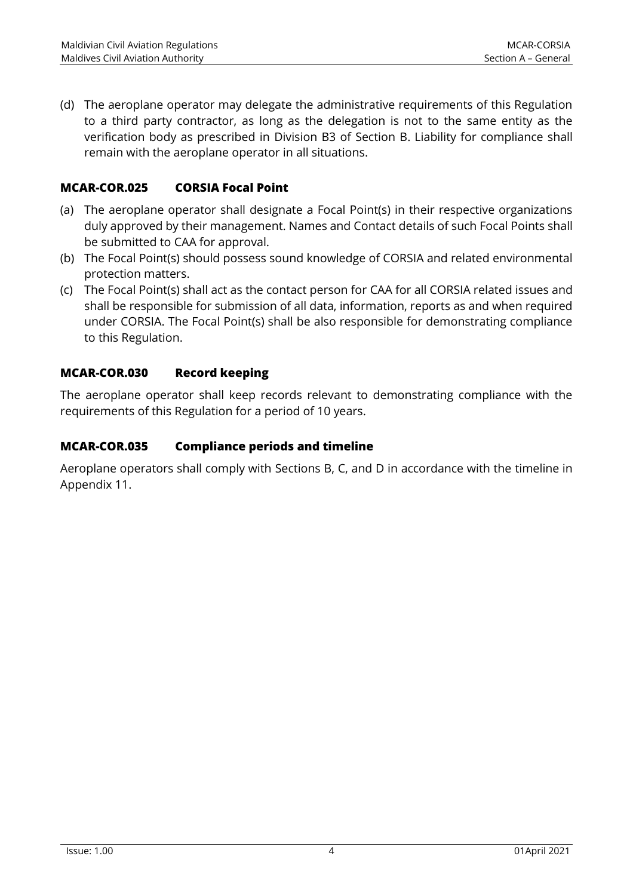(d) The aeroplane operator may delegate the administrative requirements of this Regulation to a third party contractor, as long as the delegation is not to the same entity as the verification body as prescribed in Division B3 of Section B. Liability for compliance shall remain with the aeroplane operator in all situations.

### MCAR-COR.025 CORSIA Focal Point

(a) The aeroplane operator shall designate a Focal Point(s) in their respective organizations duly approved by their management. Names and Contact details of such Focal Points shall be submitted to CAA for approval.
(b) The Focal Point(s) should possess sound knowledge of CORSIA and related environmental protection matters.
(c) The Focal Point(s) shall act as the contact person for CAA for all CORSIA related issues and shall be responsible for submission of all data, information, reports as and when required under CORSIA. The Focal Point(s) shall be also responsible for demonstrating compliance to this Regulation.

### MCAR-COR.030 Record keeping

The aeroplane operator shall keep records relevant to demonstrating compliance with the requirements of this Regulation for a period of 10 years.

### MCAR-COR.035 Compliance periods and timeline

Aeroplane operators shall comply with Sections B, C, and D in accordance with the timeline in Appendix 11.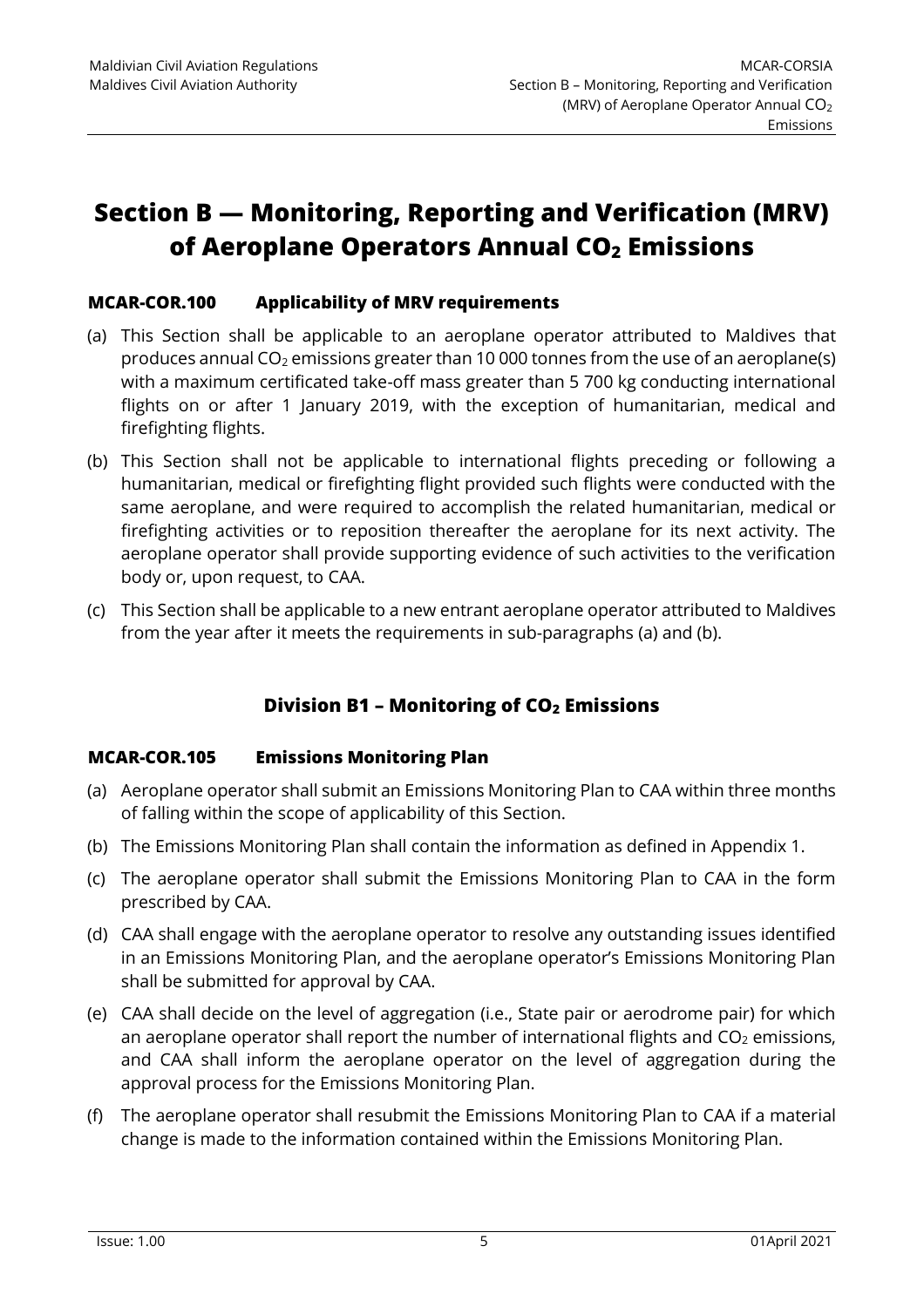# Section B — Monitoring, Reporting and Verification (MRV) of Aeroplane Operators Annual $CO_2$ Emissions

### MCAR-COR.100 Applicability of MRV requirements

(a) This Section shall be applicable to an aeroplane operator attributed to Maldives that produces annual $CO_2$ emissions greater than 10 000 tonnes from the use of an aeroplane(s) with a maximum certificated take-off mass greater than 5 700 kg conducting international flights on or after 1 January 2019, with the exception of humanitarian, medical and firefighting flights.

(b) This Section shall not be applicable to international flights preceding or following a humanitarian, medical or firefighting flight provided such flights were conducted with the same aeroplane, and were required to accomplish the related humanitarian, medical or firefighting activities or to reposition thereafter the aeroplane for its next activity. The aeroplane operator shall provide supporting evidence of such activities to the verification body or, upon request, to CAA.

(c) This Section shall be applicable to a new entrant aeroplane operator attributed to Maldives from the year after it meets the requirements in sub-paragraphs (a) and (b).

## Division B1 – Monitoring of $CO_2$ Emissions

### MCAR-COR.105 Emissions Monitoring Plan

(a) Aeroplane operator shall submit an Emissions Monitoring Plan to CAA within three months of falling within the scope of applicability of this Section.

(b) The Emissions Monitoring Plan shall contain the information as defined in Appendix 1.

(c) The aeroplane operator shall submit the Emissions Monitoring Plan to CAA in the form prescribed by CAA.

(d) CAA shall engage with the aeroplane operator to resolve any outstanding issues identified in an Emissions Monitoring Plan, and the aeroplane operator's Emissions Monitoring Plan shall be submitted for approval by CAA.

(e) CAA shall decide on the level of aggregation (i.e., State pair or aerodrome pair) for which an aeroplane operator shall report the number of international flights and $CO_2$ emissions, and CAA shall inform the aeroplane operator on the level of aggregation during the approval process for the Emissions Monitoring Plan.

(f) The aeroplane operator shall resubmit the Emissions Monitoring Plan to CAA if a material change is made to the information contained within the Emissions Monitoring Plan.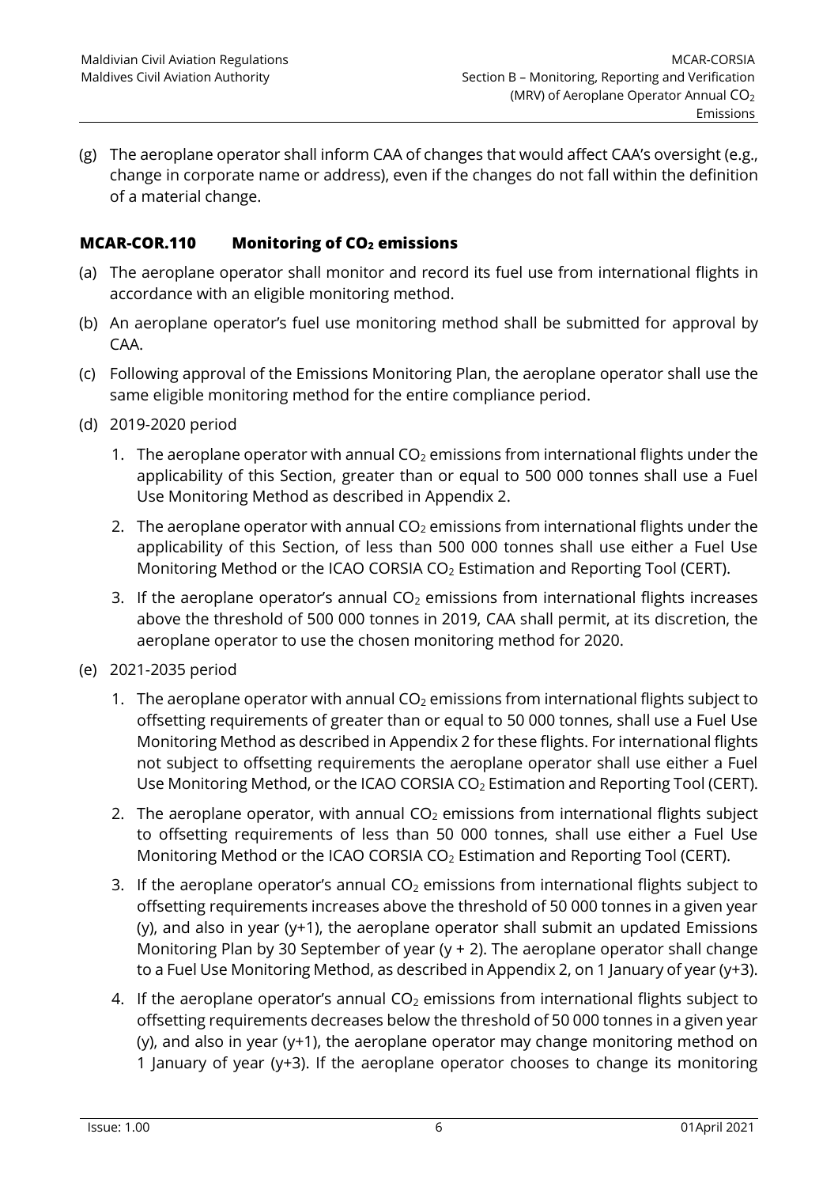(g) The aeroplane operator shall inform CAA of changes that would affect CAA's oversight (e.g., change in corporate name or address), even if the changes do not fall within the definition of a material change.

## MCAR-COR.110 Monitoring of $CO_2$ emissions

(a) The aeroplane operator shall monitor and record its fuel use from international flights in accordance with an eligible monitoring method.

(b) An aeroplane operator's fuel use monitoring method shall be submitted for approval by CAA.

(c) Following approval of the Emissions Monitoring Plan, the aeroplane operator shall use the same eligible monitoring method for the entire compliance period.

(d) 2019-2020 period

1. The aeroplane operator with annual $CO_2$ emissions from international flights under the applicability of this Section, greater than or equal to 500 000 tonnes shall use a Fuel Use Monitoring Method as described in Appendix 2.

2. The aeroplane operator with annual $CO_2$ emissions from international flights under the applicability of this Section, of less than 500 000 tonnes shall use either a Fuel Use Monitoring Method or the ICAO CORSIA $CO_2$ Estimation and Reporting Tool (CERT).

3. If the aeroplane operator's annual $CO_2$ emissions from international flights increases above the threshold of 500 000 tonnes in 2019, CAA shall permit, at its discretion, the aeroplane operator to use the chosen monitoring method for 2020.

(e) 2021-2035 period

1. The aeroplane operator with annual $CO_2$ emissions from international flights subject to offsetting requirements of greater than or equal to 50 000 tonnes, shall use a Fuel Use Monitoring Method as described in Appendix 2 for these flights. For international flights not subject to offsetting requirements the aeroplane operator shall use either a Fuel Use Monitoring Method, or the ICAO CORSIA $CO_2$ Estimation and Reporting Tool (CERT).

2. The aeroplane operator, with annual $CO_2$ emissions from international flights subject to offsetting requirements of less than 50 000 tonnes, shall use either a Fuel Use Monitoring Method or the ICAO CORSIA $CO_2$ Estimation and Reporting Tool (CERT).

3. If the aeroplane operator's annual $CO_2$ emissions from international flights subject to offsetting requirements increases above the threshold of 50 000 tonnes in a given year (y), and also in year (y+1), the aeroplane operator shall submit an updated Emissions Monitoring Plan by 30 September of year (y + 2). The aeroplane operator shall change to a Fuel Use Monitoring Method, as described in Appendix 2, on 1 January of year (y+3).

4. If the aeroplane operator's annual $CO_2$ emissions from international flights subject to offsetting requirements decreases below the threshold of 50 000 tonnes in a given year (y), and also in year (y+1), the aeroplane operator may change monitoring method on 1 January of year (y+3). If the aeroplane operator chooses to change its monitoring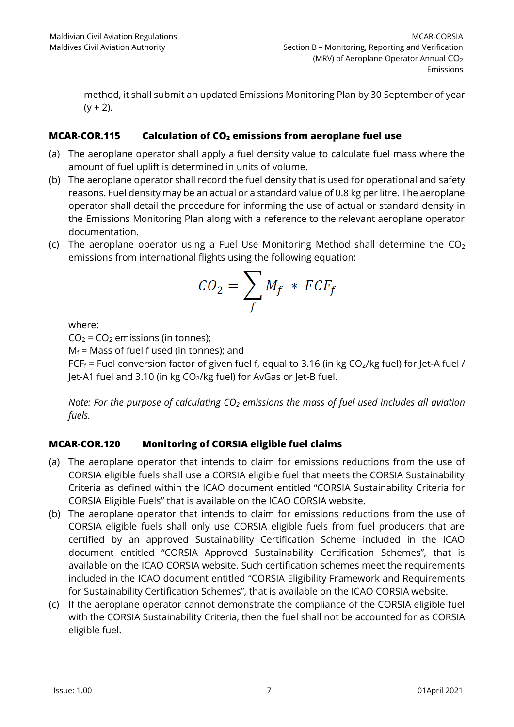method, it shall submit an updated Emissions Monitoring Plan by 30 September of year (y + 2).

### MCAR-COR.115 Calculation of $CO_2$ emissions from aeroplane fuel use

(a) The aeroplane operator shall apply a fuel density value to calculate fuel mass where the amount of fuel uplift is determined in units of volume.

(b) The aeroplane operator shall record the fuel density that is used for operational and safety reasons. Fuel density may be an actual or a standard value of 0.8 kg per litre. The aeroplane operator shall detail the procedure for informing the use of actual or standard density in the Emissions Monitoring Plan along with a reference to the relevant aeroplane operator documentation.

(c) The aeroplane operator using a Fuel Use Monitoring Method shall determine the $CO_2$ emissions from international flights using the following equation:

$$CO_2 = \sum_f M_f * FCF_f$$

where:

$CO_2$ = $CO_2$ emissions (in tonnes);

$M_f$ = Mass of fuel f used (in tonnes); and

$FCF_f$ = Fuel conversion factor of given fuel f, equal to 3.16 (in kg $CO_2$/kg fuel) for Jet-A fuel / Jet-A1 fuel and 3.10 (in kg $CO_2$/kg fuel) for AvGas or Jet-B fuel.

*Note: For the purpose of calculating $CO_2$ emissions the mass of fuel used includes all aviation fuels.*

### MCAR-COR.120 Monitoring of CORSIA eligible fuel claims

(a) The aeroplane operator that intends to claim for emissions reductions from the use of CORSIA eligible fuels shall use a CORSIA eligible fuel that meets the CORSIA Sustainability Criteria as defined within the ICAO document entitled "CORSIA Sustainability Criteria for CORSIA Eligible Fuels" that is available on the ICAO CORSIA website.

(b) The aeroplane operator that intends to claim for emissions reductions from the use of CORSIA eligible fuels shall only use CORSIA eligible fuels from fuel producers that are certified by an approved Sustainability Certification Scheme included in the ICAO document entitled "CORSIA Approved Sustainability Certification Schemes", that is available on the ICAO CORSIA website. Such certification schemes meet the requirements included in the ICAO document entitled "CORSIA Eligibility Framework and Requirements for Sustainability Certification Schemes", that is available on the ICAO CORSIA website.

(c) If the aeroplane operator cannot demonstrate the compliance of the CORSIA eligible fuel with the CORSIA Sustainability Criteria, then the fuel shall not be accounted for as CORSIA eligible fuel.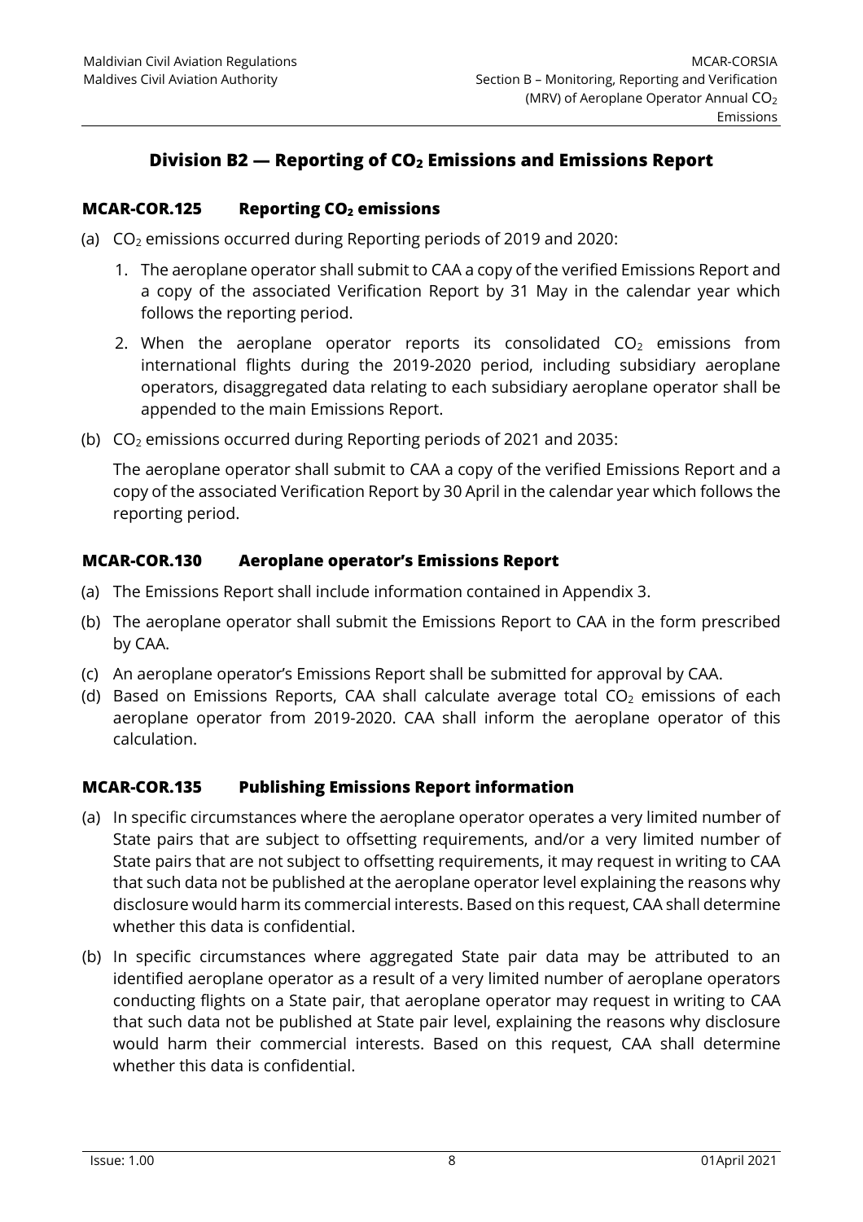## Division B2 — Reporting of $CO_2$ Emissions and Emissions Report

### MCAR-COR.125 Reporting $CO_2$ emissions

(a) $CO_2$ emissions occurred during Reporting periods of 2019 and 2020:

1. The aeroplane operator shall submit to CAA a copy of the verified Emissions Report and a copy of the associated Verification Report by 31 May in the calendar year which follows the reporting period.
2. When the aeroplane operator reports its consolidated $CO_2$ emissions from international flights during the 2019-2020 period, including subsidiary aeroplane operators, disaggregated data relating to each subsidiary aeroplane operator shall be appended to the main Emissions Report.

(b) $CO_2$ emissions occurred during Reporting periods of 2021 and 2035:

The aeroplane operator shall submit to CAA a copy of the verified Emissions Report and a copy of the associated Verification Report by 30 April in the calendar year which follows the reporting period.

### MCAR-COR.130 Aeroplane operator's Emissions Report

(a) The Emissions Report shall include information contained in Appendix 3.

(b) The aeroplane operator shall submit the Emissions Report to CAA in the form prescribed by CAA.

(c) An aeroplane operator's Emissions Report shall be submitted for approval by CAA.

(d) Based on Emissions Reports, CAA shall calculate average total $CO_2$ emissions of each aeroplane operator from 2019-2020. CAA shall inform the aeroplane operator of this calculation.

### MCAR-COR.135 Publishing Emissions Report information

(a) In specific circumstances where the aeroplane operator operates a very limited number of State pairs that are subject to offsetting requirements, and/or a very limited number of State pairs that are not subject to offsetting requirements, it may request in writing to CAA that such data not be published at the aeroplane operator level explaining the reasons why disclosure would harm its commercial interests. Based on this request, CAA shall determine whether this data is confidential.

(b) In specific circumstances where aggregated State pair data may be attributed to an identified aeroplane operator as a result of a very limited number of aeroplane operators conducting flights on a State pair, that aeroplane operator may request in writing to CAA that such data not be published at State pair level, explaining the reasons why disclosure would harm their commercial interests. Based on this request, CAA shall determine whether this data is confidential.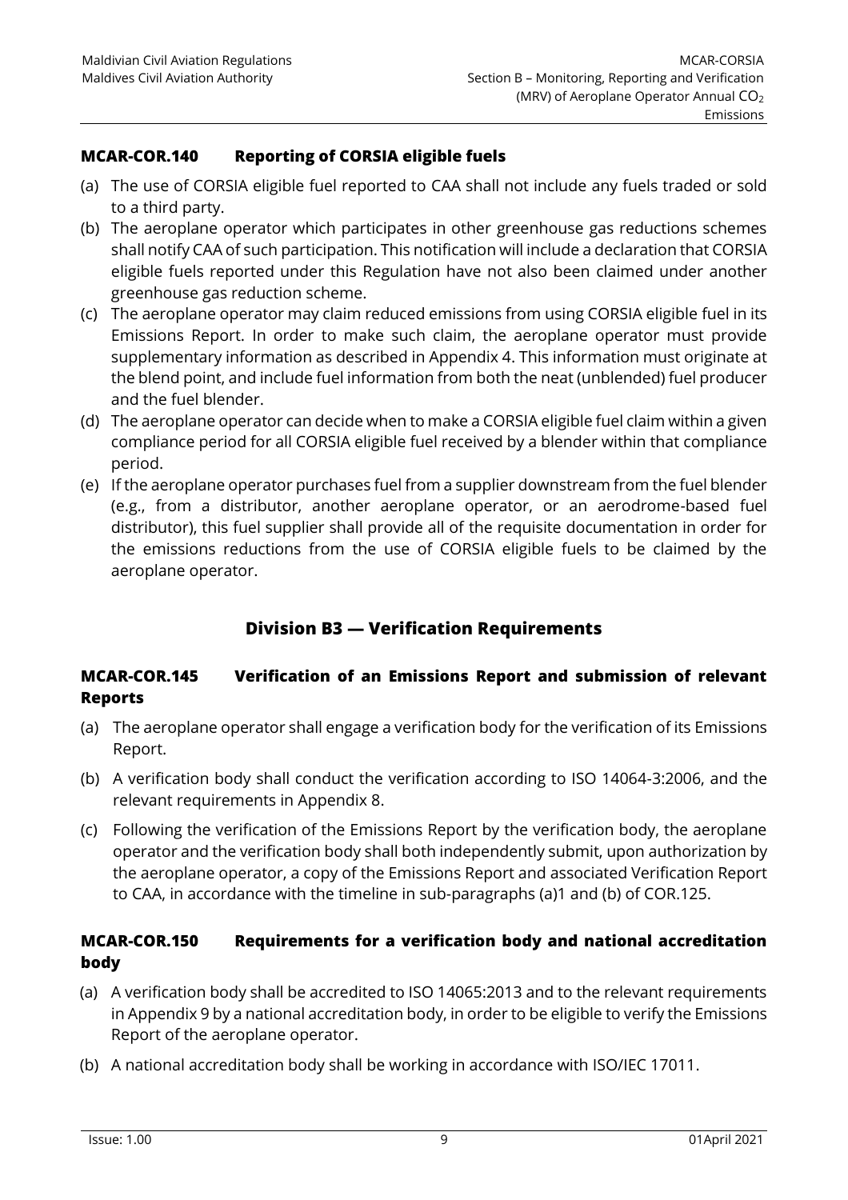### MCAR-COR.140 Reporting of CORSIA eligible fuels

(a) The use of CORSIA eligible fuel reported to CAA shall not include any fuels traded or sold to a third party.

(b) The aeroplane operator which participates in other greenhouse gas reductions schemes shall notify CAA of such participation. This notification will include a declaration that CORSIA eligible fuels reported under this Regulation have not also been claimed under another greenhouse gas reduction scheme.

(c) The aeroplane operator may claim reduced emissions from using CORSIA eligible fuel in its Emissions Report. In order to make such claim, the aeroplane operator must provide supplementary information as described in Appendix 4. This information must originate at the blend point, and include fuel information from both the neat (unblended) fuel producer and the fuel blender.

(d) The aeroplane operator can decide when to make a CORSIA eligible fuel claim within a given compliance period for all CORSIA eligible fuel received by a blender within that compliance period.

(e) If the aeroplane operator purchases fuel from a supplier downstream from the fuel blender (e.g., from a distributor, another aeroplane operator, or an aerodrome-based fuel distributor), this fuel supplier shall provide all of the requisite documentation in order for the emissions reductions from the use of CORSIA eligible fuels to be claimed by the aeroplane operator.

## Division B3 — Verification Requirements

### MCAR-COR.145 Verification of an Emissions Report and submission of relevant Reports

(a) The aeroplane operator shall engage a verification body for the verification of its Emissions Report.

(b) A verification body shall conduct the verification according to ISO 14064-3:2006, and the relevant requirements in Appendix 8.

(c) Following the verification of the Emissions Report by the verification body, the aeroplane operator and the verification body shall both independently submit, upon authorization by the aeroplane operator, a copy of the Emissions Report and associated Verification Report to CAA, in accordance with the timeline in sub-paragraphs (a)1 and (b) of COR.125.

### MCAR-COR.150 Requirements for a verification body and national accreditation body

(a) A verification body shall be accredited to ISO 14065:2013 and to the relevant requirements in Appendix 9 by a national accreditation body, in order to be eligible to verify the Emissions Report of the aeroplane operator.

(b) A national accreditation body shall be working in accordance with ISO/IEC 17011.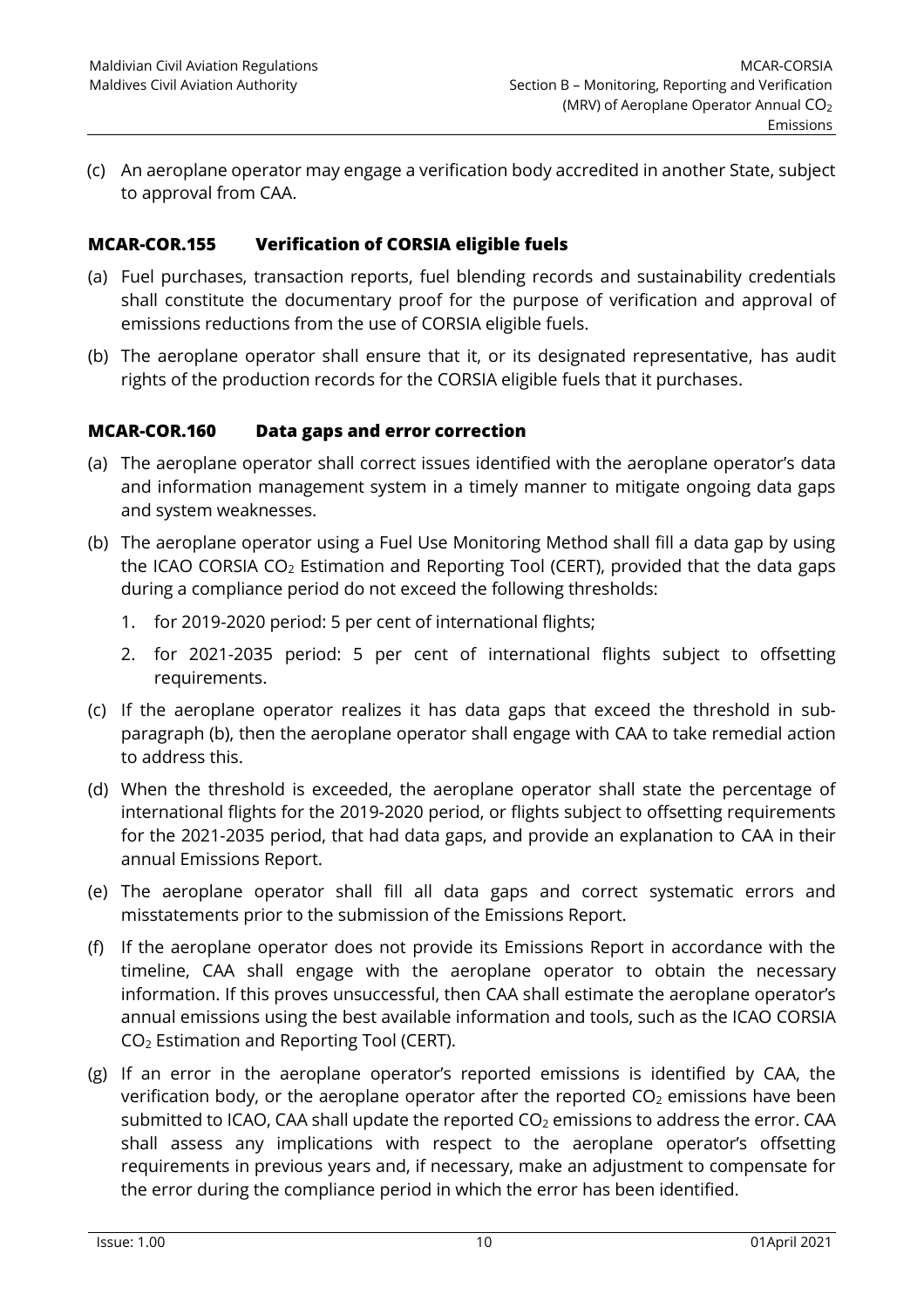(c) An aeroplane operator may engage a verification body accredited in another State, subject to approval from CAA.

### MCAR-COR.155 Verification of CORSIA eligible fuels

(a) Fuel purchases, transaction reports, fuel blending records and sustainability credentials shall constitute the documentary proof for the purpose of verification and approval of emissions reductions from the use of CORSIA eligible fuels.

(b) The aeroplane operator shall ensure that it, or its designated representative, has audit rights of the production records for the CORSIA eligible fuels that it purchases.

### MCAR-COR.160 Data gaps and error correction

(a) The aeroplane operator shall correct issues identified with the aeroplane operator's data and information management system in a timely manner to mitigate ongoing data gaps and system weaknesses.

(b) The aeroplane operator using a Fuel Use Monitoring Method shall fill a data gap by using the ICAO CORSIA $CO_2$ Estimation and Reporting Tool (CERT), provided that the data gaps during a compliance period do not exceed the following thresholds:

1. for 2019-2020 period: 5 per cent of international flights;
2. for 2021-2035 period: 5 per cent of international flights subject to offsetting requirements.

(c) If the aeroplane operator realizes it has data gaps that exceed the threshold in sub-paragraph (b), then the aeroplane operator shall engage with CAA to take remedial action to address this.

(d) When the threshold is exceeded, the aeroplane operator shall state the percentage of international flights for the 2019-2020 period, or flights subject to offsetting requirements for the 2021-2035 period, that had data gaps, and provide an explanation to CAA in their annual Emissions Report.

(e) The aeroplane operator shall fill all data gaps and correct systematic errors and misstatements prior to the submission of the Emissions Report.

(f) If the aeroplane operator does not provide its Emissions Report in accordance with the timeline, CAA shall engage with the aeroplane operator to obtain the necessary information. If this proves unsuccessful, then CAA shall estimate the aeroplane operator's annual emissions using the best available information and tools, such as the ICAO CORSIA $CO_2$ Estimation and Reporting Tool (CERT).

(g) If an error in the aeroplane operator's reported emissions is identified by CAA, the verification body, or the aeroplane operator after the reported $CO_2$ emissions have been submitted to ICAO, CAA shall update the reported $CO_2$ emissions to address the error. CAA shall assess any implications with respect to the aeroplane operator's offsetting requirements in previous years and, if necessary, make an adjustment to compensate for the error during the compliance period in which the error has been identified.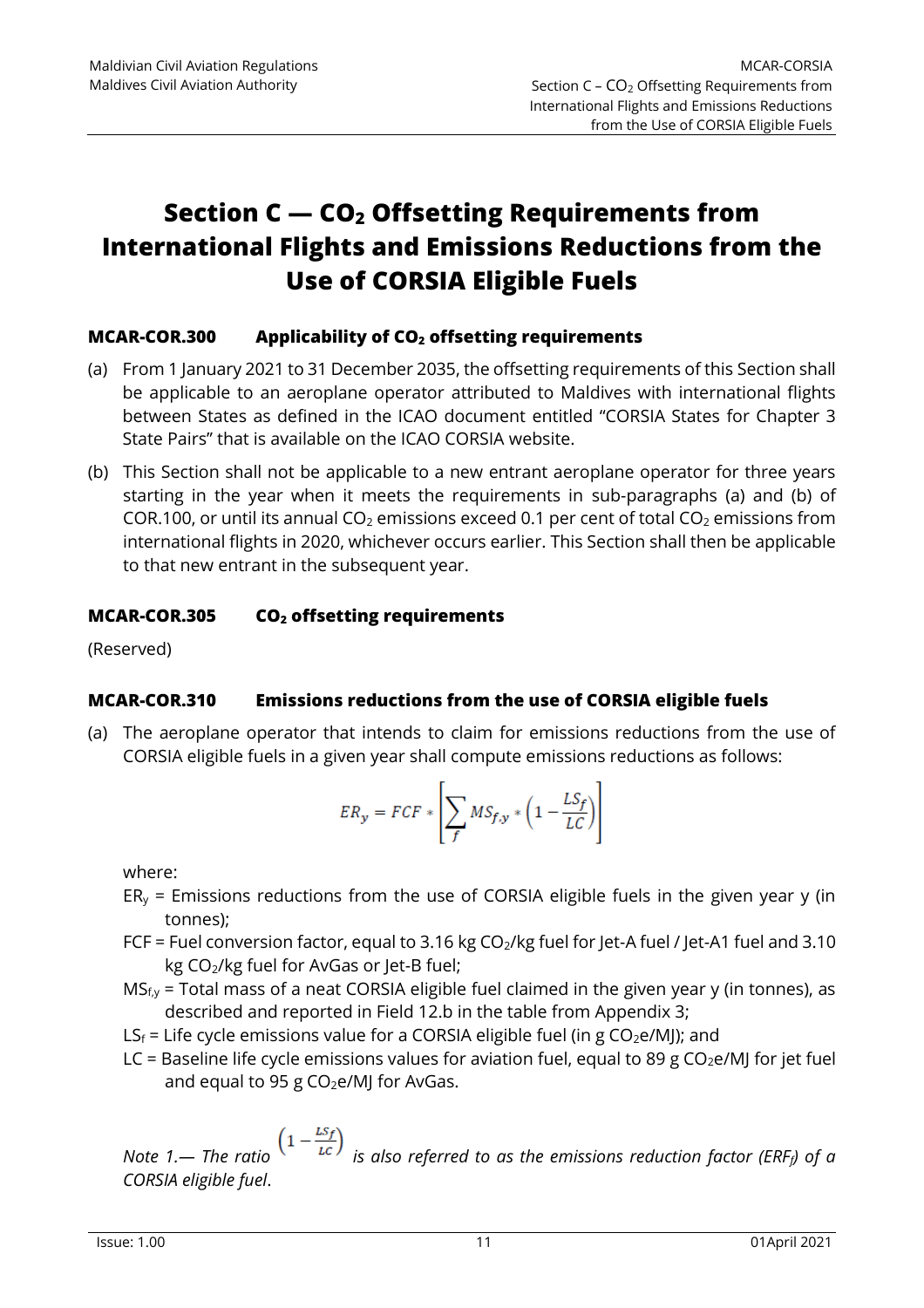# Section C — $CO_2$ Offsetting Requirements from International Flights and Emissions Reductions from the Use of CORSIA Eligible Fuels

### MCAR-COR.300 Applicability of $CO_2$ offsetting requirements

(a) From 1 January 2021 to 31 December 2035, the offsetting requirements of this Section shall be applicable to an aeroplane operator attributed to Maldives with international flights between States as defined in the ICAO document entitled "CORSIA States for Chapter 3 State Pairs" that is available on the ICAO CORSIA website.

(b) This Section shall not be applicable to a new entrant aeroplane operator for three years starting in the year when it meets the requirements in sub-paragraphs (a) and (b) of COR.100, or until its annual $CO_2$ emissions exceed 0.1 per cent of total $CO_2$ emissions from international flights in 2020, whichever occurs earlier. This Section shall then be applicable to that new entrant in the subsequent year.

### MCAR-COR.305 $CO_2$ offsetting requirements

(Reserved)

### MCAR-COR.310 Emissions reductions from the use of CORSIA eligible fuels

(a) The aeroplane operator that intends to claim for emissions reductions from the use of CORSIA eligible fuels in a given year shall compute emissions reductions as follows:

$$ER_y = FCF * \left[ \sum_f MS_{f,y} * \left(1 - \frac{LS_f}{LC}\right) \right]$$

where:

$ER_y$ = Emissions reductions from the use of CORSIA eligible fuels in the given year y (in tonnes);

FCF = Fuel conversion factor, equal to 3.16 kg $CO_2$/kg fuel for Jet-A fuel / Jet-A1 fuel and 3.10 kg $CO_2$/kg fuel for AvGas or Jet-B fuel;

$MS_{f,y}$ = Total mass of a neat CORSIA eligible fuel claimed in the given year y (in tonnes), as described and reported in Field 12.b in the table from Appendix 3;

$LS_f$ = Life cycle emissions value for a CORSIA eligible fuel (in g $CO_2e$/MJ); and

LC = Baseline life cycle emissions values for aviation fuel, equal to 89 g $CO_2e$/MJ for jet fuel and equal to 95 g $CO_2e$/MJ for AvGas.

*Note 1.— The ratio* $\left(1 - \frac{LS_f}{LC}\right)$ *is also referred to as the emissions reduction factor ($ERF_f$) of a CORSIA eligible fuel*.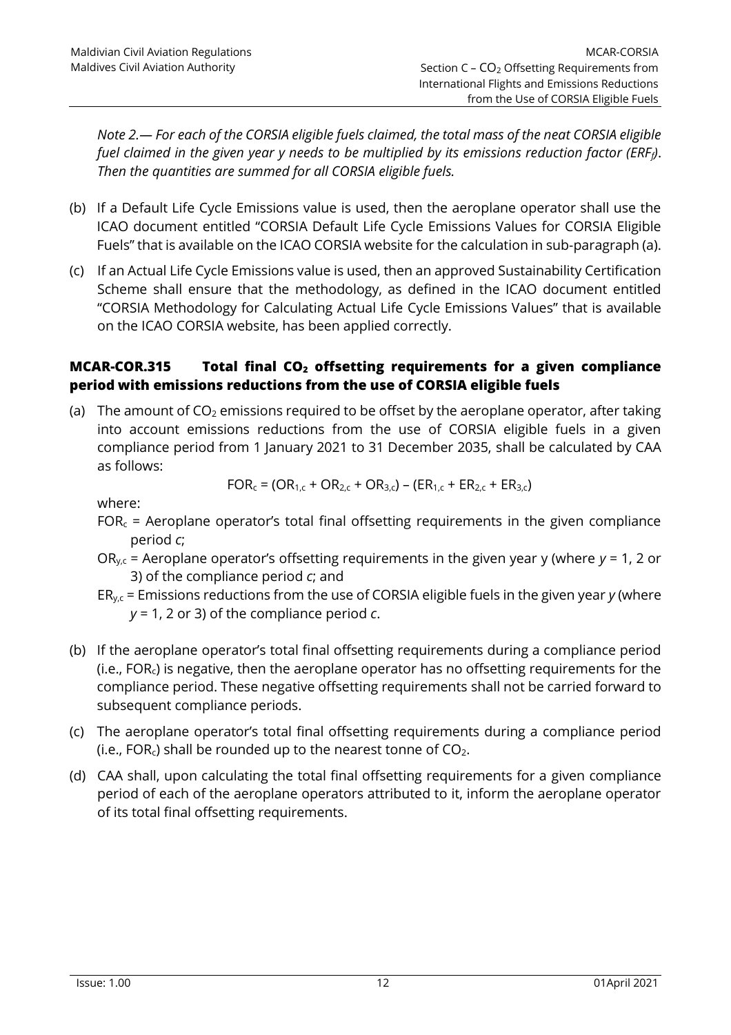*Note 2.— For each of the CORSIA eligible fuels claimed, the total mass of the neat CORSIA eligible fuel claimed in the given year y needs to be multiplied by its emissions reduction factor ($ERF_f$). Then the quantities are summed for all CORSIA eligible fuels.*

(b) If a Default Life Cycle Emissions value is used, then the aeroplane operator shall use the ICAO document entitled "CORSIA Default Life Cycle Emissions Values for CORSIA Eligible Fuels" that is available on the ICAO CORSIA website for the calculation in sub-paragraph (a).

(c) If an Actual Life Cycle Emissions value is used, then an approved Sustainability Certification Scheme shall ensure that the methodology, as defined in the ICAO document entitled "CORSIA Methodology for Calculating Actual Life Cycle Emissions Values" that is available on the ICAO CORSIA website, has been applied correctly.

### MCAR-COR.315 Total final $CO_2$ offsetting requirements for a given compliance period with emissions reductions from the use of CORSIA eligible fuels

(a) The amount of $CO_2$ emissions required to be offset by the aeroplane operator, after taking into account emissions reductions from the use of CORSIA eligible fuels in a given compliance period from 1 January 2021 to 31 December 2035, shall be calculated by CAA as follows:

$$FOR_c = (OR_{1,c} + OR_{2,c} + OR_{3,c}) - (ER_{1,c} + ER_{2,c} + ER_{3,c})$$

where:

$FOR_c$ = Aeroplane operator's total final offsetting requirements in the given compliance period *c*;

$OR_{y,c}$ = Aeroplane operator's offsetting requirements in the given year y (where $y$ = 1, 2 or 3) of the compliance period *c*; and

$ER_{y,c}$ = Emissions reductions from the use of CORSIA eligible fuels in the given year *y* (where $y$ = 1, 2 or 3) of the compliance period *c*.

(b) If the aeroplane operator's total final offsetting requirements during a compliance period (i.e., $FOR_c$) is negative, then the aeroplane operator has no offsetting requirements for the compliance period. These negative offsetting requirements shall not be carried forward to subsequent compliance periods.

(c) The aeroplane operator's total final offsetting requirements during a compliance period (i.e., $FOR_c$) shall be rounded up to the nearest tonne of $CO_2$.

(d) CAA shall, upon calculating the total final offsetting requirements for a given compliance period of each of the aeroplane operators attributed to it, inform the aeroplane operator of its total final offsetting requirements.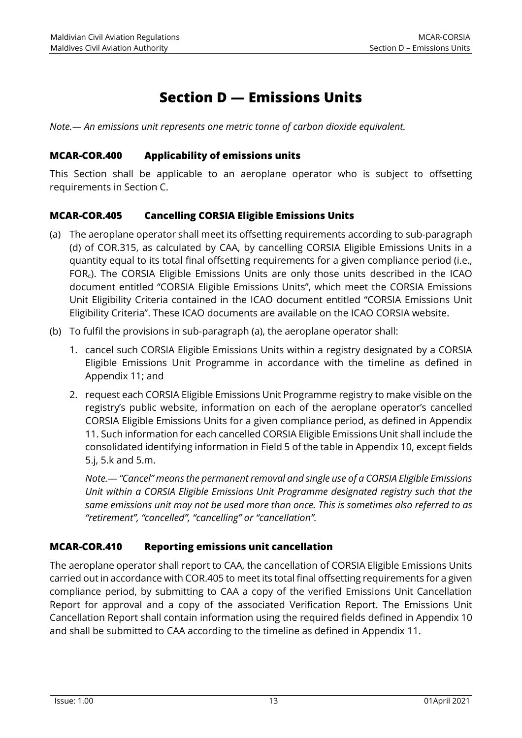# Section D — Emissions Units

*Note.— An emissions unit represents one metric tonne of carbon dioxide equivalent.*

### MCAR-COR.400 Applicability of emissions units

This Section shall be applicable to an aeroplane operator who is subject to offsetting requirements in Section C.

### MCAR-COR.405 Cancelling CORSIA Eligible Emissions Units

(a) The aeroplane operator shall meet its offsetting requirements according to sub-paragraph (d) of COR.315, as calculated by CAA, by cancelling CORSIA Eligible Emissions Units in a quantity equal to its total final offsetting requirements for a given compliance period (i.e., $FOR_c$). The CORSIA Eligible Emissions Units are only those units described in the ICAO document entitled "CORSIA Eligible Emissions Units", which meet the CORSIA Emissions Unit Eligibility Criteria contained in the ICAO document entitled "CORSIA Emissions Unit Eligibility Criteria". These ICAO documents are available on the ICAO CORSIA website.

(b) To fulfil the provisions in sub-paragraph (a), the aeroplane operator shall:

1. cancel such CORSIA Eligible Emissions Units within a registry designated by a CORSIA Eligible Emissions Unit Programme in accordance with the timeline as defined in Appendix 11; and

2. request each CORSIA Eligible Emissions Unit Programme registry to make visible on the registry's public website, information on each of the aeroplane operator's cancelled CORSIA Eligible Emissions Units for a given compliance period, as defined in Appendix 11. Such information for each cancelled CORSIA Eligible Emissions Unit shall include the consolidated identifying information in Field 5 of the table in Appendix 10, except fields 5.j, 5.k and 5.m.

   *Note.— "Cancel" means the permanent removal and single use of a CORSIA Eligible Emissions Unit within a CORSIA Eligible Emissions Unit Programme designated registry such that the same emissions unit may not be used more than once. This is sometimes also referred to as "retirement", "cancelled", "cancelling" or "cancellation".*

### MCAR-COR.410 Reporting emissions unit cancellation

The aeroplane operator shall report to CAA, the cancellation of CORSIA Eligible Emissions Units carried out in accordance with COR.405 to meet its total final offsetting requirements for a given compliance period, by submitting to CAA a copy of the verified Emissions Unit Cancellation Report for approval and a copy of the associated Verification Report. The Emissions Unit Cancellation Report shall contain information using the required fields defined in Appendix 10 and shall be submitted to CAA according to the timeline as defined in Appendix 11.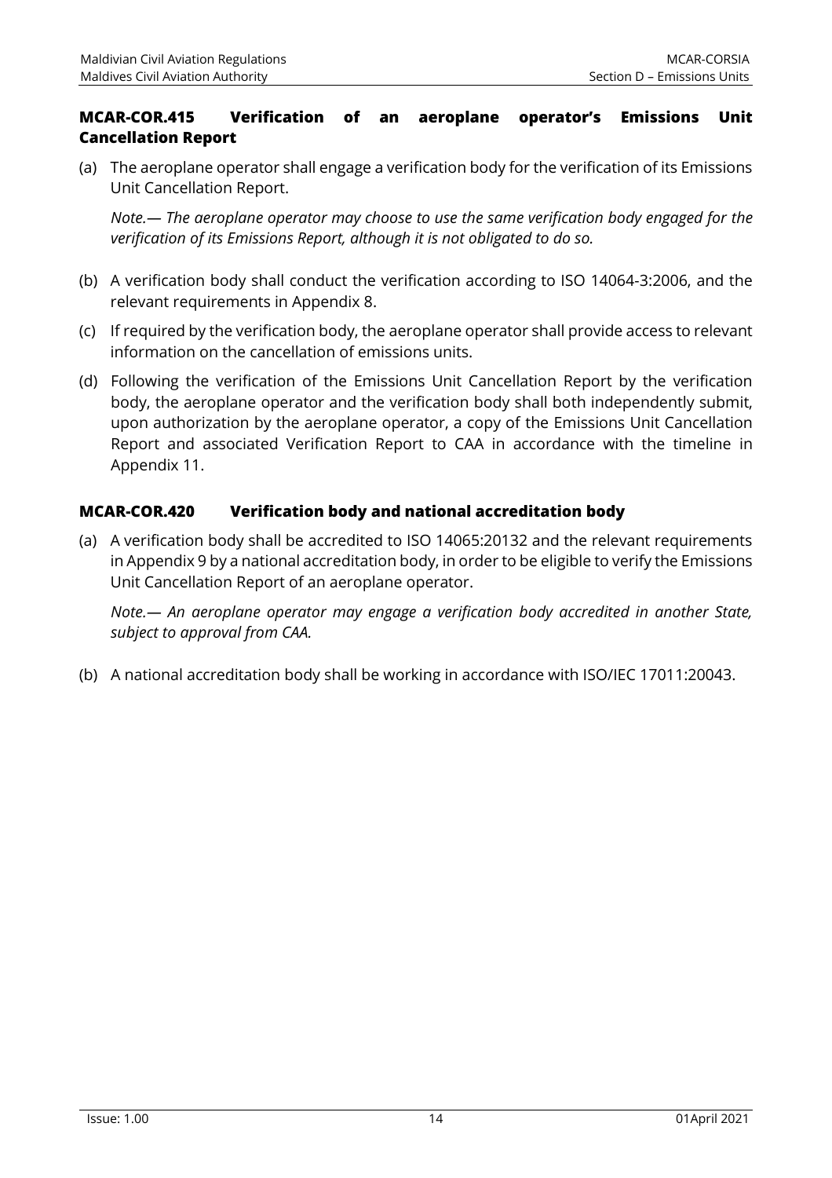### MCAR-COR.415 Verification of an aeroplane operator's Emissions Unit Cancellation Report

(a) The aeroplane operator shall engage a verification body for the verification of its Emissions Unit Cancellation Report.

*Note.— The aeroplane operator may choose to use the same verification body engaged for the verification of its Emissions Report, although it is not obligated to do so.*

(b) A verification body shall conduct the verification according to ISO 14064-3:2006, and the relevant requirements in Appendix 8.

(c) If required by the verification body, the aeroplane operator shall provide access to relevant information on the cancellation of emissions units.

(d) Following the verification of the Emissions Unit Cancellation Report by the verification body, the aeroplane operator and the verification body shall both independently submit, upon authorization by the aeroplane operator, a copy of the Emissions Unit Cancellation Report and associated Verification Report to CAA in accordance with the timeline in Appendix 11.

### MCAR-COR.420 Verification body and national accreditation body

(a) A verification body shall be accredited to ISO 14065:20132 and the relevant requirements in Appendix 9 by a national accreditation body, in order to be eligible to verify the Emissions Unit Cancellation Report of an aeroplane operator.

*Note.— An aeroplane operator may engage a verification body accredited in another State, subject to approval from CAA.*

(b) A national accreditation body shall be working in accordance with ISO/IEC 17011:20043.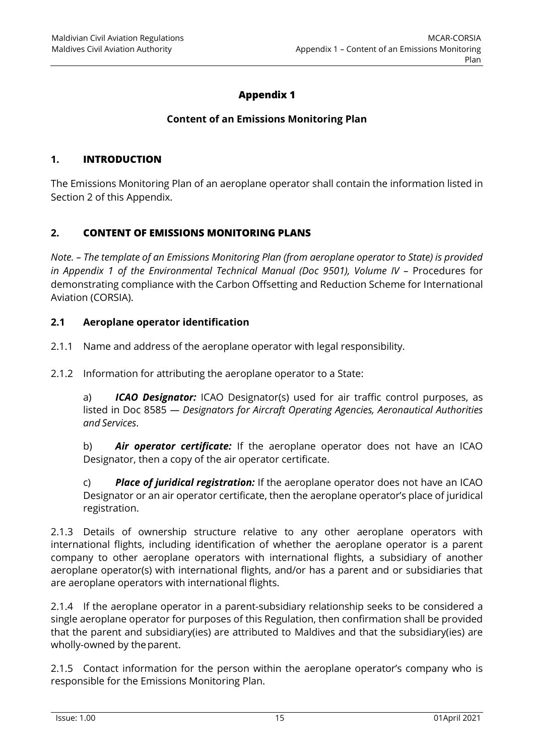# Appendix 1

## Content of an Emissions Monitoring Plan

### 1. INTRODUCTION

The Emissions Monitoring Plan of an aeroplane operator shall contain the information listed in Section 2 of this Appendix.

### 2. CONTENT OF EMISSIONS MONITORING PLANS

*Note. – The template of an Emissions Monitoring Plan (from aeroplane operator to State) is provided in Appendix 1 of the Environmental Technical Manual (Doc 9501), Volume IV –* Procedures for demonstrating compliance with the Carbon Offsetting and Reduction Scheme for International Aviation (CORSIA).

#### 2.1 Aeroplane operator identification

2.1.1 Name and address of the aeroplane operator with legal responsibility.

2.1.2 Information for attributing the aeroplane operator to a State:

a) ***ICAO Designator:*** ICAO Designator(s) used for air traffic control purposes, as listed in Doc 8585 — *Designators for Aircraft Operating Agencies, Aeronautical Authorities and Services*.

b) ***Air operator certificate:*** If the aeroplane operator does not have an ICAO Designator, then a copy of the air operator certificate.

c) ***Place of juridical registration:*** If the aeroplane operator does not have an ICAO Designator or an air operator certificate, then the aeroplane operator's place of juridical registration.

2.1.3 Details of ownership structure relative to any other aeroplane operators with international flights, including identification of whether the aeroplane operator is a parent company to other aeroplane operators with international flights, a subsidiary of another aeroplane operator(s) with international flights, and/or has a parent and or subsidiaries that are aeroplane operators with international flights.

2.1.4 If the aeroplane operator in a parent-subsidiary relationship seeks to be considered a single aeroplane operator for purposes of this Regulation, then confirmation shall be provided that the parent and subsidiary(ies) are attributed to Maldives and that the subsidiary(ies) are wholly-owned by the parent.

2.1.5 Contact information for the person within the aeroplane operator's company who is responsible for the Emissions Monitoring Plan.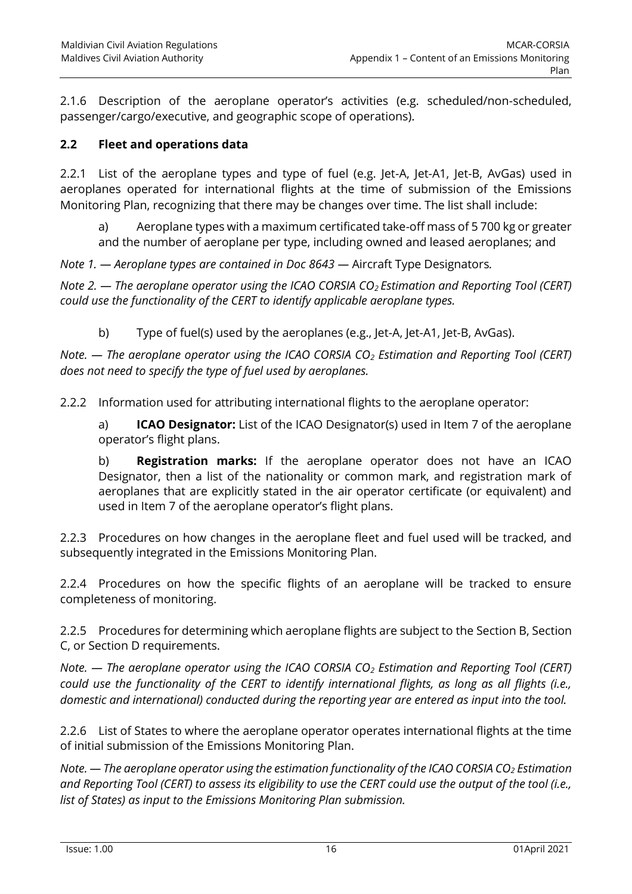2.1.6 Description of the aeroplane operator's activities (e.g. scheduled/non-scheduled, passenger/cargo/executive, and geographic scope of operations).

### 2.2 Fleet and operations data

2.2.1 List of the aeroplane types and type of fuel (e.g. Jet-A, Jet-A1, Jet-B, AvGas) used in aeroplanes operated for international flights at the time of submission of the Emissions Monitoring Plan, recognizing that there may be changes over time. The list shall include:

a) Aeroplane types with a maximum certificated take-off mass of 5 700 kg or greater and the number of aeroplane per type, including owned and leased aeroplanes; and

*Note 1. — Aeroplane types are contained in Doc 8643 —* Aircraft Type Designators*.*

*Note 2. — The aeroplane operator using the ICAO CORSIA $CO_2$ Estimation and Reporting Tool (CERT) could use the functionality of the CERT to identify applicable aeroplane types.*

b) Type of fuel(s) used by the aeroplanes (e.g., Jet-A, Jet-A1, Jet-B, AvGas).

*Note. — The aeroplane operator using the ICAO CORSIA $CO_2$ Estimation and Reporting Tool (CERT) does not need to specify the type of fuel used by aeroplanes.*

2.2.2 Information used for attributing international flights to the aeroplane operator:

a) **ICAO Designator:** List of the ICAO Designator(s) used in Item 7 of the aeroplane operator's flight plans.

b) **Registration marks:** If the aeroplane operator does not have an ICAO Designator, then a list of the nationality or common mark, and registration mark of aeroplanes that are explicitly stated in the air operator certificate (or equivalent) and used in Item 7 of the aeroplane operator's flight plans.

2.2.3 Procedures on how changes in the aeroplane fleet and fuel used will be tracked, and subsequently integrated in the Emissions Monitoring Plan.

2.2.4 Procedures on how the specific flights of an aeroplane will be tracked to ensure completeness of monitoring.

2.2.5 Procedures for determining which aeroplane flights are subject to the Section B, Section C, or Section D requirements.

*Note. — The aeroplane operator using the ICAO CORSIA $CO_2$ Estimation and Reporting Tool (CERT) could use the functionality of the CERT to identify international flights, as long as all flights (i.e., domestic and international) conducted during the reporting year are entered as input into the tool.*

2.2.6 List of States to where the aeroplane operator operates international flights at the time of initial submission of the Emissions Monitoring Plan.

*Note. — The aeroplane operator using the estimation functionality of the ICAO CORSIA $CO_2$ Estimation and Reporting Tool (CERT) to assess its eligibility to use the CERT could use the output of the tool (i.e., list of States) as input to the Emissions Monitoring Plan submission.*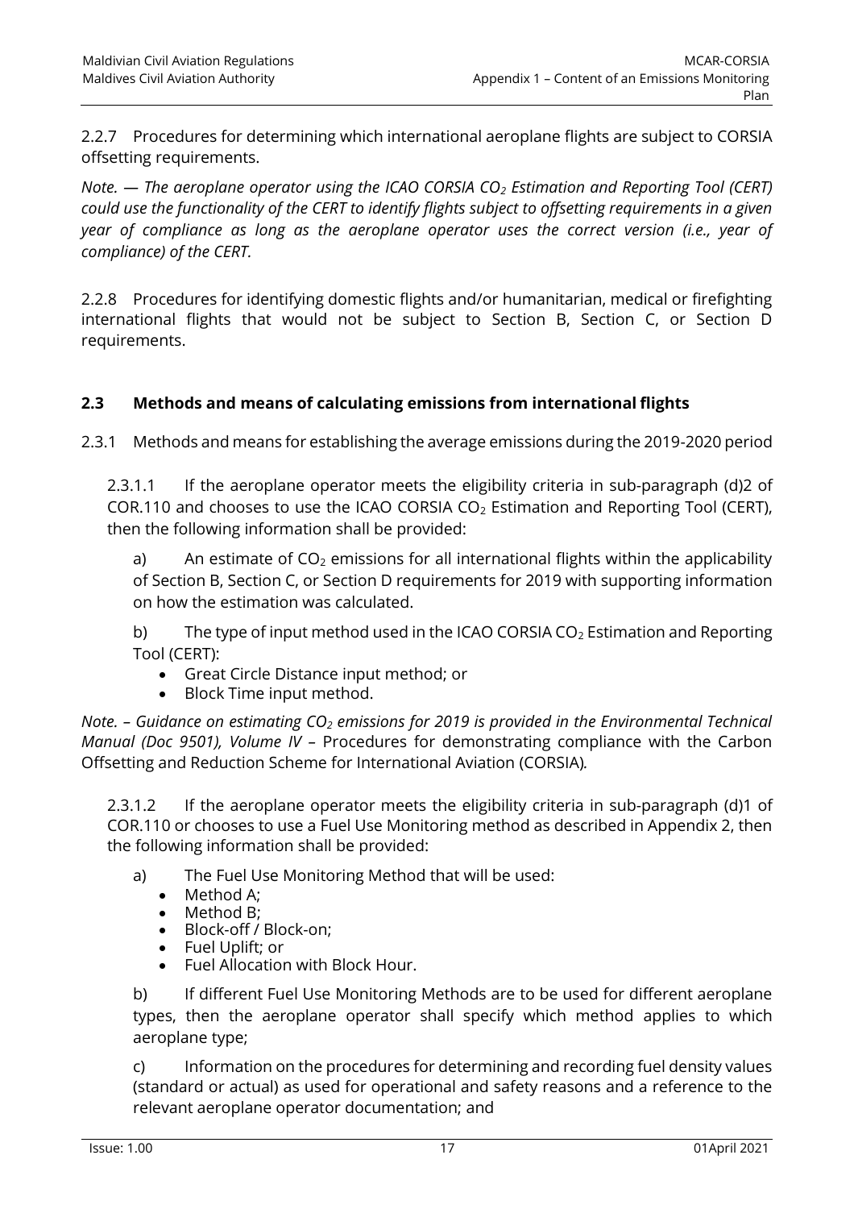2.2.7 Procedures for determining which international aeroplane flights are subject to CORSIA offsetting requirements.

*Note. — The aeroplane operator using the ICAO CORSIA $CO_2$ Estimation and Reporting Tool (CERT) could use the functionality of the CERT to identify flights subject to offsetting requirements in a given year of compliance as long as the aeroplane operator uses the correct version (i.e., year of compliance) of the CERT.*

2.2.8 Procedures for identifying domestic flights and/or humanitarian, medical or firefighting international flights that would not be subject to Section B, Section C, or Section D requirements.

### 2.3 Methods and means of calculating emissions from international flights

2.3.1 Methods and means for establishing the average emissions during the 2019-2020 period

2.3.1.1 If the aeroplane operator meets the eligibility criteria in sub-paragraph (d)2 of COR.110 and chooses to use the ICAO CORSIA $CO_2$ Estimation and Reporting Tool (CERT), then the following information shall be provided:

a) An estimate of $CO_2$ emissions for all international flights within the applicability of Section B, Section C, or Section D requirements for 2019 with supporting information on how the estimation was calculated.

b) The type of input method used in the ICAO CORSIA $CO_2$ Estimation and Reporting Tool (CERT):

- Great Circle Distance input method; or
- Block Time input method.

*Note. – Guidance on estimating $CO_2$ emissions for 2019 is provided in the Environmental Technical Manual (Doc 9501), Volume IV* – Procedures for demonstrating compliance with the Carbon Offsetting and Reduction Scheme for International Aviation (CORSIA)*.*

2.3.1.2 If the aeroplane operator meets the eligibility criteria in sub-paragraph (d)1 of COR.110 or chooses to use a Fuel Use Monitoring method as described in Appendix 2, then the following information shall be provided:

a) The Fuel Use Monitoring Method that will be used:

- Method A;
- Method B;
- Block-off / Block-on;
- Fuel Uplift; or
- Fuel Allocation with Block Hour.

b) If different Fuel Use Monitoring Methods are to be used for different aeroplane types, then the aeroplane operator shall specify which method applies to which aeroplane type;

c) Information on the procedures for determining and recording fuel density values (standard or actual) as used for operational and safety reasons and a reference to the relevant aeroplane operator documentation; and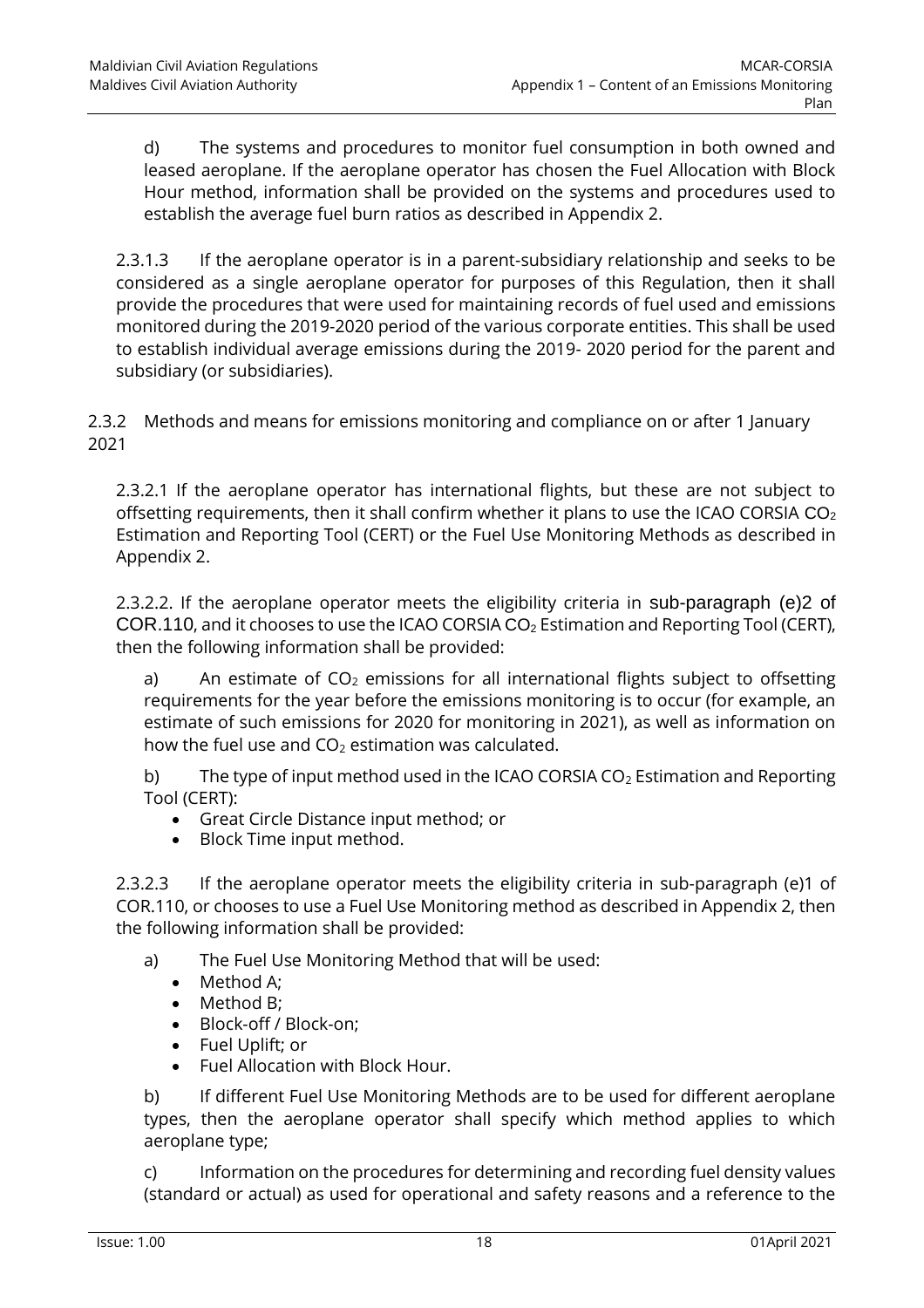d) The systems and procedures to monitor fuel consumption in both owned and leased aeroplane. If the aeroplane operator has chosen the Fuel Allocation with Block Hour method, information shall be provided on the systems and procedures used to establish the average fuel burn ratios as described in Appendix 2.

2.3.1.3 If the aeroplane operator is in a parent-subsidiary relationship and seeks to be considered as a single aeroplane operator for purposes of this Regulation, then it shall provide the procedures that were used for maintaining records of fuel used and emissions monitored during the 2019-2020 period of the various corporate entities. This shall be used to establish individual average emissions during the 2019- 2020 period for the parent and subsidiary (or subsidiaries).

2.3.2 Methods and means for emissions monitoring and compliance on or after 1 January 2021

2.3.2.1 If the aeroplane operator has international flights, but these are not subject to offsetting requirements, then it shall confirm whether it plans to use the ICAO CORSIA $CO_2$ Estimation and Reporting Tool (CERT) or the Fuel Use Monitoring Methods as described in Appendix 2.

2.3.2.2. If the aeroplane operator meets the eligibility criteria in sub-paragraph (e)2 of COR.110, and it chooses to use the ICAO CORSIA $CO_2$ Estimation and Reporting Tool (CERT), then the following information shall be provided:

a) An estimate of $CO_2$ emissions for all international flights subject to offsetting requirements for the year before the emissions monitoring is to occur (for example, an estimate of such emissions for 2020 for monitoring in 2021), as well as information on how the fuel use and $CO_2$ estimation was calculated.

b) The type of input method used in the ICAO CORSIA $CO_2$ Estimation and Reporting Tool (CERT):

- Great Circle Distance input method; or
- Block Time input method.

2.3.2.3 If the aeroplane operator meets the eligibility criteria in sub-paragraph (e)1 of COR.110, or chooses to use a Fuel Use Monitoring method as described in Appendix 2, then the following information shall be provided:

a) The Fuel Use Monitoring Method that will be used:
- Method A;
- Method B;
- Block-off / Block-on;
- Fuel Uplift; or
- Fuel Allocation with Block Hour.

b) If different Fuel Use Monitoring Methods are to be used for different aeroplane types, then the aeroplane operator shall specify which method applies to which aeroplane type;

c) Information on the procedures for determining and recording fuel density values (standard or actual) as used for operational and safety reasons and a reference to the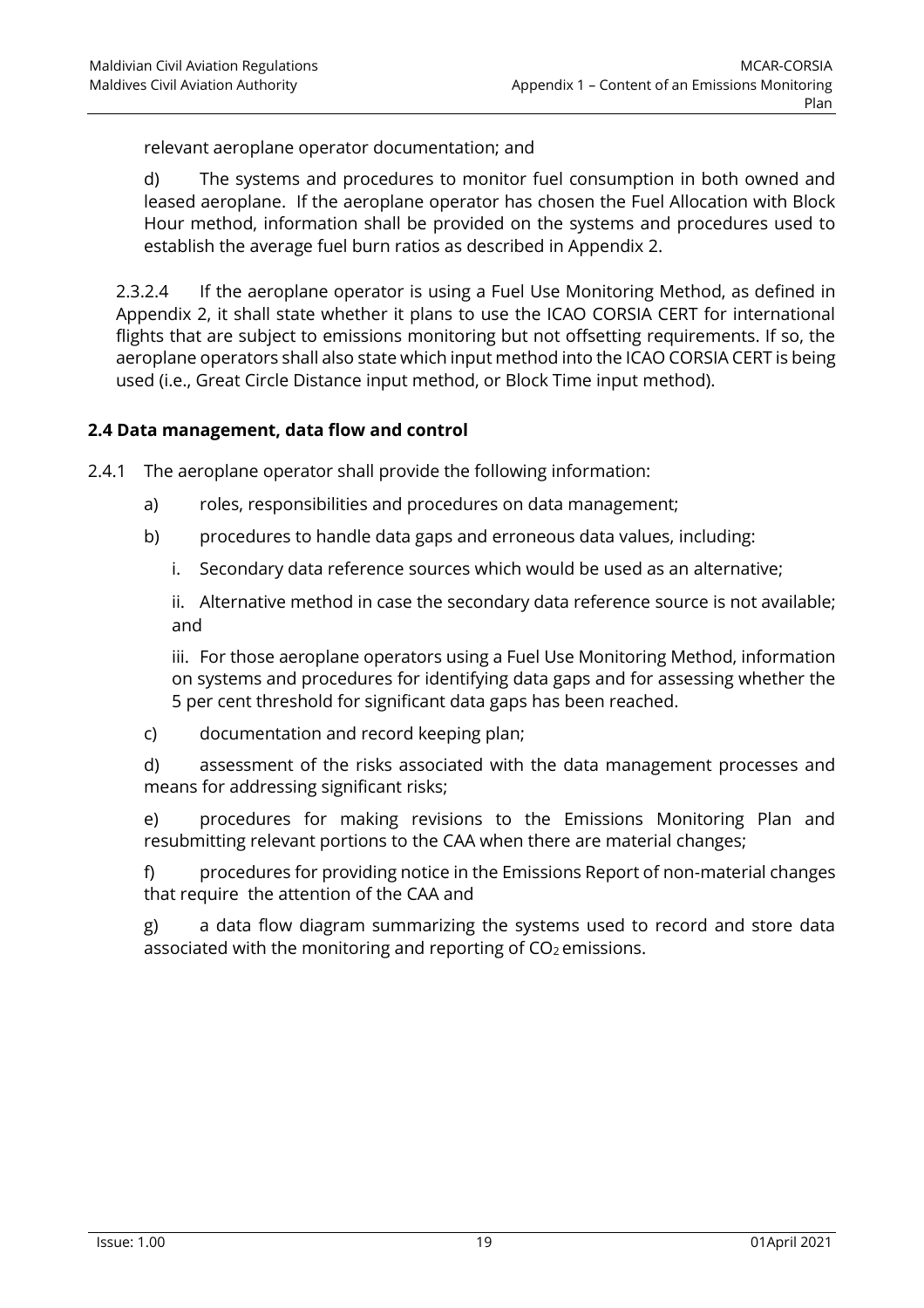relevant aeroplane operator documentation; and

d) The systems and procedures to monitor fuel consumption in both owned and leased aeroplane. If the aeroplane operator has chosen the Fuel Allocation with Block Hour method, information shall be provided on the systems and procedures used to establish the average fuel burn ratios as described in Appendix 2.

2.3.2.4 If the aeroplane operator is using a Fuel Use Monitoring Method, as defined in Appendix 2, it shall state whether it plans to use the ICAO CORSIA CERT for international flights that are subject to emissions monitoring but not offsetting requirements. If so, the aeroplane operators shall also state which input method into the ICAO CORSIA CERT is being used (i.e., Great Circle Distance input method, or Block Time input method).

### 2.4 Data management, data flow and control

2.4.1 The aeroplane operator shall provide the following information:

a) roles, responsibilities and procedures on data management;

b) procedures to handle data gaps and erroneous data values, including:

i. Secondary data reference sources which would be used as an alternative;

ii. Alternative method in case the secondary data reference source is not available; and

iii. For those aeroplane operators using a Fuel Use Monitoring Method, information on systems and procedures for identifying data gaps and for assessing whether the 5 per cent threshold for significant data gaps has been reached.

c) documentation and record keeping plan;

d) assessment of the risks associated with the data management processes and means for addressing significant risks;

e) procedures for making revisions to the Emissions Monitoring Plan and resubmitting relevant portions to the CAA when there are material changes;

f) procedures for providing notice in the Emissions Report of non-material changes that require the attention of the CAA and

g) a data flow diagram summarizing the systems used to record and store data associated with the monitoring and reporting of $CO_2$ emissions.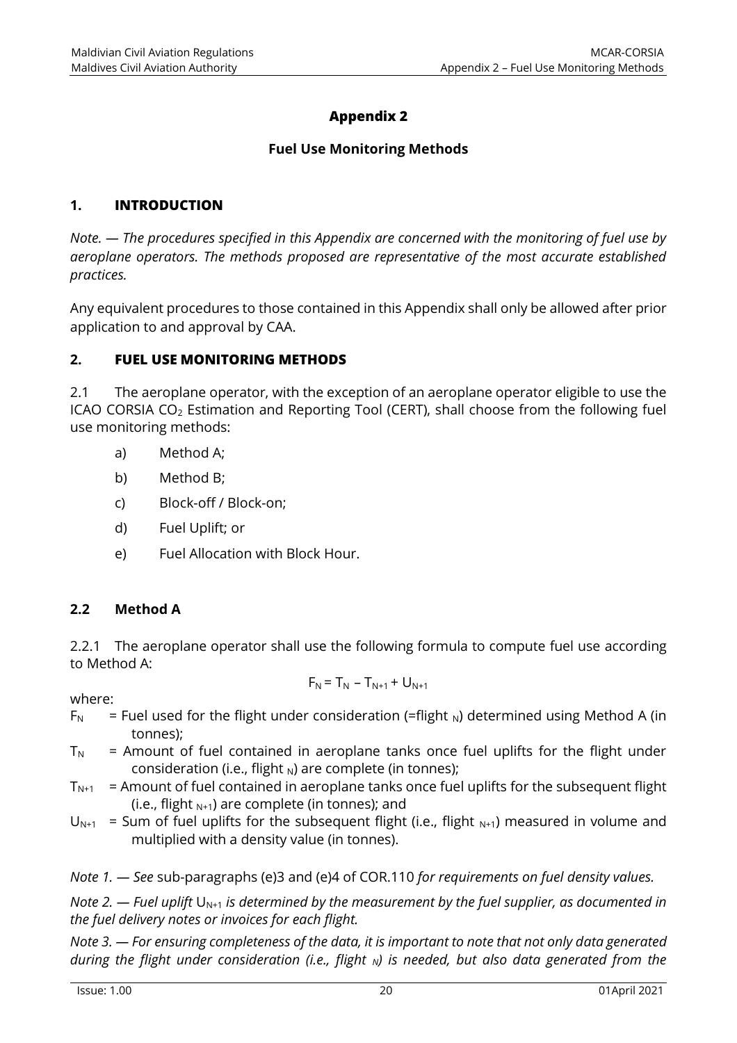# Appendix 2

## Fuel Use Monitoring Methods

### 1. INTRODUCTION

*Note. — The procedures specified in this Appendix are concerned with the monitoring of fuel use by aeroplane operators. The methods proposed are representative of the most accurate established practices.*

Any equivalent procedures to those contained in this Appendix shall only be allowed after prior application to and approval by CAA.

### 2. FUEL USE MONITORING METHODS

2.1 The aeroplane operator, with the exception of an aeroplane operator eligible to use the ICAO CORSIA $CO_2$ Estimation and Reporting Tool (CERT), shall choose from the following fuel use monitoring methods:

a) Method A;

b) Method B;

c) Block-off / Block-on;

d) Fuel Uplift; or

e) Fuel Allocation with Block Hour.

### 2.2 Method A

2.2.1 The aeroplane operator shall use the following formula to compute fuel use according to Method A:

$$F_N = T_N - T_{N+1} + U_{N+1}$$

where:

$F_N$ = Fuel used for the flight under consideration (=flight $_N$) determined using Method A (in tonnes);

$T_N$ = Amount of fuel contained in aeroplane tanks once fuel uplifts for the flight under consideration (i.e., flight $_N$) are complete (in tonnes);

$T_{N+1}$ = Amount of fuel contained in aeroplane tanks once fuel uplifts for the subsequent flight (i.e., flight $_{N+1}$) are complete (in tonnes); and

$U_{N+1}$ = Sum of fuel uplifts for the subsequent flight (i.e., flight $_{N+1}$) measured in volume and multiplied with a density value (in tonnes).

*Note 1. — See* sub-paragraphs (e)3 and (e)4 of COR.110 *for requirements on fuel density values.*

*Note 2. — Fuel uplift* $U_{N+1}$ *is determined by the measurement by the fuel supplier, as documented in the fuel delivery notes or invoices for each flight.*

*Note 3. — For ensuring completeness of the data, it is important to note that not only data generated during the flight under consideration (i.e., flight $_N$) is needed, but also data generated from the*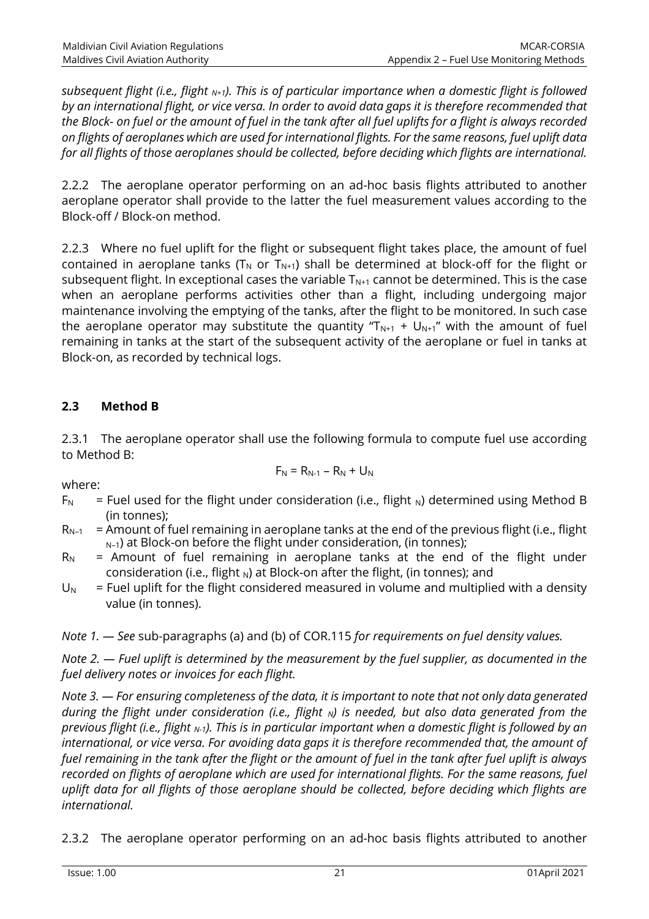*subsequent flight (i.e., flight $_{N+1}$). This is of particular importance when a domestic flight is followed by an international flight, or vice versa. In order to avoid data gaps it is therefore recommended that the Block- on fuel or the amount of fuel in the tank after all fuel uplifts for a flight is always recorded on flights of aeroplanes which are used for international flights. For the same reasons, fuel uplift data for all flights of those aeroplanes should be collected, before deciding which flights are international.*

2.2.2 The aeroplane operator performing on an ad-hoc basis flights attributed to another aeroplane operator shall provide to the latter the fuel measurement values according to the Block-off / Block-on method.

2.2.3 Where no fuel uplift for the flight or subsequent flight takes place, the amount of fuel contained in aeroplane tanks ($T_N$ or $T_{N+1}$) shall be determined at block-off for the flight or subsequent flight. In exceptional cases the variable $T_{N+1}$ cannot be determined. This is the case when an aeroplane performs activities other than a flight, including undergoing major maintenance involving the emptying of the tanks, after the flight to be monitored. In such case the aeroplane operator may substitute the quantity "$T_{N+1}$ + $U_{N+1}$" with the amount of fuel remaining in tanks at the start of the subsequent activity of the aeroplane or fuel in tanks at Block-on, as recorded by technical logs.

### 2.3 Method B

2.3.1 The aeroplane operator shall use the following formula to compute fuel use according to Method B:

$$F_N = R_{N-1} - R_N + U_N$$

where:

- $F_N$ = Fuel used for the flight under consideration (i.e., flight $_N$) determined using Method B (in tonnes);
- $R_{N-1}$ = Amount of fuel remaining in aeroplane tanks at the end of the previous flight (i.e., flight $_{N-1}$) at Block-on before the flight under consideration, (in tonnes);
- $R_N$ = Amount of fuel remaining in aeroplane tanks at the end of the flight under consideration (i.e., flight $_N$) at Block-on after the flight, (in tonnes); and
- $U_N$ = Fuel uplift for the flight considered measured in volume and multiplied with a density value (in tonnes).

*Note 1. — See* sub-paragraphs (a) and (b) of COR.115 *for requirements on fuel density values.*

*Note 2. — Fuel uplift is determined by the measurement by the fuel supplier, as documented in the fuel delivery notes or invoices for each flight.*

*Note 3. — For ensuring completeness of the data, it is important to note that not only data generated during the flight under consideration (i.e., flight $_N$) is needed, but also data generated from the previous flight (i.e., flight $_{N-1}$). This is in particular important when a domestic flight is followed by an international, or vice versa. For avoiding data gaps it is therefore recommended that, the amount of fuel remaining in the tank after the flight or the amount of fuel in the tank after fuel uplift is always recorded on flights of aeroplane which are used for international flights. For the same reasons, fuel uplift data for all flights of those aeroplane should be collected, before deciding which flights are international.*

2.3.2 The aeroplane operator performing on an ad-hoc basis flights attributed to another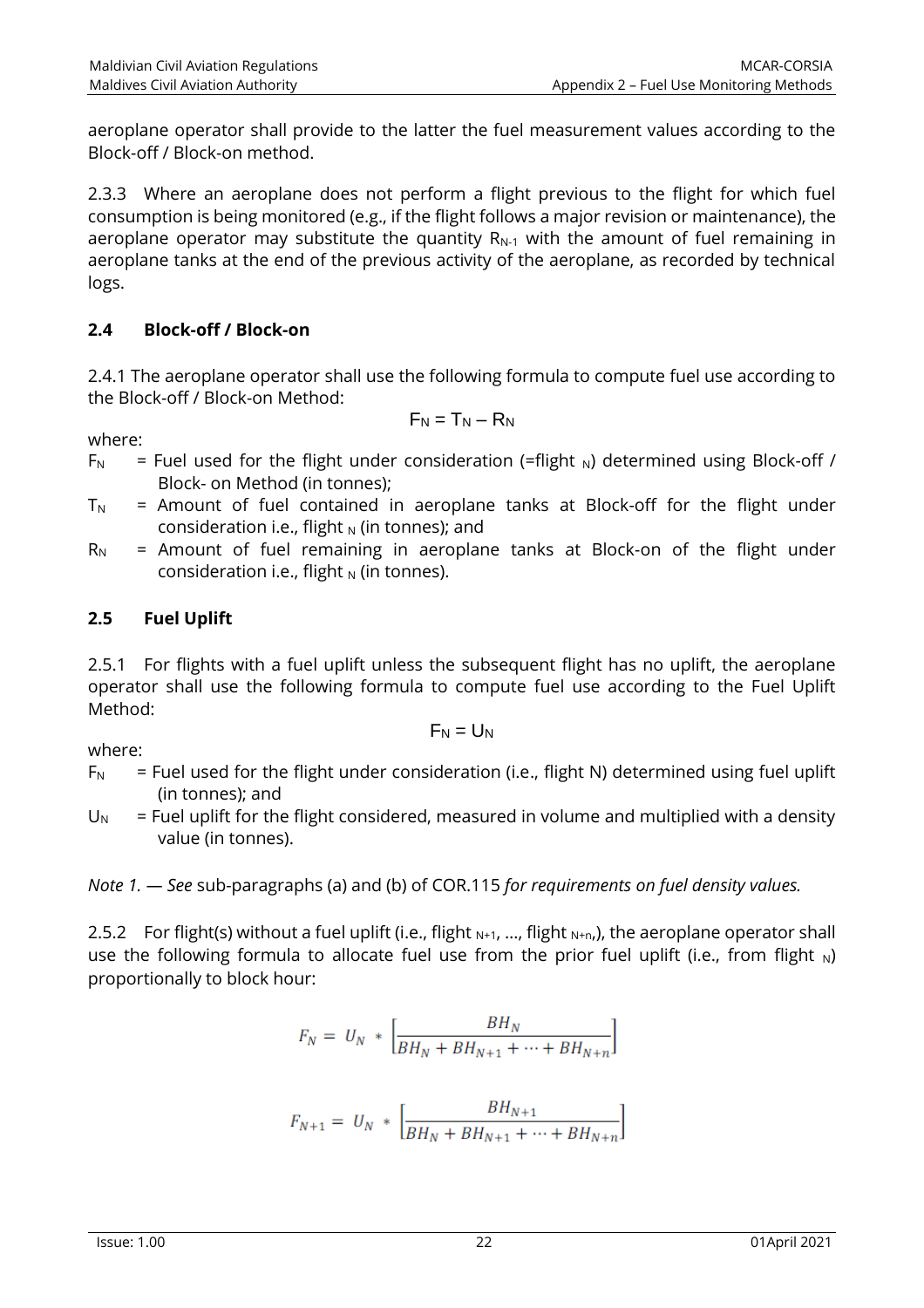aeroplane operator shall provide to the latter the fuel measurement values according to the Block-off / Block-on method.

2.3.3 Where an aeroplane does not perform a flight previous to the flight for which fuel consumption is being monitored (e.g., if the flight follows a major revision or maintenance), the aeroplane operator may substitute the quantity $R_{N-1}$ with the amount of fuel remaining in aeroplane tanks at the end of the previous activity of the aeroplane, as recorded by technical logs.

## 2.4 Block-off / Block-on

2.4.1 The aeroplane operator shall use the following formula to compute fuel use according to the Block-off / Block-on Method:

$$F_N = T_N - R_N$$

where:

- $F_N$ = Fuel used for the flight under consideration (=flight $_N$) determined using Block-off / Block- on Method (in tonnes);
- $T_N$ = Amount of fuel contained in aeroplane tanks at Block-off for the flight under consideration i.e., flight $_N$ (in tonnes); and
- $R_N$ = Amount of fuel remaining in aeroplane tanks at Block-on of the flight under consideration i.e., flight $_N$ (in tonnes).

## 2.5 Fuel Uplift

2.5.1 For flights with a fuel uplift unless the subsequent flight has no uplift, the aeroplane operator shall use the following formula to compute fuel use according to the Fuel Uplift Method:

$$F_N = U_N$$

where:

- $F_N$ = Fuel used for the flight under consideration (i.e., flight N) determined using fuel uplift (in tonnes); and
- $U_N$ = Fuel uplift for the flight considered, measured in volume and multiplied with a density value (in tonnes).

*Note 1. — See* sub-paragraphs (a) and (b) of COR.115 *for requirements on fuel density values.*

2.5.2 For flight(s) without a fuel uplift (i.e., flight $_{N+1}$, ..., flight $_{N+n}$,), the aeroplane operator shall use the following formula to allocate fuel use from the prior fuel uplift (i.e., from flight $_N$) proportionally to block hour:

$$F_N = U_N * \left[\frac{BH_N}{BH_N + BH_{N+1} + \cdots + BH_{N+n}}\right]$$

$$F_{N+1} = U_N * \left[\frac{BH_{N+1}}{BH_N + BH_{N+1} + \cdots + BH_{N+n}}\right]$$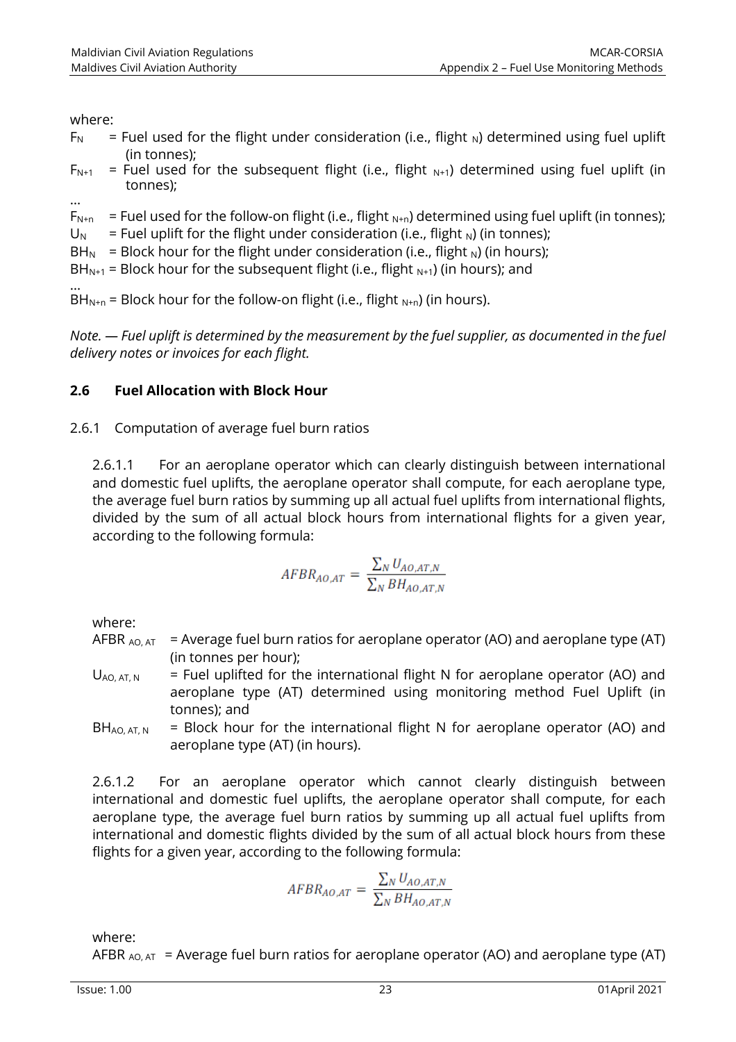where:

$F_N$ = Fuel used for the flight under consideration (i.e., flight $_N$) determined using fuel uplift (in tonnes);

$F_{N+1}$ = Fuel used for the subsequent flight (i.e., flight $_{N+1}$) determined using fuel uplift (in tonnes);

…

$F_{N+n}$ = Fuel used for the follow-on flight (i.e., flight $_{N+n}$) determined using fuel uplift (in tonnes);

$U_N$ = Fuel uplift for the flight under consideration (i.e., flight $_N$) (in tonnes);

$BH_N$ = Block hour for the flight under consideration (i.e., flight $_N$) (in hours);

$BH_{N+1}$ = Block hour for the subsequent flight (i.e., flight $_{N+1}$) (in hours); and

…

$BH_{N+n}$ = Block hour for the follow-on flight (i.e., flight $_{N+n}$) (in hours).

*Note. — Fuel uplift is determined by the measurement by the fuel supplier, as documented in the fuel delivery notes or invoices for each flight.*

### 2.6 Fuel Allocation with Block Hour

2.6.1 Computation of average fuel burn ratios

2.6.1.1 For an aeroplane operator which can clearly distinguish between international and domestic fuel uplifts, the aeroplane operator shall compute, for each aeroplane type, the average fuel burn ratios by summing up all actual fuel uplifts from international flights, divided by the sum of all actual block hours from international flights for a given year, according to the following formula:

$$AFBR_{AO,AT} = \frac{\sum_N U_{AO,AT,N}}{\sum_N BH_{AO,AT,N}}$$

where:

$AFBR_{AO,AT}$ = Average fuel burn ratios for aeroplane operator (AO) and aeroplane type (AT) (in tonnes per hour);

$U_{AO,AT,N}$ = Fuel uplifted for the international flight N for aeroplane operator (AO) and aeroplane type (AT) determined using monitoring method Fuel Uplift (in tonnes); and

$BH_{AO,AT,N}$ = Block hour for the international flight N for aeroplane operator (AO) and aeroplane type (AT) (in hours).

2.6.1.2 For an aeroplane operator which cannot clearly distinguish between international and domestic fuel uplifts, the aeroplane operator shall compute, for each aeroplane type, the average fuel burn ratios by summing up all actual fuel uplifts from international and domestic flights divided by the sum of all actual block hours from these flights for a given year, according to the following formula:

$$AFBR_{AO,AT} = \frac{\sum_N U_{AO,AT,N}}{\sum_N BH_{AO,AT,N}}$$

where:

$AFBR_{AO,AT}$ = Average fuel burn ratios for aeroplane operator (AO) and aeroplane type (AT)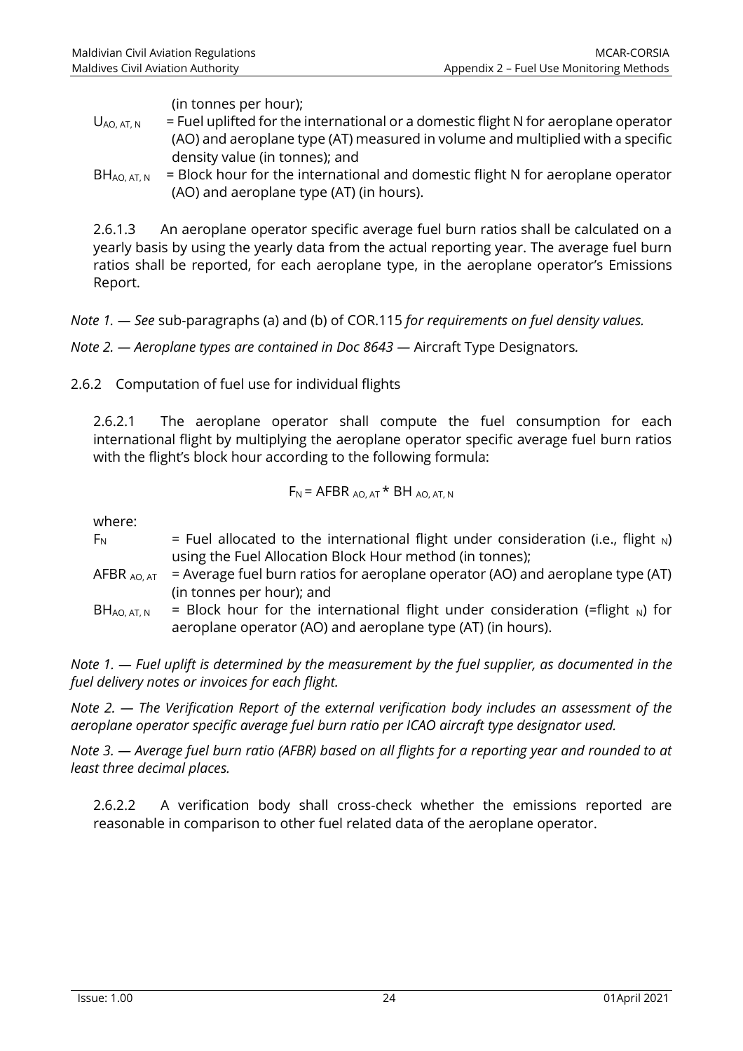(in tonnes per hour);

$U_{AO, AT, N}$ = Fuel uplifted for the international or a domestic flight N for aeroplane operator (AO) and aeroplane type (AT) measured in volume and multiplied with a specific density value (in tonnes); and

$BH_{AO, AT, N}$ = Block hour for the international and domestic flight N for aeroplane operator (AO) and aeroplane type (AT) (in hours).

2.6.1.3 An aeroplane operator specific average fuel burn ratios shall be calculated on a yearly basis by using the yearly data from the actual reporting year. The average fuel burn ratios shall be reported, for each aeroplane type, in the aeroplane operator's Emissions Report.

*Note 1. — See* sub-paragraphs (a) and (b) of COR.115 *for requirements on fuel density values.*

*Note 2. — Aeroplane types are contained in Doc 8643 —* Aircraft Type Designators*.*

2.6.2 Computation of fuel use for individual flights

2.6.2.1 The aeroplane operator shall compute the fuel consumption for each international flight by multiplying the aeroplane operator specific average fuel burn ratios with the flight's block hour according to the following formula:

$$F_N = AFBR_{AO, AT} * BH_{AO, AT, N}$$

where:

$F_N$ = Fuel allocated to the international flight under consideration (i.e., flight $_N$) using the Fuel Allocation Block Hour method (in tonnes);

$AFBR_{AO, AT}$ = Average fuel burn ratios for aeroplane operator (AO) and aeroplane type (AT) (in tonnes per hour); and

$BH_{AO, AT, N}$ = Block hour for the international flight under consideration (=flight $_N$) for aeroplane operator (AO) and aeroplane type (AT) (in hours).

*Note 1. — Fuel uplift is determined by the measurement by the fuel supplier, as documented in the fuel delivery notes or invoices for each flight.*

*Note 2. — The Verification Report of the external verification body includes an assessment of the aeroplane operator specific average fuel burn ratio per ICAO aircraft type designator used.*

*Note 3. — Average fuel burn ratio (AFBR) based on all flights for a reporting year and rounded to at least three decimal places.*

2.6.2.2 A verification body shall cross-check whether the emissions reported are reasonable in comparison to other fuel related data of the aeroplane operator.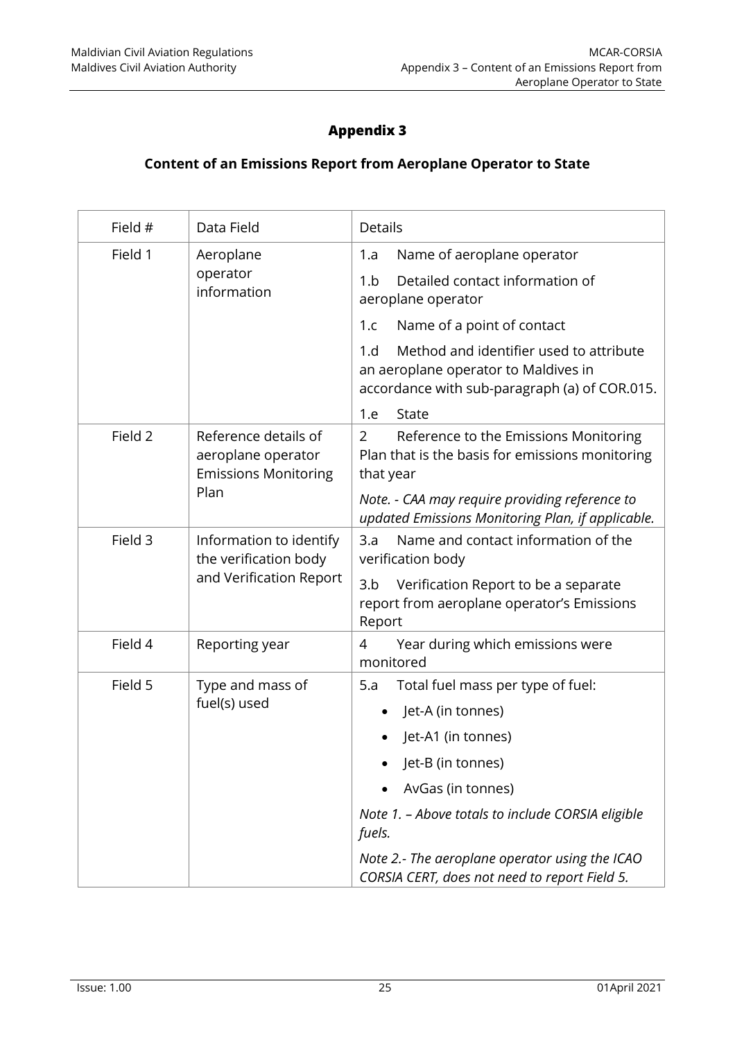# Appendix 3

## Content of an Emissions Report from Aeroplane Operator to State

| Field # | Data Field | Details |
|---|---|---|
| Field 1 | Aeroplane operator information | 1.a Name of aeroplane operator<br>1.b Detailed contact information of aeroplane operator<br>1.c Name of a point of contact<br>1.d Method and identifier used to attribute an aeroplane operator to Maldives in accordance with sub-paragraph (a) of COR.015.<br>1.e State |
| Field 2 | Reference details of aeroplane operator Emissions Monitoring Plan | 2 Reference to the Emissions Monitoring Plan that is the basis for emissions monitoring that year<br>*Note. - CAA may require providing reference to updated Emissions Monitoring Plan, if applicable.* |
| Field 3 | Information to identify the verification body and Verification Report | 3.a Name and contact information of the verification body<br>3.b Verification Report to be a separate report from aeroplane operator's Emissions Report |
| Field 4 | Reporting year | 4 Year during which emissions were monitored |
| Field 5 | Type and mass of fuel(s) used | 5.a Total fuel mass per type of fuel:<br>• Jet-A (in tonnes)<br>• Jet-A1 (in tonnes)<br>• Jet-B (in tonnes)<br>• AvGas (in tonnes)<br>*Note 1. – Above totals to include CORSIA eligible fuels.*<br>*Note 2.- The aeroplane operator using the ICAO CORSIA CERT, does not need to report Field 5.* |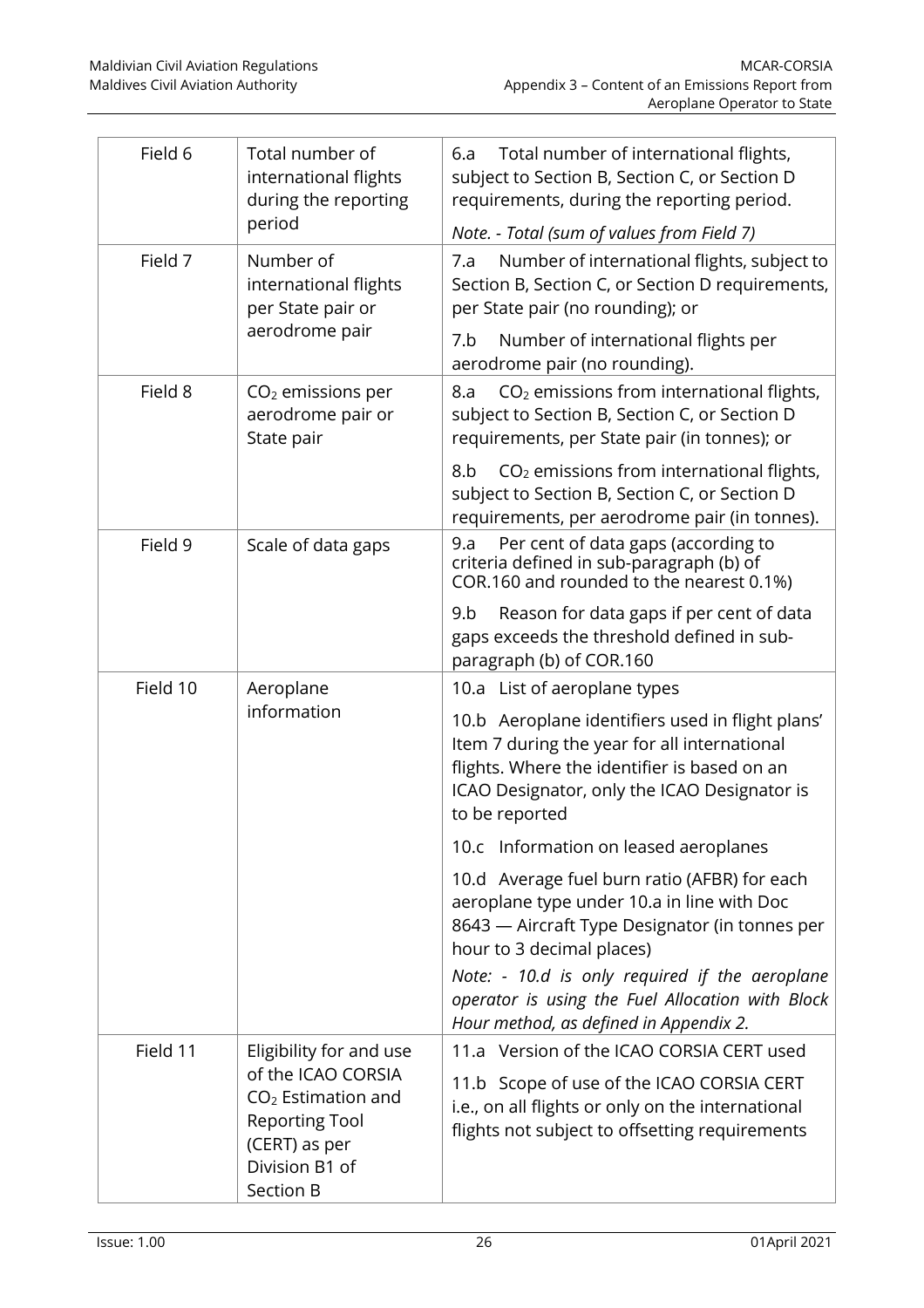| | | |
|---|---|---|
| Field 6 | Total number of international flights during the reporting period | 6.a Total number of international flights, subject to Section B, Section C, or Section D requirements, during the reporting period.<br>*Note. - Total (sum of values from Field 7)* |
| Field 7 | Number of international flights per State pair or aerodrome pair | 7.a Number of international flights, subject to Section B, Section C, or Section D requirements, per State pair (no rounding); or<br>7.b Number of international flights per aerodrome pair (no rounding). |
| Field 8 | $CO_2$ emissions per aerodrome pair or State pair | 8.a $CO_2$ emissions from international flights, subject to Section B, Section C, or Section D requirements, per State pair (in tonnes); or<br>8.b $CO_2$ emissions from international flights, subject to Section B, Section C, or Section D requirements, per aerodrome pair (in tonnes). |
| Field 9 | Scale of data gaps | 9.a Per cent of data gaps (according to criteria defined in sub-paragraph (b) of COR.160 and rounded to the nearest 0.1%)<br>9.b Reason for data gaps if per cent of data gaps exceeds the threshold defined in sub-paragraph (b) of COR.160 |
| Field 10 | Aeroplane information | 10.a List of aeroplane types<br>10.b Aeroplane identifiers used in flight plans' Item 7 during the year for all international flights. Where the identifier is based on an ICAO Designator, only the ICAO Designator is to be reported<br>10.c Information on leased aeroplanes<br>10.d Average fuel burn ratio (AFBR) for each aeroplane type under 10.a in line with Doc 8643 — Aircraft Type Designator (in tonnes per hour to 3 decimal places)<br>*Note: - 10.d is only required if the aeroplane operator is using the Fuel Allocation with Block Hour method, as defined in Appendix 2.* |
| Field 11 | Eligibility for and use of the ICAO CORSIA $CO_2$ Estimation and Reporting Tool (CERT) as per Division B1 of Section B | 11.a Version of the ICAO CORSIA CERT used<br>11.b Scope of use of the ICAO CORSIA CERT i.e., on all flights or only on the international flights not subject to offsetting requirements |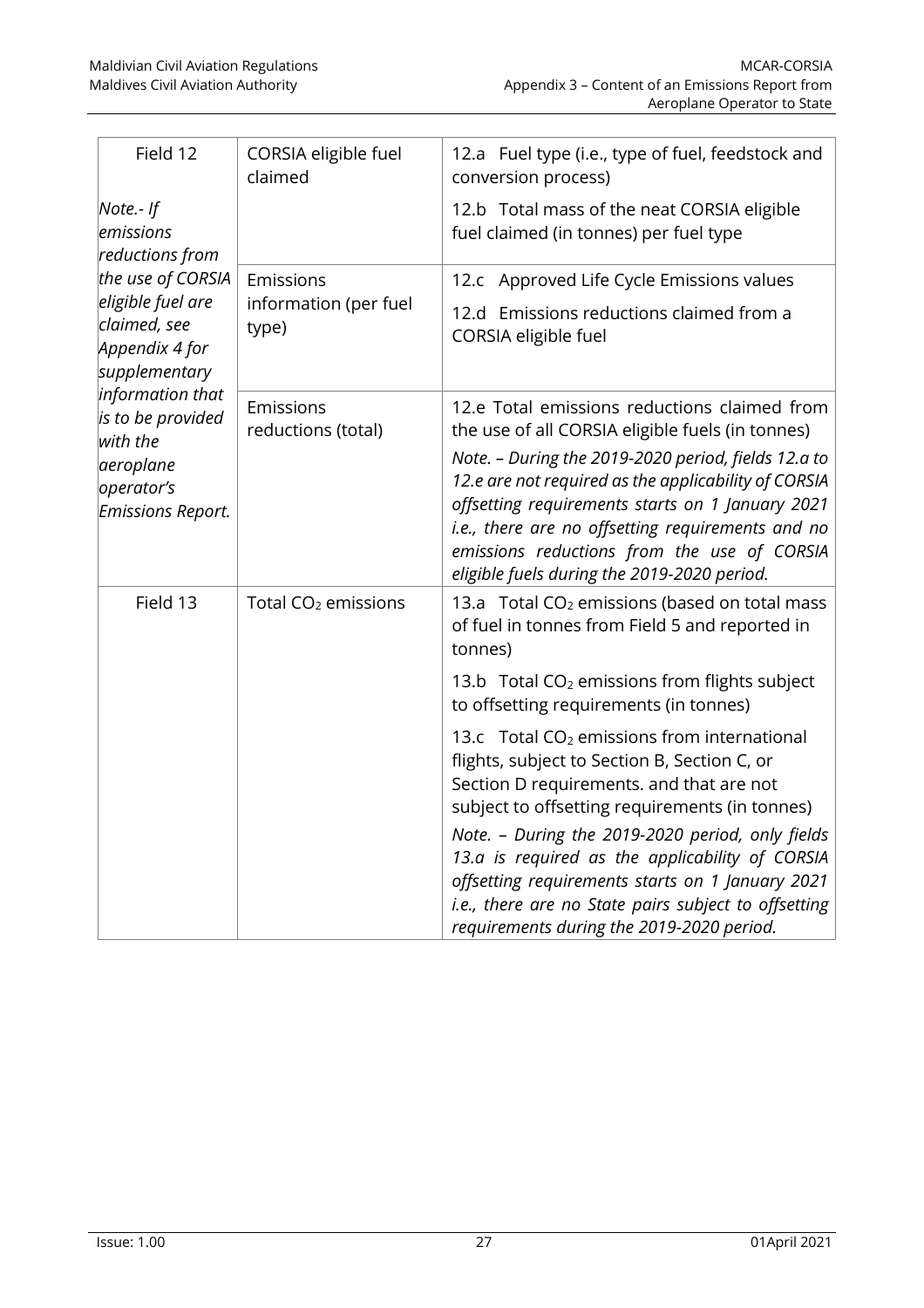| | | |
|---|---|---|
| Field 12<br><br>*Note.- If emissions reductions from the use of CORSIA eligible fuel are claimed, see Appendix 4 for supplementary information that is to be provided with the aeroplane operator's Emissions Report.* | CORSIA eligible fuel claimed | 12.a Fuel type (i.e., type of fuel, feedstock and conversion process)<br><br>12.b Total mass of the neat CORSIA eligible fuel claimed (in tonnes) per fuel type |
| | Emissions information (per fuel type) | 12.c Approved Life Cycle Emissions values<br><br>12.d Emissions reductions claimed from a CORSIA eligible fuel |
| | Emissions reductions (total) | 12.e Total emissions reductions claimed from the use of all CORSIA eligible fuels (in tonnes)<br><br>*Note. – During the 2019-2020 period, fields 12.a to 12.e are not required as the applicability of CORSIA offsetting requirements starts on 1 January 2021 i.e., there are no offsetting requirements and no emissions reductions from the use of CORSIA eligible fuels during the 2019-2020 period.* |
| Field 13 | Total $CO_2$ emissions | 13.a Total $CO_2$ emissions (based on total mass of fuel in tonnes from Field 5 and reported in tonnes)<br><br>13.b Total $CO_2$ emissions from flights subject to offsetting requirements (in tonnes)<br><br>13.c Total $CO_2$ emissions from international flights, subject to Section B, Section C, or Section D requirements. and that are not subject to offsetting requirements (in tonnes)<br><br>*Note. – During the 2019-2020 period, only fields 13.a is required as the applicability of CORSIA offsetting requirements starts on 1 January 2021 i.e., there are no State pairs subject to offsetting requirements during the 2019-2020 period.* |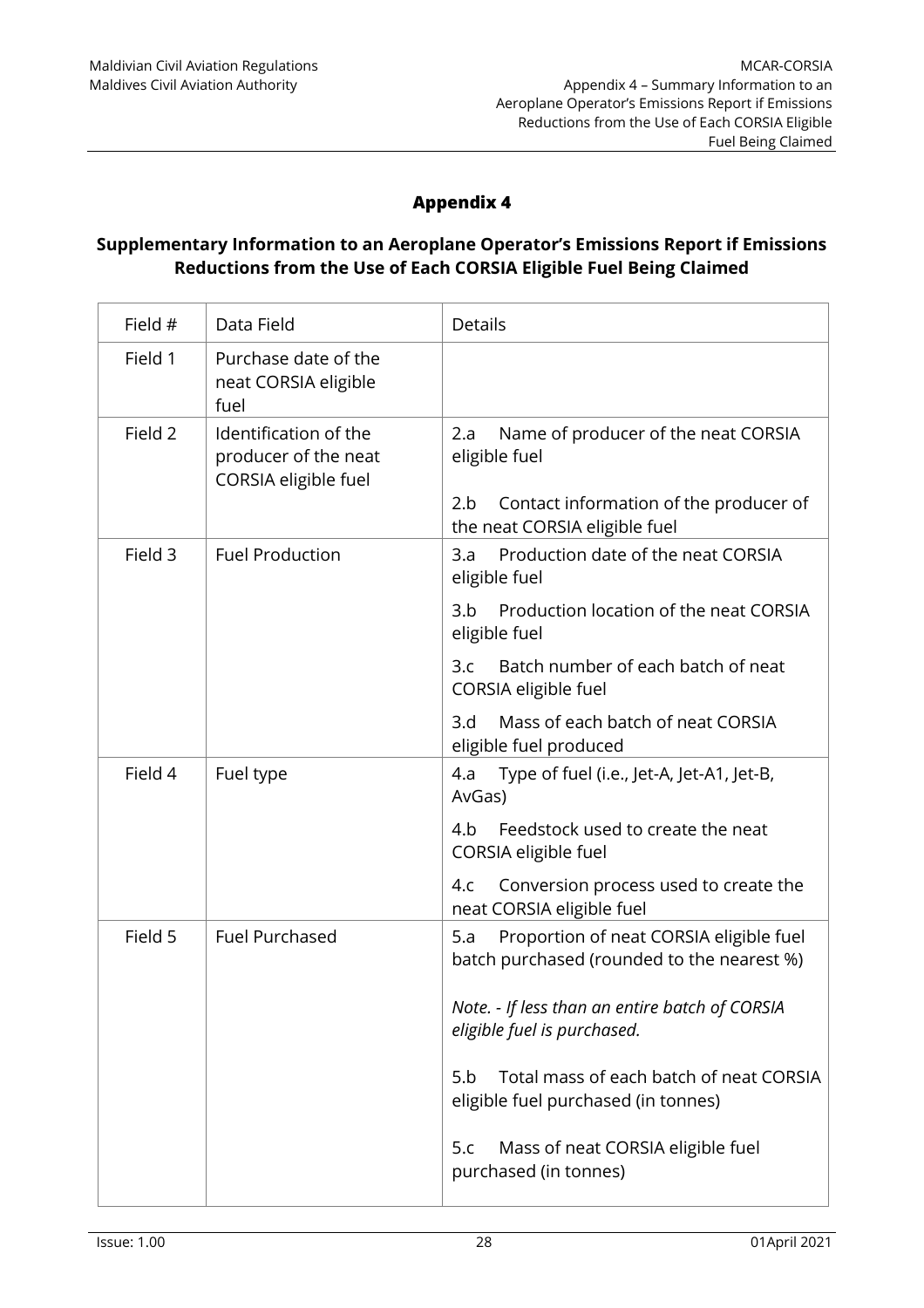# Appendix 4

## Supplementary Information to an Aeroplane Operator's Emissions Report if Emissions Reductions from the Use of Each CORSIA Eligible Fuel Being Claimed

| Field # | Data Field | Details |
|---|---|---|
| Field 1 | Purchase date of the neat CORSIA eligible fuel | |
| Field 2 | Identification of the producer of the neat CORSIA eligible fuel | 2.a Name of producer of the neat CORSIA eligible fuel<br><br>2.b Contact information of the producer of the neat CORSIA eligible fuel |
| Field 3 | Fuel Production | 3.a Production date of the neat CORSIA eligible fuel<br><br>3.b Production location of the neat CORSIA eligible fuel<br><br>3.c Batch number of each batch of neat CORSIA eligible fuel<br><br>3.d Mass of each batch of neat CORSIA eligible fuel produced |
| Field 4 | Fuel type | 4.a Type of fuel (i.e., Jet-A, Jet-A1, Jet-B, AvGas)<br><br>4.b Feedstock used to create the neat CORSIA eligible fuel<br><br>4.c Conversion process used to create the neat CORSIA eligible fuel |
| Field 5 | Fuel Purchased | 5.a Proportion of neat CORSIA eligible fuel batch purchased (rounded to the nearest %)<br><br>*Note. - If less than an entire batch of CORSIA eligible fuel is purchased.*<br><br>5.b Total mass of each batch of neat CORSIA eligible fuel purchased (in tonnes)<br><br>5.c Mass of neat CORSIA eligible fuel purchased (in tonnes) |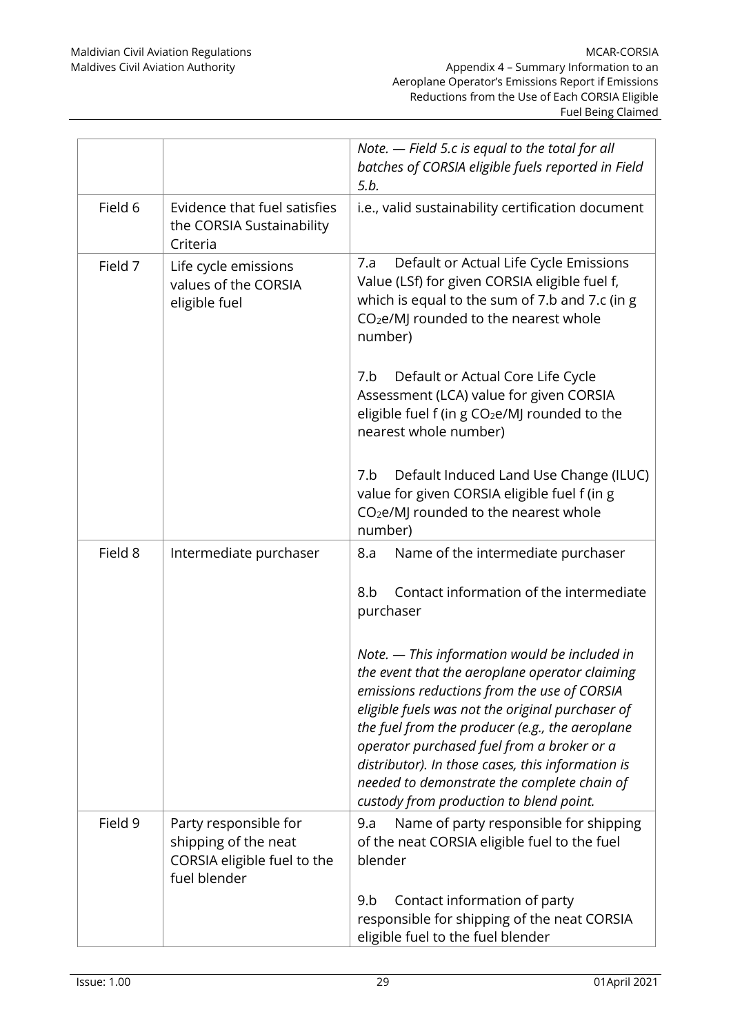| | | *Note. — Field 5.c is equal to the total for all batches of CORSIA eligible fuels reported in Field 5.b.* |
|---|---|---|
| Field 6 | Evidence that fuel satisfies the CORSIA Sustainability Criteria | i.e., valid sustainability certification document |
| Field 7 | Life cycle emissions values of the CORSIA eligible fuel | 7.a Default or Actual Life Cycle Emissions Value (LSf) for given CORSIA eligible fuel f, which is equal to the sum of 7.b and 7.c (in g $CO_2e$/MJ rounded to the nearest whole number)<br><br>7.b Default or Actual Core Life Cycle Assessment (LCA) value for given CORSIA eligible fuel f (in g $CO_2e$/MJ rounded to the nearest whole number)<br><br>7.b Default Induced Land Use Change (ILUC) value for given CORSIA eligible fuel f (in g $CO_2e$/MJ rounded to the nearest whole number) |
| Field 8 | Intermediate purchaser | 8.a Name of the intermediate purchaser<br><br>8.b Contact information of the intermediate purchaser<br><br>*Note. — This information would be included in the event that the aeroplane operator claiming emissions reductions from the use of CORSIA eligible fuels was not the original purchaser of the fuel from the producer (e.g., the aeroplane operator purchased fuel from a broker or a distributor). In those cases, this information is needed to demonstrate the complete chain of custody from production to blend point.* |
| Field 9 | Party responsible for shipping of the neat CORSIA eligible fuel to the fuel blender | 9.a Name of party responsible for shipping of the neat CORSIA eligible fuel to the fuel blender<br><br>9.b Contact information of party responsible for shipping of the neat CORSIA eligible fuel to the fuel blender |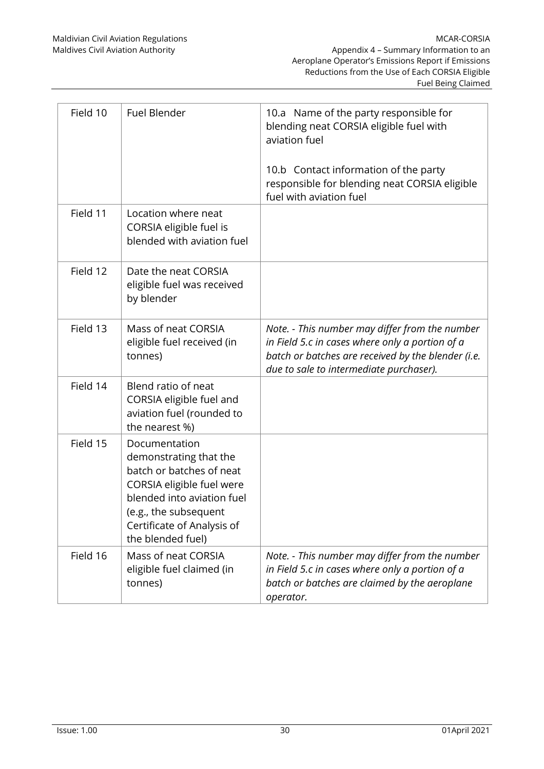| Field 10 | Fuel Blender | 10.a Name of the party responsible for blending neat CORSIA eligible fuel with aviation fuel<br><br>10.b Contact information of the party responsible for blending neat CORSIA eligible fuel with aviation fuel |
|---|---|---|
| Field 11 | Location where neat CORSIA eligible fuel is blended with aviation fuel | |
| Field 12 | Date the neat CORSIA eligible fuel was received by blender | |
| Field 13 | Mass of neat CORSIA eligible fuel received (in tonnes) | *Note. - This number may differ from the number in Field 5.c in cases where only a portion of a batch or batches are received by the blender (i.e. due to sale to intermediate purchaser).* |
| Field 14 | Blend ratio of neat CORSIA eligible fuel and aviation fuel (rounded to the nearest %) | |
| Field 15 | Documentation demonstrating that the batch or batches of neat CORSIA eligible fuel were blended into aviation fuel (e.g., the subsequent Certificate of Analysis of the blended fuel) | |
| Field 16 | Mass of neat CORSIA eligible fuel claimed (in tonnes) | *Note. - This number may differ from the number in Field 5.c in cases where only a portion of a batch or batches are claimed by the aeroplane operator.* |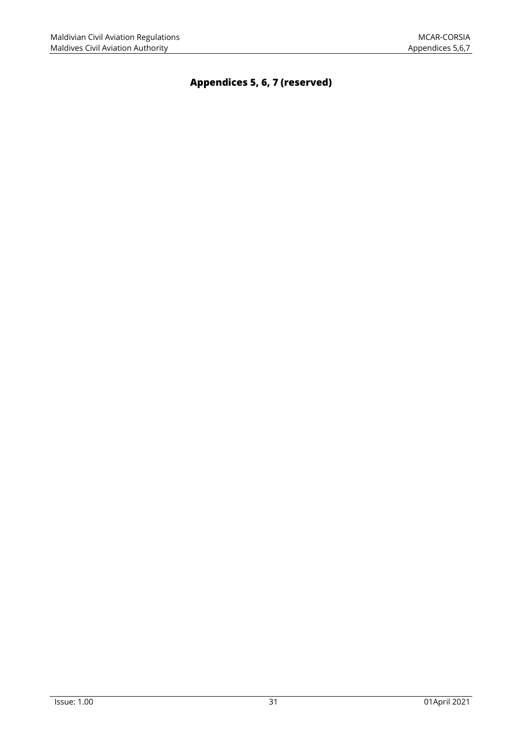# Appendices 5, 6, 7 (reserved)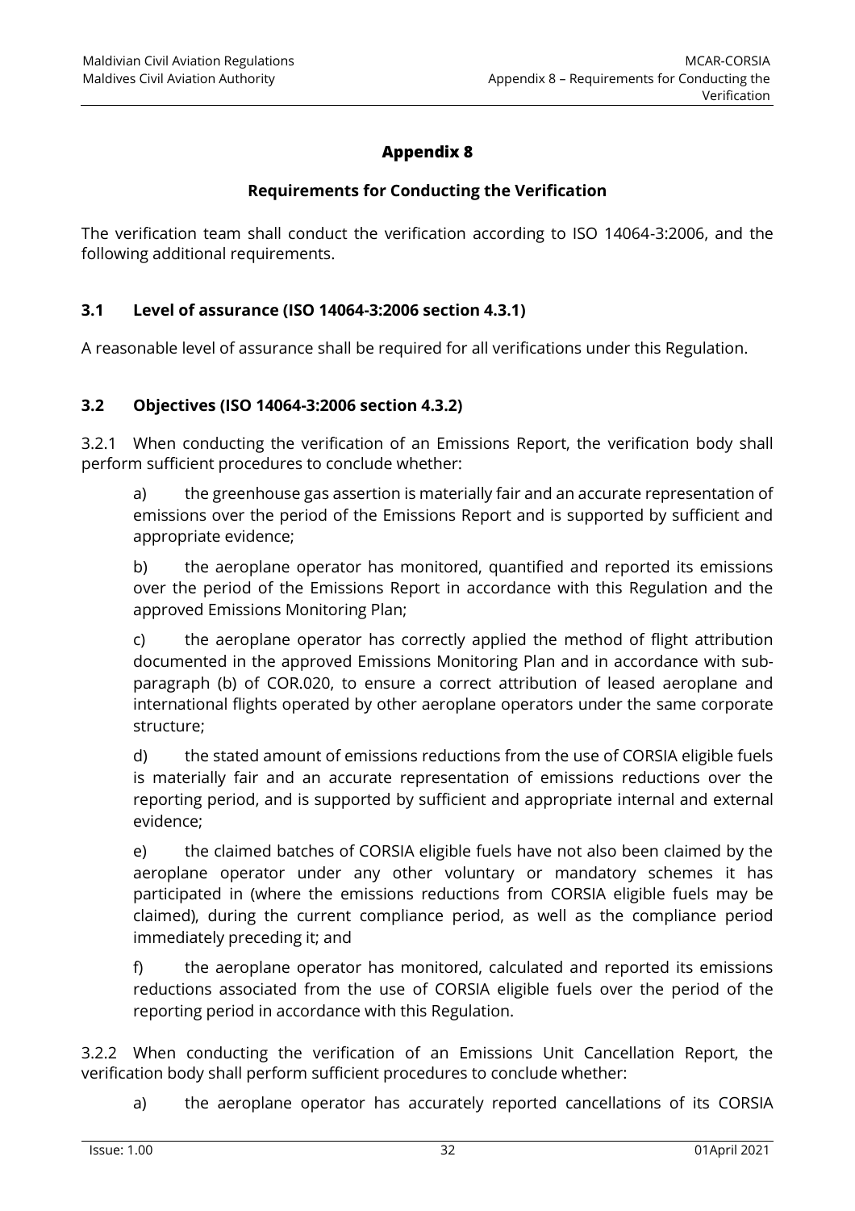# Appendix 8

## Requirements for Conducting the Verification

The verification team shall conduct the verification according to ISO 14064-3:2006, and the following additional requirements.

### 3.1 Level of assurance (ISO 14064-3:2006 section 4.3.1)

A reasonable level of assurance shall be required for all verifications under this Regulation.

### 3.2 Objectives (ISO 14064-3:2006 section 4.3.2)

3.2.1 When conducting the verification of an Emissions Report, the verification body shall perform sufficient procedures to conclude whether:

a) the greenhouse gas assertion is materially fair and an accurate representation of emissions over the period of the Emissions Report and is supported by sufficient and appropriate evidence;

b) the aeroplane operator has monitored, quantified and reported its emissions over the period of the Emissions Report in accordance with this Regulation and the approved Emissions Monitoring Plan;

c) the aeroplane operator has correctly applied the method of flight attribution documented in the approved Emissions Monitoring Plan and in accordance with sub-paragraph (b) of COR.020, to ensure a correct attribution of leased aeroplane and international flights operated by other aeroplane operators under the same corporate structure;

d) the stated amount of emissions reductions from the use of CORSIA eligible fuels is materially fair and an accurate representation of emissions reductions over the reporting period, and is supported by sufficient and appropriate internal and external evidence;

e) the claimed batches of CORSIA eligible fuels have not also been claimed by the aeroplane operator under any other voluntary or mandatory schemes it has participated in (where the emissions reductions from CORSIA eligible fuels may be claimed), during the current compliance period, as well as the compliance period immediately preceding it; and

f) the aeroplane operator has monitored, calculated and reported its emissions reductions associated from the use of CORSIA eligible fuels over the period of the reporting period in accordance with this Regulation.

3.2.2 When conducting the verification of an Emissions Unit Cancellation Report, the verification body shall perform sufficient procedures to conclude whether:

a) the aeroplane operator has accurately reported cancellations of its CORSIA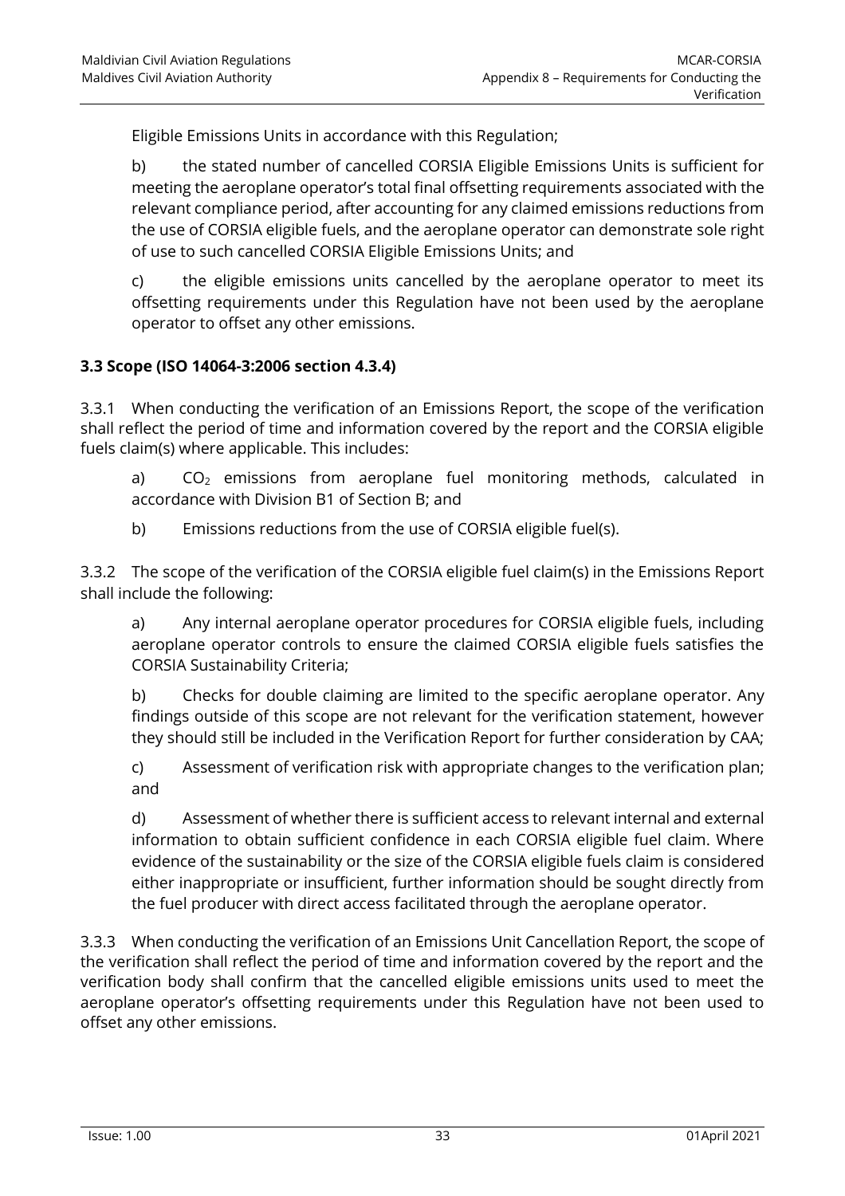Eligible Emissions Units in accordance with this Regulation;

b) the stated number of cancelled CORSIA Eligible Emissions Units is sufficient for meeting the aeroplane operator's total final offsetting requirements associated with the relevant compliance period, after accounting for any claimed emissions reductions from the use of CORSIA eligible fuels, and the aeroplane operator can demonstrate sole right of use to such cancelled CORSIA Eligible Emissions Units; and

c) the eligible emissions units cancelled by the aeroplane operator to meet its offsetting requirements under this Regulation have not been used by the aeroplane operator to offset any other emissions.

**3.3 Scope (ISO 14064-3:2006 section 4.3.4)**

3.3.1 When conducting the verification of an Emissions Report, the scope of the verification shall reflect the period of time and information covered by the report and the CORSIA eligible fuels claim(s) where applicable. This includes:

a) $CO_2$ emissions from aeroplane fuel monitoring methods, calculated in accordance with Division B1 of Section B; and

b) Emissions reductions from the use of CORSIA eligible fuel(s).

3.3.2 The scope of the verification of the CORSIA eligible fuel claim(s) in the Emissions Report shall include the following:

a) Any internal aeroplane operator procedures for CORSIA eligible fuels, including aeroplane operator controls to ensure the claimed CORSIA eligible fuels satisfies the CORSIA Sustainability Criteria;

b) Checks for double claiming are limited to the specific aeroplane operator. Any findings outside of this scope are not relevant for the verification statement, however they should still be included in the Verification Report for further consideration by CAA;

c) Assessment of verification risk with appropriate changes to the verification plan; and

d) Assessment of whether there is sufficient access to relevant internal and external information to obtain sufficient confidence in each CORSIA eligible fuel claim. Where evidence of the sustainability or the size of the CORSIA eligible fuels claim is considered either inappropriate or insufficient, further information should be sought directly from the fuel producer with direct access facilitated through the aeroplane operator.

3.3.3 When conducting the verification of an Emissions Unit Cancellation Report, the scope of the verification shall reflect the period of time and information covered by the report and the verification body shall confirm that the cancelled eligible emissions units used to meet the aeroplane operator's offsetting requirements under this Regulation have not been used to offset any other emissions.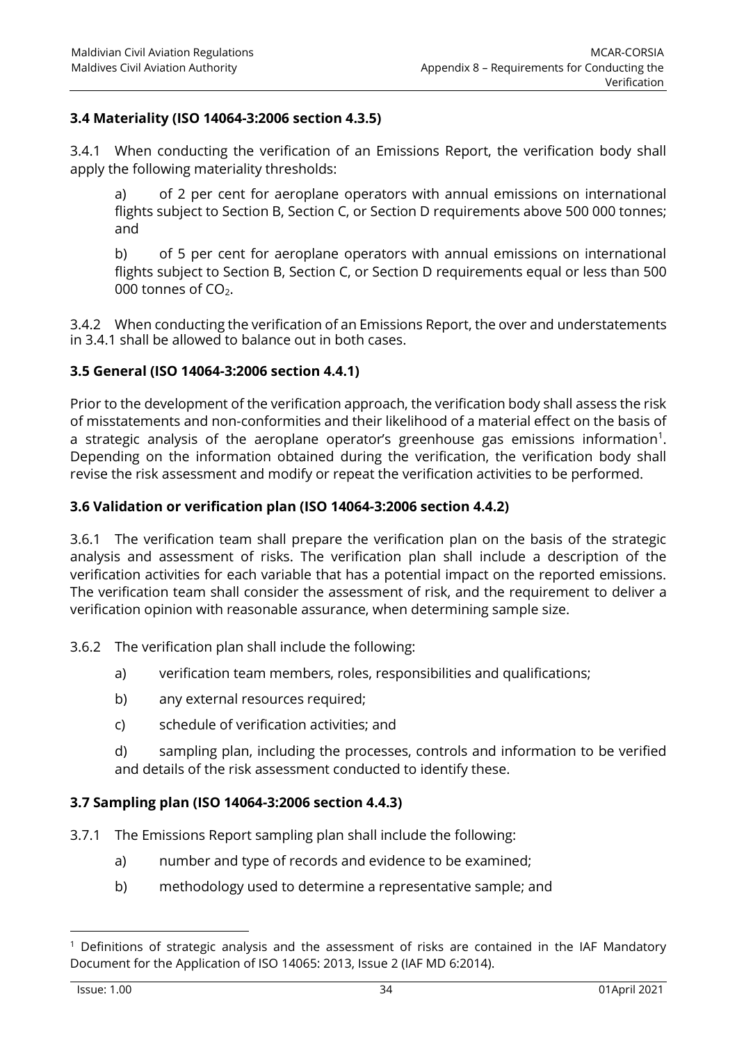### 3.4 Materiality (ISO 14064-3:2006 section 4.3.5)

3.4.1 When conducting the verification of an Emissions Report, the verification body shall apply the following materiality thresholds:

a) of 2 per cent for aeroplane operators with annual emissions on international flights subject to Section B, Section C, or Section D requirements above 500 000 tonnes; and

b) of 5 per cent for aeroplane operators with annual emissions on international flights subject to Section B, Section C, or Section D requirements equal or less than 500 000 tonnes of $CO_2$.

3.4.2 When conducting the verification of an Emissions Report, the over and understatements in 3.4.1 shall be allowed to balance out in both cases.

### 3.5 General (ISO 14064-3:2006 section 4.4.1)

Prior to the development of the verification approach, the verification body shall assess the risk of misstatements and non-conformities and their likelihood of a material effect on the basis of a strategic analysis of the aeroplane operator's greenhouse gas emissions information[1]. Depending on the information obtained during the verification, the verification body shall revise the risk assessment and modify or repeat the verification activities to be performed.

### 3.6 Validation or verification plan (ISO 14064-3:2006 section 4.4.2)

3.6.1 The verification team shall prepare the verification plan on the basis of the strategic analysis and assessment of risks. The verification plan shall include a description of the verification activities for each variable that has a potential impact on the reported emissions. The verification team shall consider the assessment of risk, and the requirement to deliver a verification opinion with reasonable assurance, when determining sample size.

3.6.2 The verification plan shall include the following:

a) verification team members, roles, responsibilities and qualifications;

b) any external resources required;

c) schedule of verification activities; and

d) sampling plan, including the processes, controls and information to be verified and details of the risk assessment conducted to identify these.

### 3.7 Sampling plan (ISO 14064-3:2006 section 4.4.3)

3.7.1 The Emissions Report sampling plan shall include the following:

a) number and type of records and evidence to be examined;

b) methodology used to determine a representative sample; and

[1] Definitions of strategic analysis and the assessment of risks are contained in the IAF Mandatory Document for the Application of ISO 14065: 2013, Issue 2 (IAF MD 6:2014).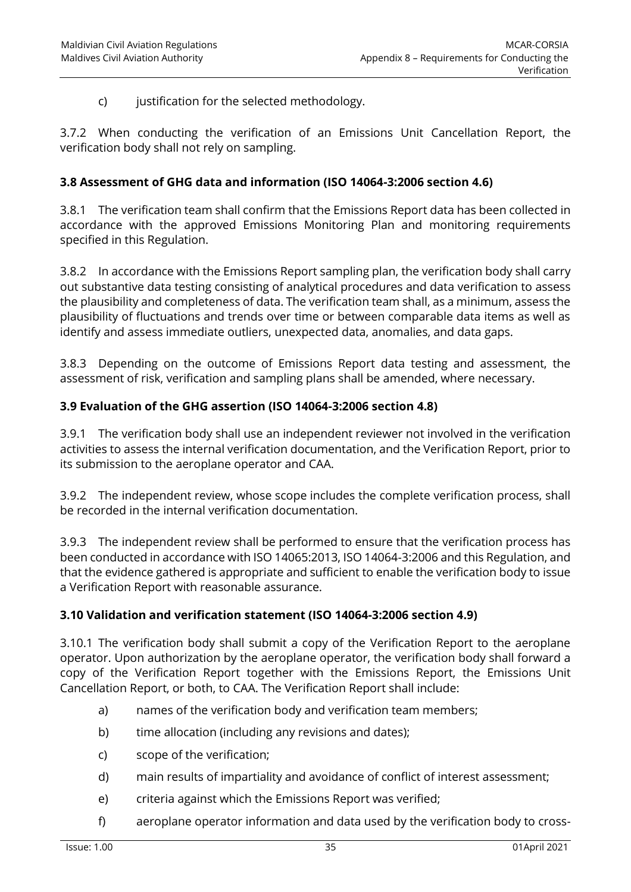c) justification for the selected methodology.

3.7.2 When conducting the verification of an Emissions Unit Cancellation Report, the verification body shall not rely on sampling.

**3.8 Assessment of GHG data and information (ISO 14064-3:2006 section 4.6)**

3.8.1 The verification team shall confirm that the Emissions Report data has been collected in accordance with the approved Emissions Monitoring Plan and monitoring requirements specified in this Regulation.

3.8.2 In accordance with the Emissions Report sampling plan, the verification body shall carry out substantive data testing consisting of analytical procedures and data verification to assess the plausibility and completeness of data. The verification team shall, as a minimum, assess the plausibility of fluctuations and trends over time or between comparable data items as well as identify and assess immediate outliers, unexpected data, anomalies, and data gaps.

3.8.3 Depending on the outcome of Emissions Report data testing and assessment, the assessment of risk, verification and sampling plans shall be amended, where necessary.

**3.9 Evaluation of the GHG assertion (ISO 14064-3:2006 section 4.8)**

3.9.1 The verification body shall use an independent reviewer not involved in the verification activities to assess the internal verification documentation, and the Verification Report, prior to its submission to the aeroplane operator and CAA.

3.9.2 The independent review, whose scope includes the complete verification process, shall be recorded in the internal verification documentation.

3.9.3 The independent review shall be performed to ensure that the verification process has been conducted in accordance with ISO 14065:2013, ISO 14064-3:2006 and this Regulation, and that the evidence gathered is appropriate and sufficient to enable the verification body to issue a Verification Report with reasonable assurance.

**3.10 Validation and verification statement (ISO 14064-3:2006 section 4.9)**

3.10.1 The verification body shall submit a copy of the Verification Report to the aeroplane operator. Upon authorization by the aeroplane operator, the verification body shall forward a copy of the Verification Report together with the Emissions Report, the Emissions Unit Cancellation Report, or both, to CAA. The Verification Report shall include:

a) names of the verification body and verification team members;

b) time allocation (including any revisions and dates);

c) scope of the verification;

d) main results of impartiality and avoidance of conflict of interest assessment;

e) criteria against which the Emissions Report was verified;

f) aeroplane operator information and data used by the verification body to cross-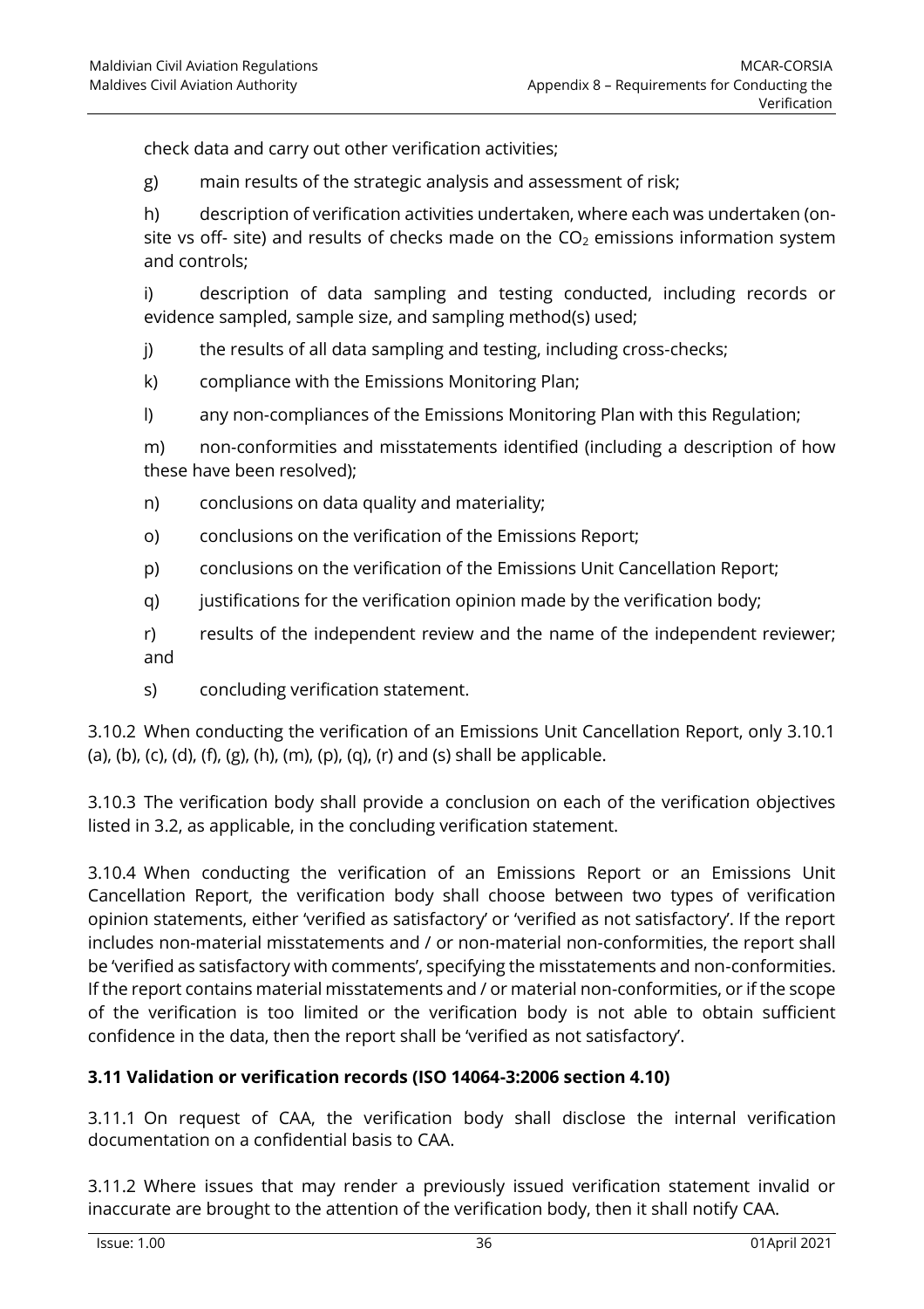check data and carry out other verification activities;

g) main results of the strategic analysis and assessment of risk;

h) description of verification activities undertaken, where each was undertaken (on-site vs off- site) and results of checks made on the $CO_2$ emissions information system and controls;

i) description of data sampling and testing conducted, including records or evidence sampled, sample size, and sampling method(s) used;

j) the results of all data sampling and testing, including cross-checks;

k) compliance with the Emissions Monitoring Plan;

l) any non-compliances of the Emissions Monitoring Plan with this Regulation;

m) non-conformities and misstatements identified (including a description of how these have been resolved);

n) conclusions on data quality and materiality;

o) conclusions on the verification of the Emissions Report;

p) conclusions on the verification of the Emissions Unit Cancellation Report;

q) justifications for the verification opinion made by the verification body;

r) results of the independent review and the name of the independent reviewer; and

s) concluding verification statement.

3.10.2 When conducting the verification of an Emissions Unit Cancellation Report, only 3.10.1 (a), (b), (c), (d), (f), (g), (h), (m), (p), (q), (r) and (s) shall be applicable.

3.10.3 The verification body shall provide a conclusion on each of the verification objectives listed in 3.2, as applicable, in the concluding verification statement.

3.10.4 When conducting the verification of an Emissions Report or an Emissions Unit Cancellation Report, the verification body shall choose between two types of verification opinion statements, either 'verified as satisfactory' or 'verified as not satisfactory'. If the report includes non-material misstatements and / or non-material non-conformities, the report shall be 'verified as satisfactory with comments', specifying the misstatements and non-conformities. If the report contains material misstatements and / or material non-conformities, or if the scope of the verification is too limited or the verification body is not able to obtain sufficient confidence in the data, then the report shall be 'verified as not satisfactory'.

### 3.11 Validation or verification records (ISO 14064-3:2006 section 4.10)

3.11.1 On request of CAA, the verification body shall disclose the internal verification documentation on a confidential basis to CAA.

3.11.2 Where issues that may render a previously issued verification statement invalid or inaccurate are brought to the attention of the verification body, then it shall notify CAA.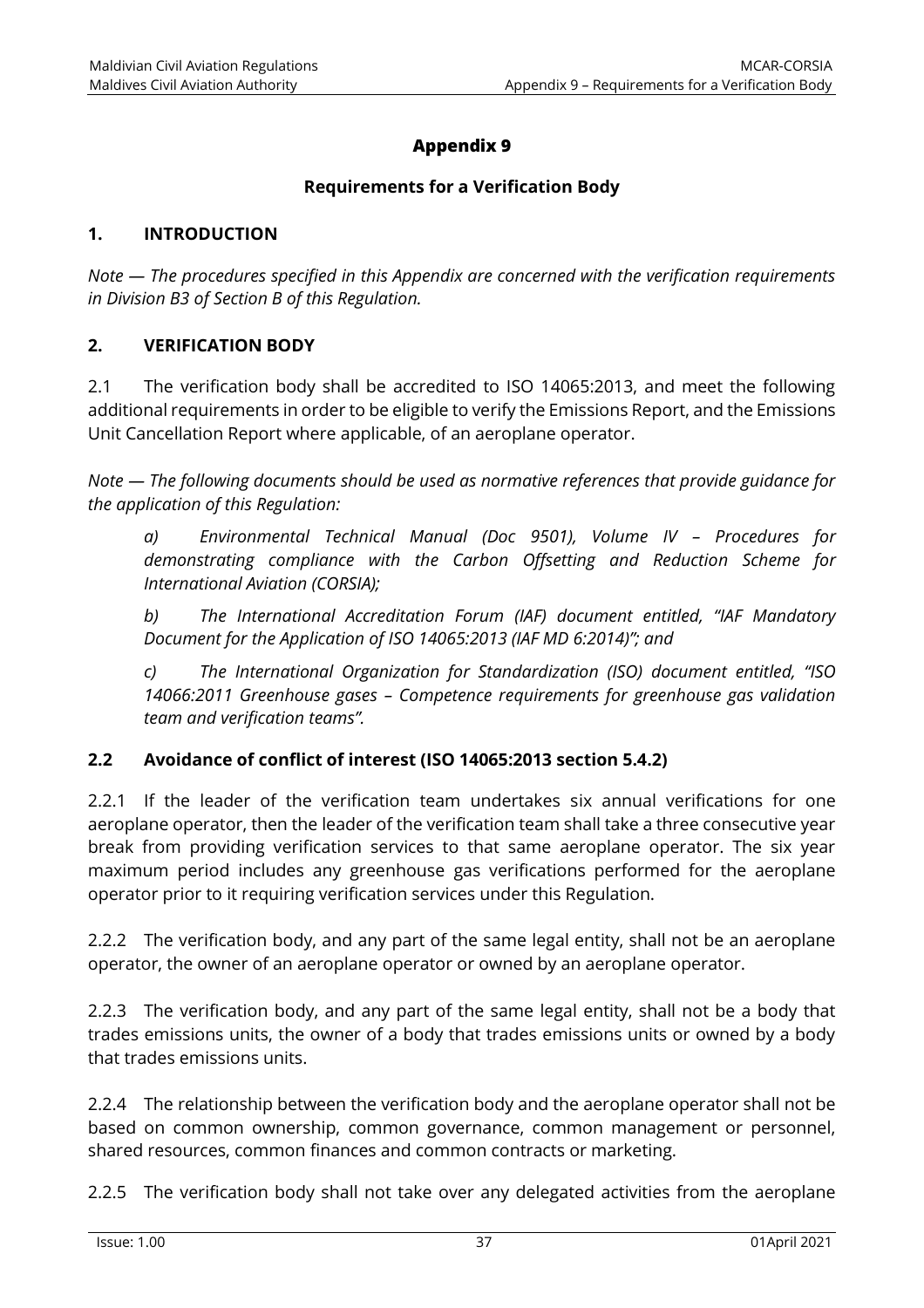# Appendix 9

## Requirements for a Verification Body

### 1. INTRODUCTION

*Note — The procedures specified in this Appendix are concerned with the verification requirements in Division B3 of Section B of this Regulation.*

### 2. VERIFICATION BODY

2.1 The verification body shall be accredited to ISO 14065:2013, and meet the following additional requirements in order to be eligible to verify the Emissions Report, and the Emissions Unit Cancellation Report where applicable, of an aeroplane operator.

*Note — The following documents should be used as normative references that provide guidance for the application of this Regulation:*

> *a) Environmental Technical Manual (Doc 9501), Volume IV – Procedures for demonstrating compliance with the Carbon Offsetting and Reduction Scheme for International Aviation (CORSIA);*
>
> *b) The International Accreditation Forum (IAF) document entitled, "IAF Mandatory Document for the Application of ISO 14065:2013 (IAF MD 6:2014)"; and*
>
> *c) The International Organization for Standardization (ISO) document entitled, "ISO 14066:2011 Greenhouse gases – Competence requirements for greenhouse gas validation team and verification teams".*

### 2.2 Avoidance of conflict of interest (ISO 14065:2013 section 5.4.2)

2.2.1 If the leader of the verification team undertakes six annual verifications for one aeroplane operator, then the leader of the verification team shall take a three consecutive year break from providing verification services to that same aeroplane operator. The six year maximum period includes any greenhouse gas verifications performed for the aeroplane operator prior to it requiring verification services under this Regulation.

2.2.2 The verification body, and any part of the same legal entity, shall not be an aeroplane operator, the owner of an aeroplane operator or owned by an aeroplane operator.

2.2.3 The verification body, and any part of the same legal entity, shall not be a body that trades emissions units, the owner of a body that trades emissions units or owned by a body that trades emissions units.

2.2.4 The relationship between the verification body and the aeroplane operator shall not be based on common ownership, common governance, common management or personnel, shared resources, common finances and common contracts or marketing.

2.2.5 The verification body shall not take over any delegated activities from the aeroplane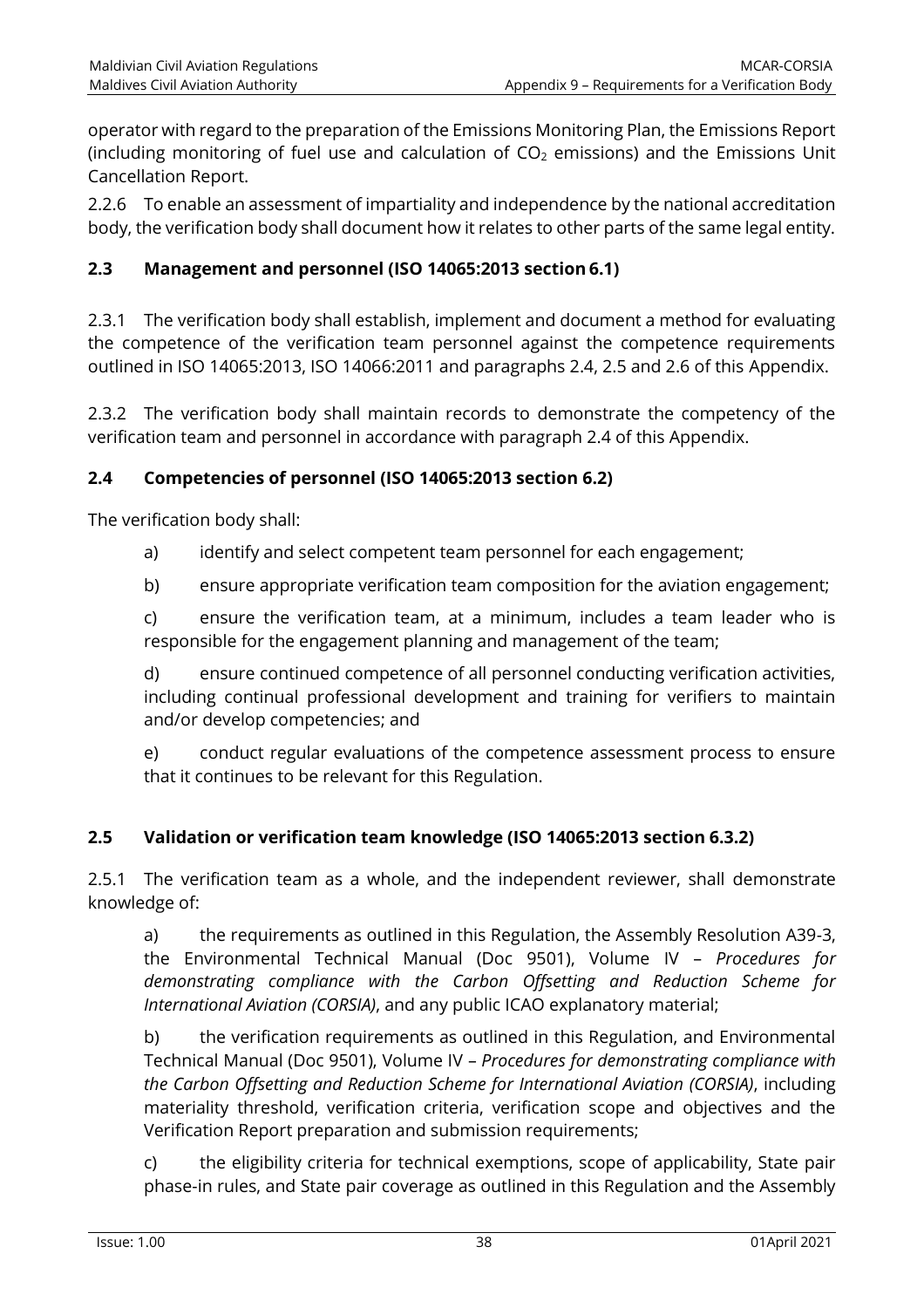operator with regard to the preparation of the Emissions Monitoring Plan, the Emissions Report (including monitoring of fuel use and calculation of $CO_2$ emissions) and the Emissions Unit Cancellation Report.

2.2.6 To enable an assessment of impartiality and independence by the national accreditation body, the verification body shall document how it relates to other parts of the same legal entity.

### 2.3 Management and personnel (ISO 14065:2013 section 6.1)

2.3.1 The verification body shall establish, implement and document a method for evaluating the competence of the verification team personnel against the competence requirements outlined in ISO 14065:2013, ISO 14066:2011 and paragraphs 2.4, 2.5 and 2.6 of this Appendix.

2.3.2 The verification body shall maintain records to demonstrate the competency of the verification team and personnel in accordance with paragraph 2.4 of this Appendix.

### 2.4 Competencies of personnel (ISO 14065:2013 section 6.2)

The verification body shall:

a) identify and select competent team personnel for each engagement;

b) ensure appropriate verification team composition for the aviation engagement;

c) ensure the verification team, at a minimum, includes a team leader who is responsible for the engagement planning and management of the team;

d) ensure continued competence of all personnel conducting verification activities, including continual professional development and training for verifiers to maintain and/or develop competencies; and

e) conduct regular evaluations of the competence assessment process to ensure that it continues to be relevant for this Regulation.

### 2.5 Validation or verification team knowledge (ISO 14065:2013 section 6.3.2)

2.5.1 The verification team as a whole, and the independent reviewer, shall demonstrate knowledge of:

a) the requirements as outlined in this Regulation, the Assembly Resolution A39-3, the Environmental Technical Manual (Doc 9501), Volume IV – *Procedures for demonstrating compliance with the Carbon Offsetting and Reduction Scheme for International Aviation (CORSIA)*, and any public ICAO explanatory material;

b) the verification requirements as outlined in this Regulation, and Environmental Technical Manual (Doc 9501), Volume IV – *Procedures for demonstrating compliance with the Carbon Offsetting and Reduction Scheme for International Aviation (CORSIA)*, including materiality threshold, verification criteria, verification scope and objectives and the Verification Report preparation and submission requirements;

c) the eligibility criteria for technical exemptions, scope of applicability, State pair phase-in rules, and State pair coverage as outlined in this Regulation and the Assembly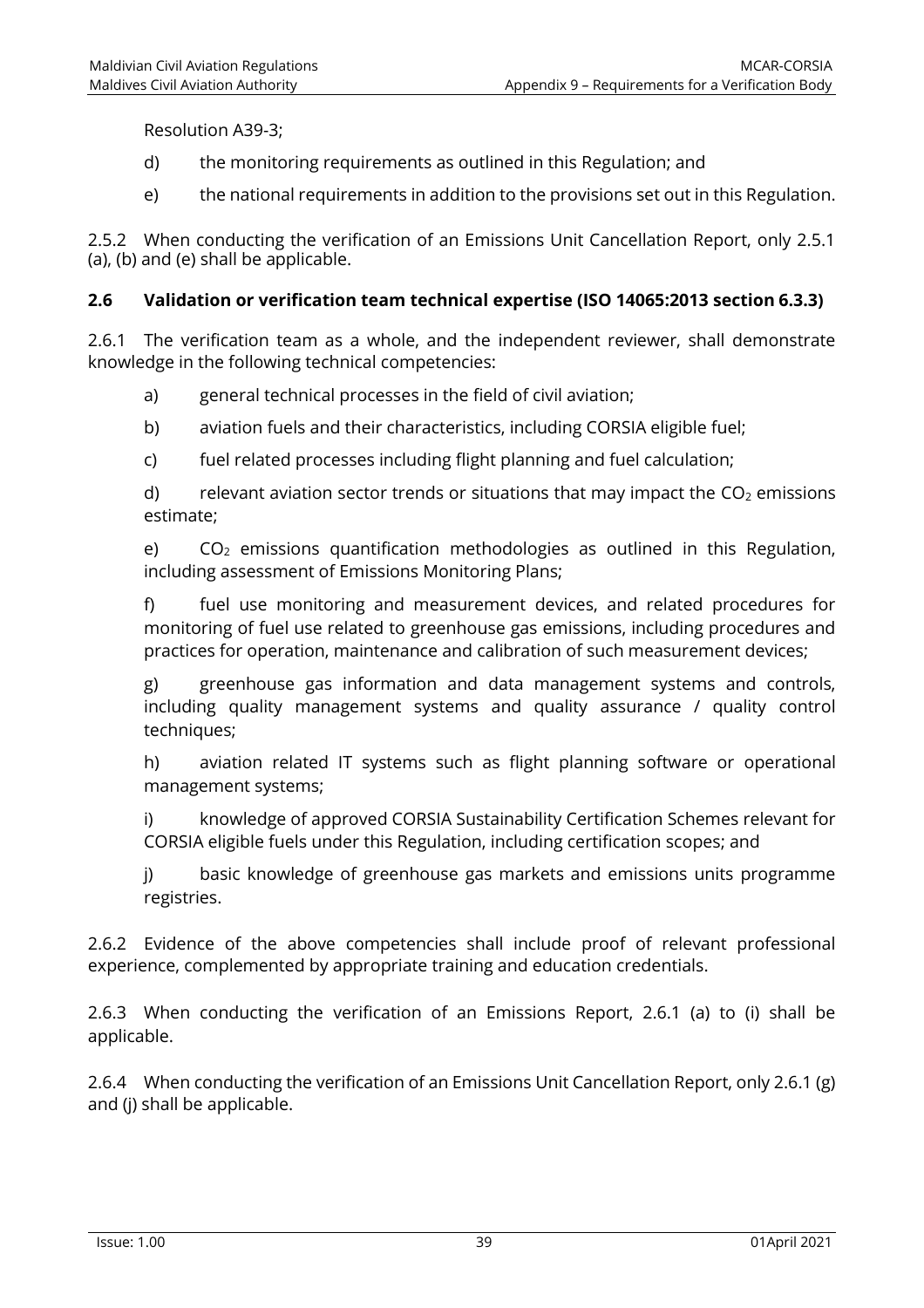Resolution A39-3;

d) the monitoring requirements as outlined in this Regulation; and

e) the national requirements in addition to the provisions set out in this Regulation.

2.5.2 When conducting the verification of an Emissions Unit Cancellation Report, only 2.5.1 (a), (b) and (e) shall be applicable.

### 2.6 Validation or verification team technical expertise (ISO 14065:2013 section 6.3.3)

2.6.1 The verification team as a whole, and the independent reviewer, shall demonstrate knowledge in the following technical competencies:

a) general technical processes in the field of civil aviation;

b) aviation fuels and their characteristics, including CORSIA eligible fuel;

c) fuel related processes including flight planning and fuel calculation;

d) relevant aviation sector trends or situations that may impact the $CO_2$ emissions estimate;

e) $CO_2$ emissions quantification methodologies as outlined in this Regulation, including assessment of Emissions Monitoring Plans;

f) fuel use monitoring and measurement devices, and related procedures for monitoring of fuel use related to greenhouse gas emissions, including procedures and practices for operation, maintenance and calibration of such measurement devices;

g) greenhouse gas information and data management systems and controls, including quality management systems and quality assurance / quality control techniques;

h) aviation related IT systems such as flight planning software or operational management systems;

i) knowledge of approved CORSIA Sustainability Certification Schemes relevant for CORSIA eligible fuels under this Regulation, including certification scopes; and

j) basic knowledge of greenhouse gas markets and emissions units programme registries.

2.6.2 Evidence of the above competencies shall include proof of relevant professional experience, complemented by appropriate training and education credentials.

2.6.3 When conducting the verification of an Emissions Report, 2.6.1 (a) to (i) shall be applicable.

2.6.4 When conducting the verification of an Emissions Unit Cancellation Report, only 2.6.1 (g) and (j) shall be applicable.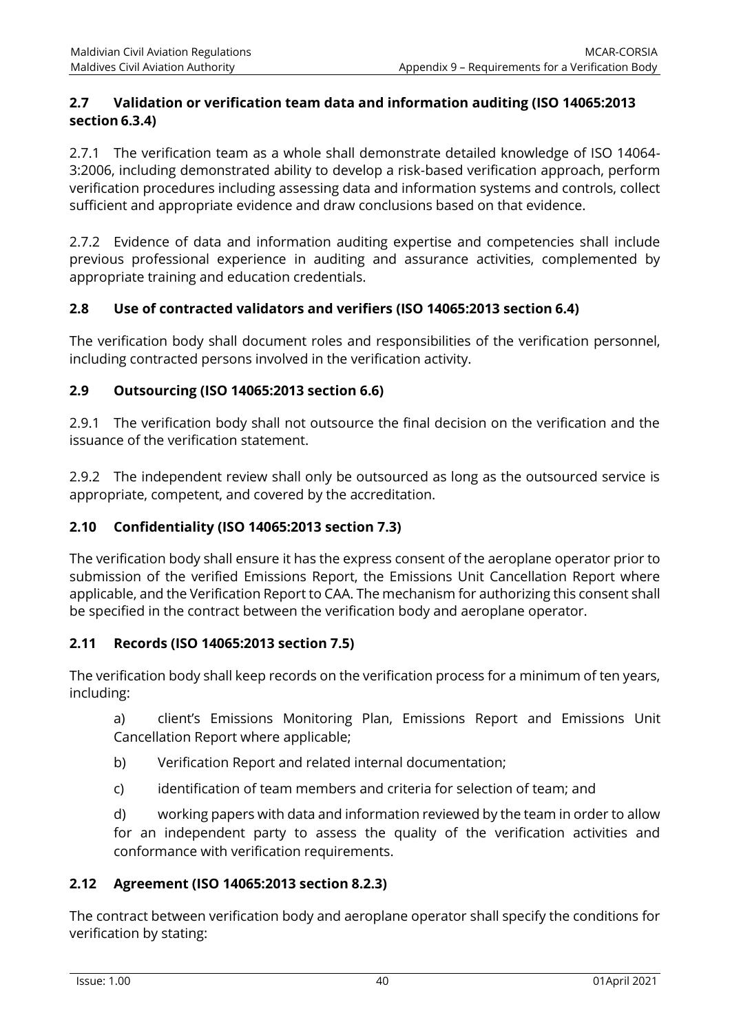### 2.7 Validation or verification team data and information auditing (ISO 14065:2013 section 6.3.4)

2.7.1 The verification team as a whole shall demonstrate detailed knowledge of ISO 14064-3:2006, including demonstrated ability to develop a risk-based verification approach, perform verification procedures including assessing data and information systems and controls, collect sufficient and appropriate evidence and draw conclusions based on that evidence.

2.7.2 Evidence of data and information auditing expertise and competencies shall include previous professional experience in auditing and assurance activities, complemented by appropriate training and education credentials.

### 2.8 Use of contracted validators and verifiers (ISO 14065:2013 section 6.4)

The verification body shall document roles and responsibilities of the verification personnel, including contracted persons involved in the verification activity.

### 2.9 Outsourcing (ISO 14065:2013 section 6.6)

2.9.1 The verification body shall not outsource the final decision on the verification and the issuance of the verification statement.

2.9.2 The independent review shall only be outsourced as long as the outsourced service is appropriate, competent, and covered by the accreditation.

### 2.10 Confidentiality (ISO 14065:2013 section 7.3)

The verification body shall ensure it has the express consent of the aeroplane operator prior to submission of the verified Emissions Report, the Emissions Unit Cancellation Report where applicable, and the Verification Report to CAA. The mechanism for authorizing this consent shall be specified in the contract between the verification body and aeroplane operator.

### 2.11 Records (ISO 14065:2013 section 7.5)

The verification body shall keep records on the verification process for a minimum of ten years, including:

a) client's Emissions Monitoring Plan, Emissions Report and Emissions Unit Cancellation Report where applicable;

b) Verification Report and related internal documentation;

c) identification of team members and criteria for selection of team; and

d) working papers with data and information reviewed by the team in order to allow for an independent party to assess the quality of the verification activities and conformance with verification requirements.

### 2.12 Agreement (ISO 14065:2013 section 8.2.3)

The contract between verification body and aeroplane operator shall specify the conditions for verification by stating: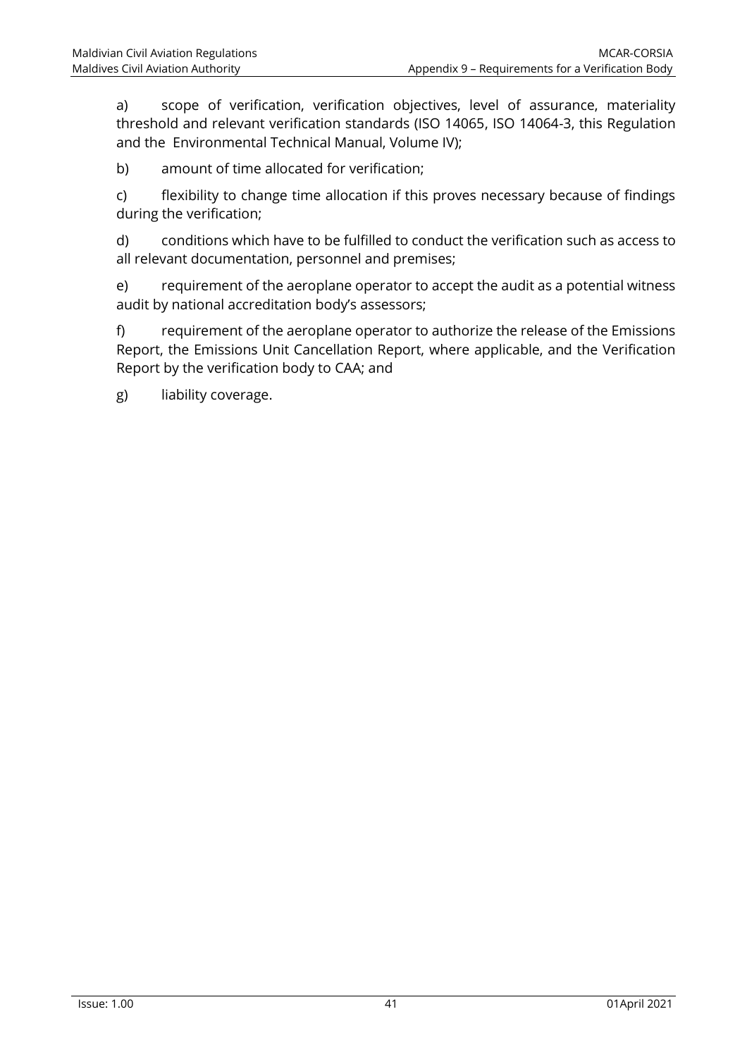a) scope of verification, verification objectives, level of assurance, materiality threshold and relevant verification standards (ISO 14065, ISO 14064-3, this Regulation and the Environmental Technical Manual, Volume IV);

b) amount of time allocated for verification;

c) flexibility to change time allocation if this proves necessary because of findings during the verification;

d) conditions which have to be fulfilled to conduct the verification such as access to all relevant documentation, personnel and premises;

e) requirement of the aeroplane operator to accept the audit as a potential witness audit by national accreditation body's assessors;

f) requirement of the aeroplane operator to authorize the release of the Emissions Report, the Emissions Unit Cancellation Report, where applicable, and the Verification Report by the verification body to CAA; and

g) liability coverage.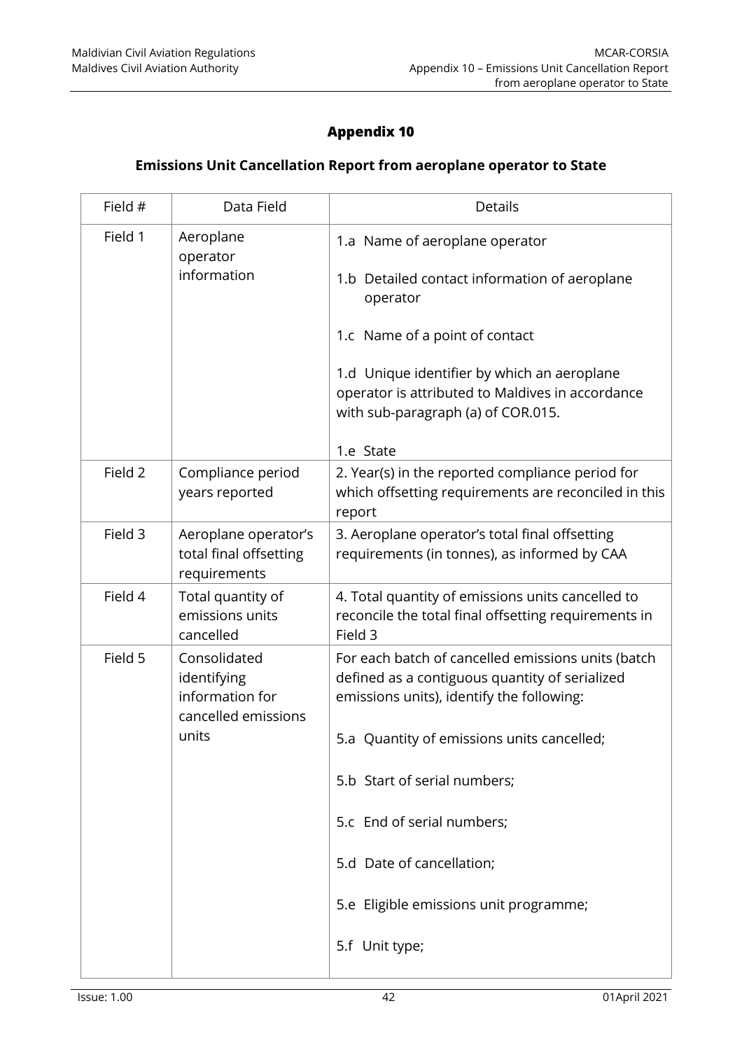# Appendix 10

## Emissions Unit Cancellation Report from aeroplane operator to State

| Field # | Data Field | Details |
|---|---|---|
| Field 1 | Aeroplane operator information | 1.a Name of aeroplane operator<br><br>1.b Detailed contact information of aeroplane operator<br><br>1.c Name of a point of contact<br><br>1.d Unique identifier by which an aeroplane operator is attributed to Maldives in accordance with sub-paragraph (a) of COR.015.<br><br>1.e State |
| Field 2 | Compliance period years reported | 2. Year(s) in the reported compliance period for which offsetting requirements are reconciled in this report |
| Field 3 | Aeroplane operator's total final offsetting requirements | 3. Aeroplane operator's total final offsetting requirements (in tonnes), as informed by CAA |
| Field 4 | Total quantity of emissions units cancelled | 4. Total quantity of emissions units cancelled to reconcile the total final offsetting requirements in Field 3 |
| Field 5 | Consolidated identifying information for cancelled emissions units | For each batch of cancelled emissions units (batch defined as a contiguous quantity of serialized emissions units), identify the following:<br><br>5.a Quantity of emissions units cancelled;<br><br>5.b Start of serial numbers;<br><br>5.c End of serial numbers;<br><br>5.d Date of cancellation;<br><br>5.e Eligible emissions unit programme;<br><br>5.f Unit type; |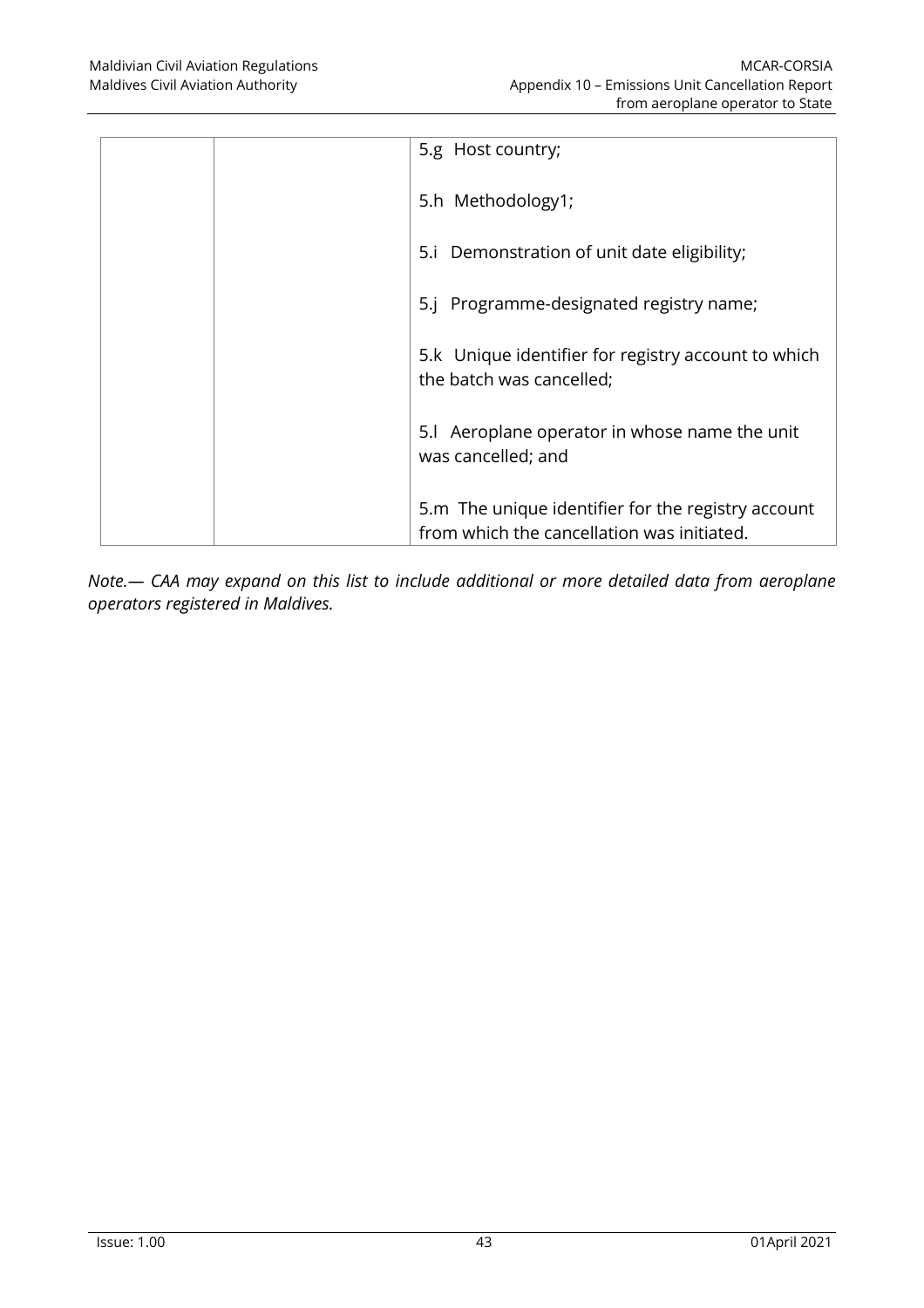|  |  | 5.g Host country;<br><br>5.h Methodology1;<br><br>5.i Demonstration of unit date eligibility;<br><br>5.j Programme-designated registry name;<br><br>5.k Unique identifier for registry account to which the batch was cancelled;<br><br>5.l Aeroplane operator in whose name the unit was cancelled; and<br><br>5.m The unique identifier for the registry account from which the cancellation was initiated. |
|---|---|---|

*Note.— CAA may expand on this list to include additional or more detailed data from aeroplane operators registered in Maldives.*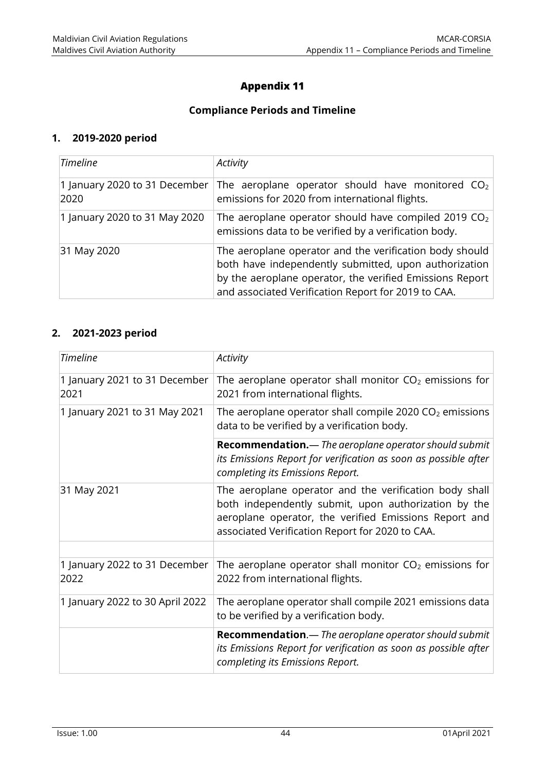# Appendix 11

## Compliance Periods and Timeline

### 1. 2019-2020 period

| *Timeline* | *Activity* |
|---|---|
| 1 January 2020 to 31 December 2020 | The aeroplane operator should have monitored $CO_2$ emissions for 2020 from international flights. |
| 1 January 2020 to 31 May 2020 | The aeroplane operator should have compiled 2019 $CO_2$ emissions data to be verified by a verification body. |
| 31 May 2020 | The aeroplane operator and the verification body should both have independently submitted, upon authorization by the aeroplane operator, the verified Emissions Report and associated Verification Report for 2019 to CAA. |

### 2. 2021-2023 period

| *Timeline* | *Activity* |
|---|---|
| 1 January 2021 to 31 December 2021 | The aeroplane operator shall monitor $CO_2$ emissions for 2021 from international flights. |
| 1 January 2021 to 31 May 2021 | The aeroplane operator shall compile 2020 $CO_2$ emissions data to be verified by a verification body. |
| | **Recommendation.**— *The aeroplane operator should submit its Emissions Report for verification as soon as possible after completing its Emissions Report.* |
| 31 May 2021 | The aeroplane operator and the verification body shall both independently submit, upon authorization by the aeroplane operator, the verified Emissions Report and associated Verification Report for 2020 to CAA. |
| | |
| 1 January 2022 to 31 December 2022 | The aeroplane operator shall monitor $CO_2$ emissions for 2022 from international flights. |
| 1 January 2022 to 30 April 2022 | The aeroplane operator shall compile 2021 emissions data to be verified by a verification body. |
| | **Recommendation**.— *The aeroplane operator should submit its Emissions Report for verification as soon as possible after completing its Emissions Report.* |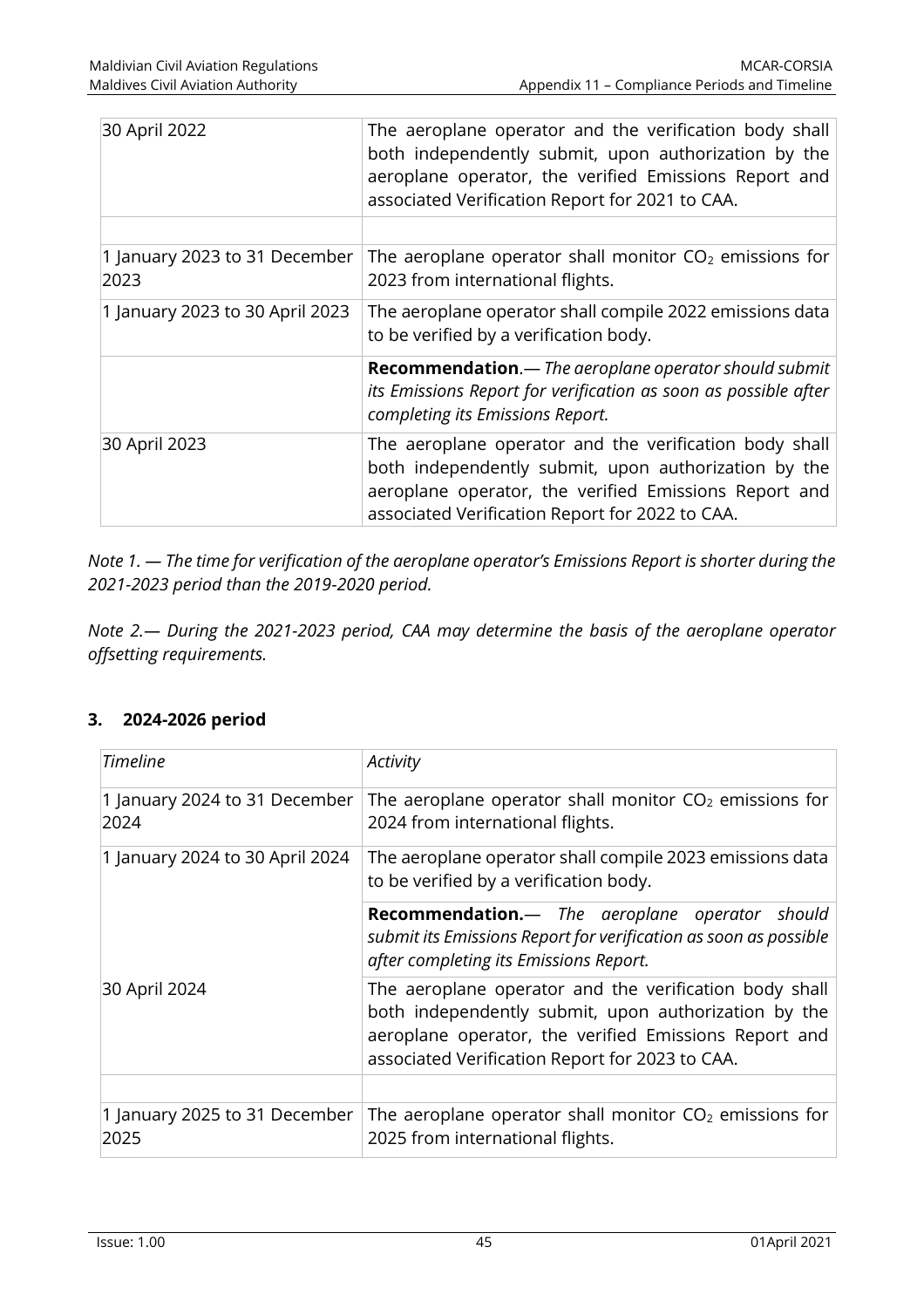| | |
|---|---|
| 30 April 2022 | The aeroplane operator and the verification body shall both independently submit, upon authorization by the aeroplane operator, the verified Emissions Report and associated Verification Report for 2021 to CAA. |
| | |
| 1 January 2023 to 31 December 2023 | The aeroplane operator shall monitor $CO_2$ emissions for 2023 from international flights. |
| 1 January 2023 to 30 April 2023 | The aeroplane operator shall compile 2022 emissions data to be verified by a verification body. |
| | **Recommendation**.— *The aeroplane operator should submit its Emissions Report for verification as soon as possible after completing its Emissions Report.* |
| 30 April 2023 | The aeroplane operator and the verification body shall both independently submit, upon authorization by the aeroplane operator, the verified Emissions Report and associated Verification Report for 2022 to CAA. |

*Note 1. — The time for verification of the aeroplane operator's Emissions Report is shorter during the 2021-2023 period than the 2019-2020 period.*

*Note 2.— During the 2021-2023 period, CAA may determine the basis of the aeroplane operator offsetting requirements.*

### 3. 2024-2026 period

| *Timeline* | *Activity* |
|---|---|
| 1 January 2024 to 31 December 2024 | The aeroplane operator shall monitor $CO_2$ emissions for 2024 from international flights. |
| 1 January 2024 to 30 April 2024 | The aeroplane operator shall compile 2023 emissions data to be verified by a verification body. |
| | **Recommendation.**— *The aeroplane operator should submit its Emissions Report for verification as soon as possible after completing its Emissions Report.* |
| 30 April 2024 | The aeroplane operator and the verification body shall both independently submit, upon authorization by the aeroplane operator, the verified Emissions Report and associated Verification Report for 2023 to CAA. |
| | |
| 1 January 2025 to 31 December 2025 | The aeroplane operator shall monitor $CO_2$ emissions for 2025 from international flights. |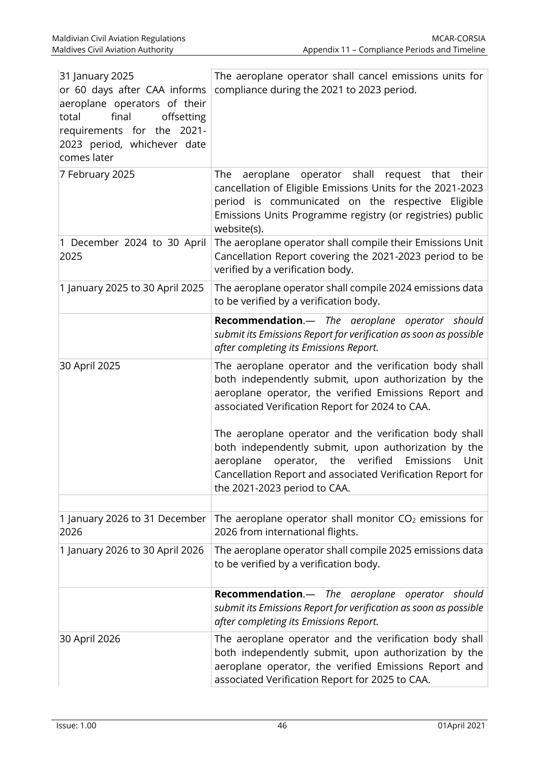| | |
|---|---|
| 31 January 2025 or 60 days after CAA informs aeroplane operators of their total final offsetting requirements for the 2021-2023 period, whichever date comes later | The aeroplane operator shall cancel emissions units for compliance during the 2021 to 2023 period. |
| 7 February 2025 | The aeroplane operator shall request that their cancellation of Eligible Emissions Units for the 2021-2023 period is communicated on the respective Eligible Emissions Units Programme registry (or registries) public website(s). |
| 1 December 2024 to 30 April 2025 | The aeroplane operator shall compile their Emissions Unit Cancellation Report covering the 2021-2023 period to be verified by a verification body. |
| 1 January 2025 to 30 April 2025 | The aeroplane operator shall compile 2024 emissions data to be verified by a verification body. |
| | **Recommendation**.— *The aeroplane operator should submit its Emissions Report for verification as soon as possible after completing its Emissions Report.* |
| 30 April 2025 | The aeroplane operator and the verification body shall both independently submit, upon authorization by the aeroplane operator, the verified Emissions Report and associated Verification Report for 2024 to CAA.<br><br>The aeroplane operator and the verification body shall both independently submit, upon authorization by the aeroplane operator, the verified Emissions Unit Cancellation Report and associated Verification Report for the 2021-2023 period to CAA. |
| | |
| 1 January 2026 to 31 December 2026 | The aeroplane operator shall monitor $CO_2$ emissions for 2026 from international flights. |
| 1 January 2026 to 30 April 2026 | The aeroplane operator shall compile 2025 emissions data to be verified by a verification body. |
| | **Recommendation**.— *The aeroplane operator should submit its Emissions Report for verification as soon as possible after completing its Emissions Report.* |
| 30 April 2026 | The aeroplane operator and the verification body shall both independently submit, upon authorization by the aeroplane operator, the verified Emissions Report and associated Verification Report for 2025 to CAA. |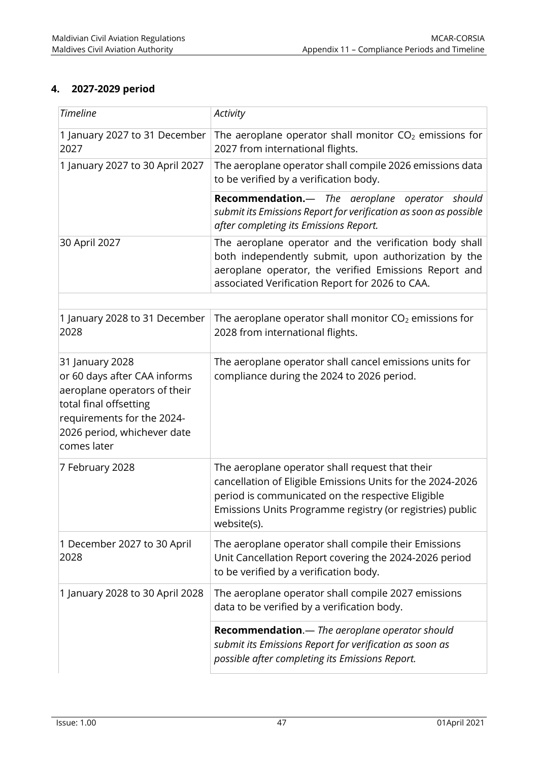## 4. 2027-2029 period

| *Timeline* | *Activity* |
|---|---|
| 1 January 2027 to 31 December 2027 | The aeroplane operator shall monitor $CO_2$ emissions for 2027 from international flights. |
| 1 January 2027 to 30 April 2027 | The aeroplane operator shall compile 2026 emissions data to be verified by a verification body. |
| | **Recommendation.**— *The aeroplane operator should submit its Emissions Report for verification as soon as possible after completing its Emissions Report.* |
| 30 April 2027 | The aeroplane operator and the verification body shall both independently submit, upon authorization by the aeroplane operator, the verified Emissions Report and associated Verification Report for 2026 to CAA. |
| | |
| 1 January 2028 to 31 December 2028 | The aeroplane operator shall monitor $CO_2$ emissions for 2028 from international flights. |
| 31 January 2028 or 60 days after CAA informs aeroplane operators of their total final offsetting requirements for the 2024-2026 period, whichever date comes later | The aeroplane operator shall cancel emissions units for compliance during the 2024 to 2026 period. |
| 7 February 2028 | The aeroplane operator shall request that their cancellation of Eligible Emissions Units for the 2024-2026 period is communicated on the respective Eligible Emissions Units Programme registry (or registries) public website(s). |
| 1 December 2027 to 30 April 2028 | The aeroplane operator shall compile their Emissions Unit Cancellation Report covering the 2024-2026 period to be verified by a verification body. |
| 1 January 2028 to 30 April 2028 | The aeroplane operator shall compile 2027 emissions data to be verified by a verification body. |
| | **Recommendation**.— *The aeroplane operator should submit its Emissions Report for verification as soon as possible after completing its Emissions Report.* |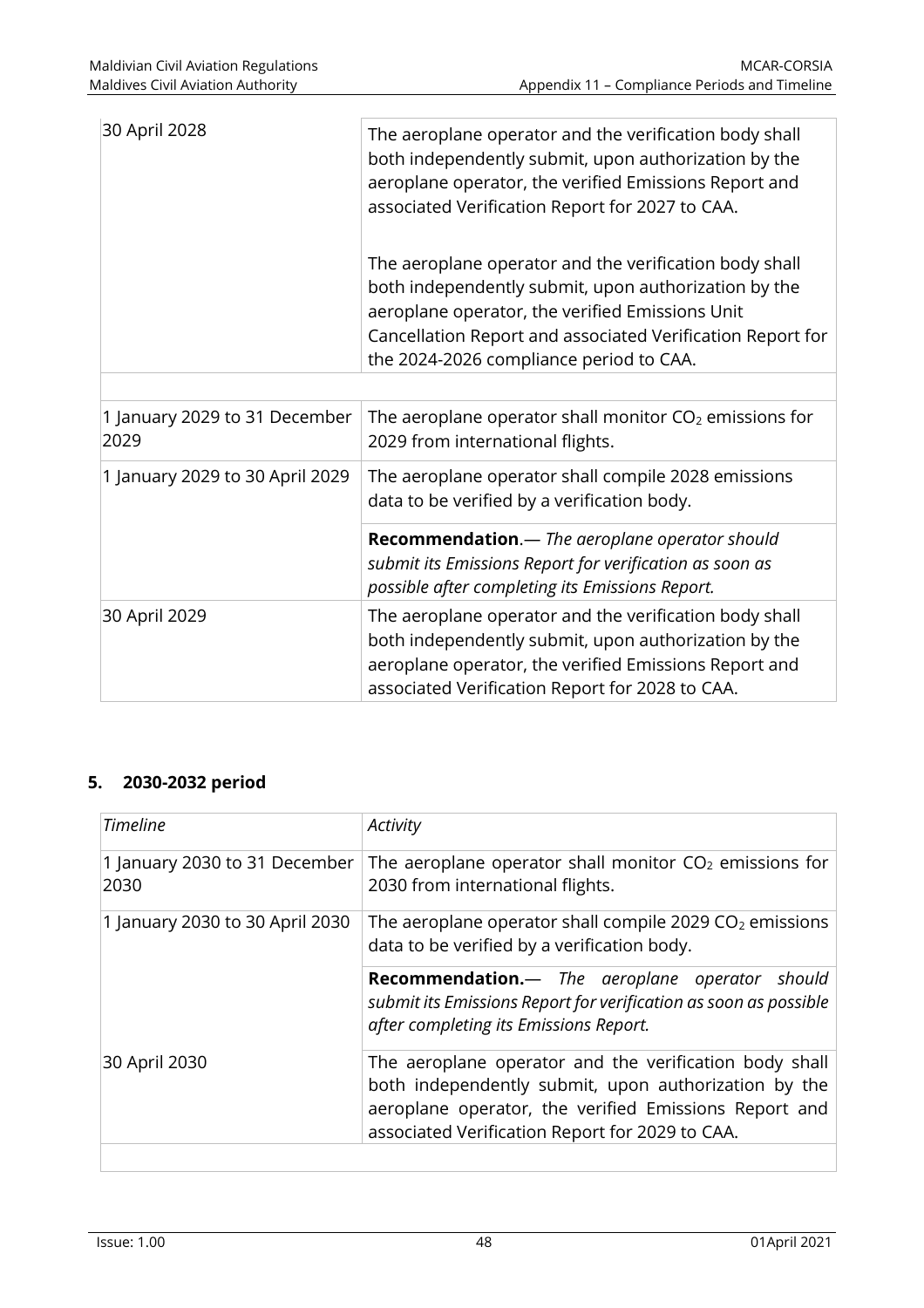| | |
|---|---|
| 30 April 2028 | The aeroplane operator and the verification body shall both independently submit, upon authorization by the aeroplane operator, the verified Emissions Report and associated Verification Report for 2027 to CAA.<br><br>The aeroplane operator and the verification body shall both independently submit, upon authorization by the aeroplane operator, the verified Emissions Unit Cancellation Report and associated Verification Report for the 2024-2026 compliance period to CAA. |
| | |
| 1 January 2029 to 31 December 2029 | The aeroplane operator shall monitor $CO_2$ emissions for 2029 from international flights. |
| 1 January 2029 to 30 April 2029 | The aeroplane operator shall compile 2028 emissions data to be verified by a verification body. |
| | **Recommendation**.— *The aeroplane operator should submit its Emissions Report for verification as soon as possible after completing its Emissions Report.* |
| 30 April 2029 | The aeroplane operator and the verification body shall both independently submit, upon authorization by the aeroplane operator, the verified Emissions Report and associated Verification Report for 2028 to CAA. |

## 5. 2030-2032 period

| *Timeline* | *Activity* |
|---|---|
| 1 January 2030 to 31 December 2030 | The aeroplane operator shall monitor $CO_2$ emissions for 2030 from international flights. |
| 1 January 2030 to 30 April 2030 | The aeroplane operator shall compile 2029 $CO_2$ emissions data to be verified by a verification body. |
| | **Recommendation.**— *The aeroplane operator should submit its Emissions Report for verification as soon as possible after completing its Emissions Report.* |
| 30 April 2030 | The aeroplane operator and the verification body shall both independently submit, upon authorization by the aeroplane operator, the verified Emissions Report and associated Verification Report for 2029 to CAA. |
| | |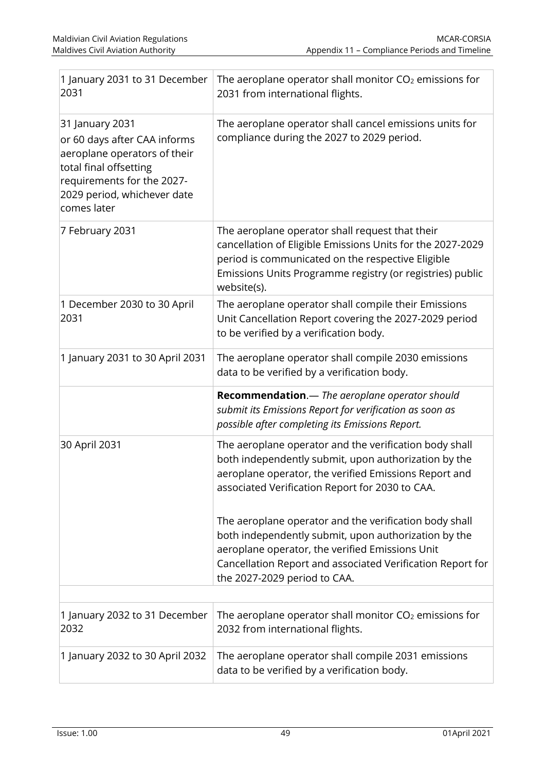| | |
|---|---|
| 1 January 2031 to 31 December 2031 | The aeroplane operator shall monitor $CO_2$ emissions for 2031 from international flights. |
| 31 January 2031<br>or 60 days after CAA informs aeroplane operators of their total final offsetting requirements for the 2027-2029 period, whichever date comes later | The aeroplane operator shall cancel emissions units for compliance during the 2027 to 2029 period. |
| 7 February 2031 | The aeroplane operator shall request that their cancellation of Eligible Emissions Units for the 2027-2029 period is communicated on the respective Eligible Emissions Units Programme registry (or registries) public website(s). |
| 1 December 2030 to 30 April 2031 | The aeroplane operator shall compile their Emissions Unit Cancellation Report covering the 2027-2029 period to be verified by a verification body. |
| 1 January 2031 to 30 April 2031 | The aeroplane operator shall compile 2030 emissions data to be verified by a verification body. |
| | **Recommendation**.— *The aeroplane operator should submit its Emissions Report for verification as soon as possible after completing its Emissions Report.* |
| 30 April 2031 | The aeroplane operator and the verification body shall both independently submit, upon authorization by the aeroplane operator, the verified Emissions Report and associated Verification Report for 2030 to CAA.<br><br>The aeroplane operator and the verification body shall both independently submit, upon authorization by the aeroplane operator, the verified Emissions Unit Cancellation Report and associated Verification Report for the 2027-2029 period to CAA. |
| | |
| 1 January 2032 to 31 December 2032 | The aeroplane operator shall monitor $CO_2$ emissions for 2032 from international flights. |
| 1 January 2032 to 30 April 2032 | The aeroplane operator shall compile 2031 emissions data to be verified by a verification body. |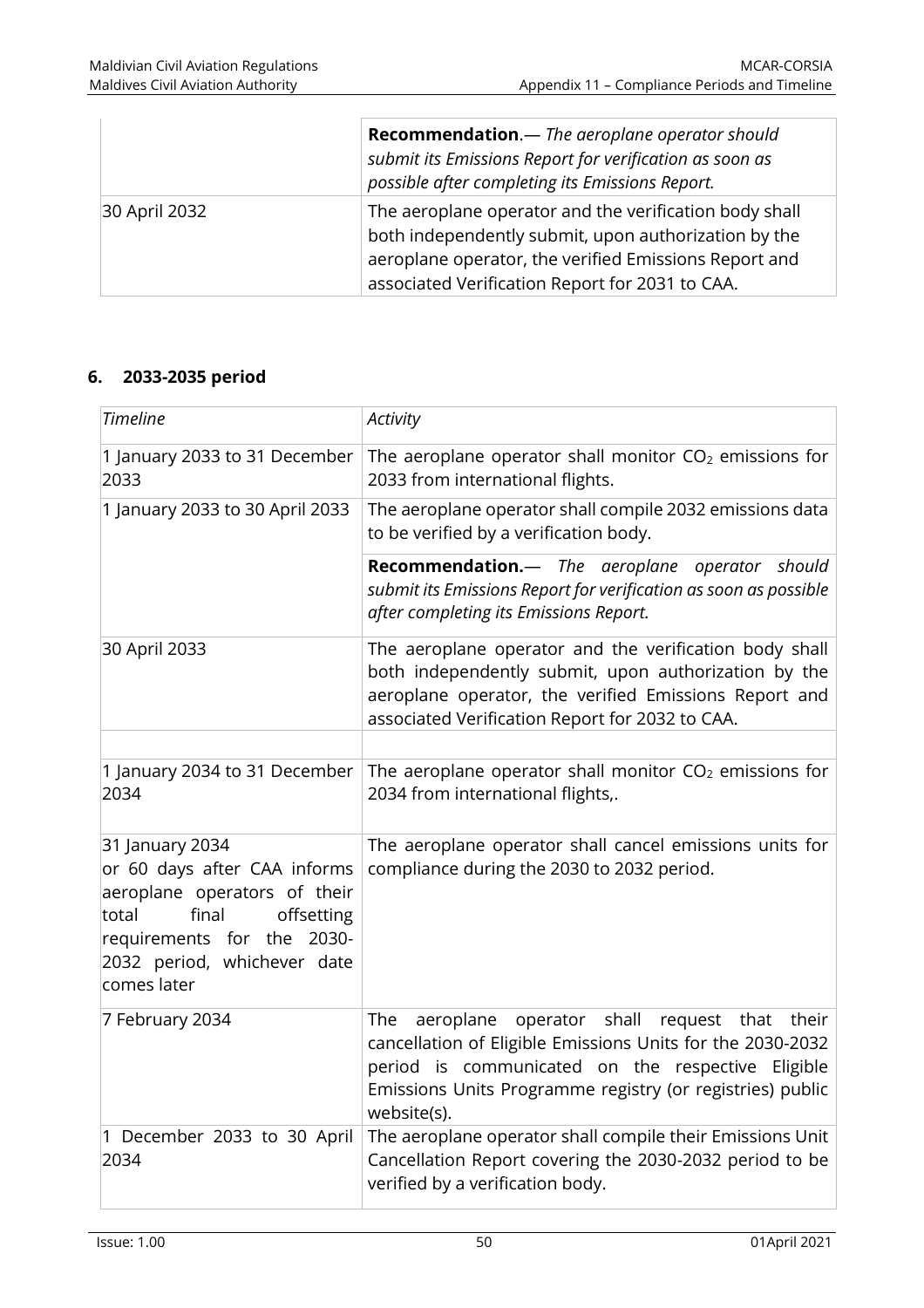| | |
|---|---|
| | **Recommendation**.— *The aeroplane operator should submit its Emissions Report for verification as soon as possible after completing its Emissions Report.* |
| 30 April 2032 | The aeroplane operator and the verification body shall both independently submit, upon authorization by the aeroplane operator, the verified Emissions Report and associated Verification Report for 2031 to CAA. |

## 6. 2033-2035 period

| *Timeline* | *Activity* |
|---|---|
| 1 January 2033 to 31 December 2033 | The aeroplane operator shall monitor $CO_2$ emissions for 2033 from international flights. |
| 1 January 2033 to 30 April 2033 | The aeroplane operator shall compile 2032 emissions data to be verified by a verification body. |
| | **Recommendation.**— *The aeroplane operator should submit its Emissions Report for verification as soon as possible after completing its Emissions Report.* |
| 30 April 2033 | The aeroplane operator and the verification body shall both independently submit, upon authorization by the aeroplane operator, the verified Emissions Report and associated Verification Report for 2032 to CAA. |
| | |
| 1 January 2034 to 31 December 2034 | The aeroplane operator shall monitor $CO_2$ emissions for 2034 from international flights,. |
| 31 January 2034 or 60 days after CAA informs aeroplane operators of their total final offsetting requirements for the 2030-2032 period, whichever date comes later | The aeroplane operator shall cancel emissions units for compliance during the 2030 to 2032 period. |
| 7 February 2034 | The aeroplane operator shall request that their cancellation of Eligible Emissions Units for the 2030-2032 period is communicated on the respective Eligible Emissions Units Programme registry (or registries) public website(s). |
| 1 December 2033 to 30 April 2034 | The aeroplane operator shall compile their Emissions Unit Cancellation Report covering the 2030-2032 period to be verified by a verification body. |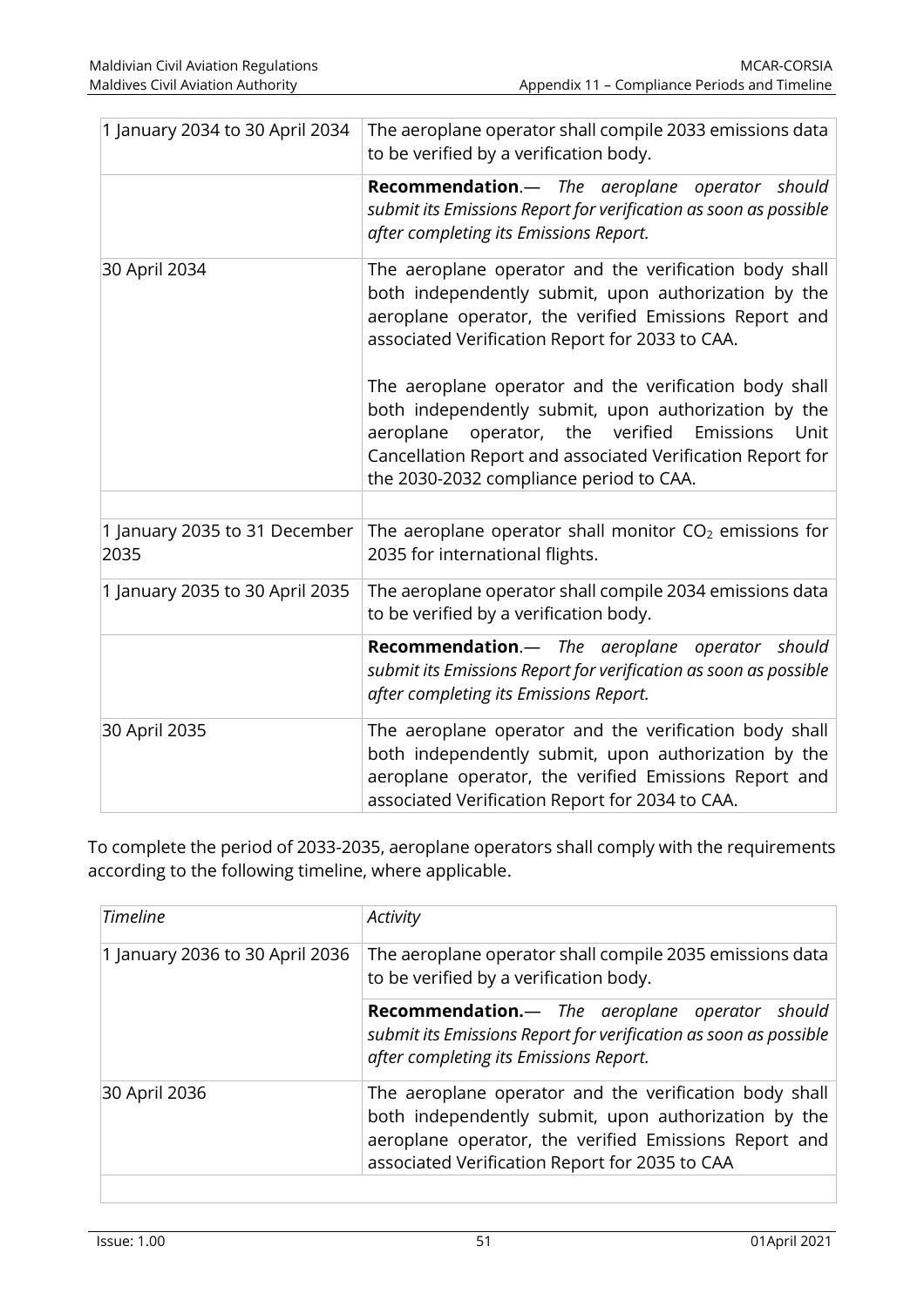| | |
|---|---|
| 1 January 2034 to 30 April 2034 | The aeroplane operator shall compile 2033 emissions data to be verified by a verification body. |
| | **Recommendation**.— *The aeroplane operator should submit its Emissions Report for verification as soon as possible after completing its Emissions Report.* |
| 30 April 2034 | The aeroplane operator and the verification body shall both independently submit, upon authorization by the aeroplane operator, the verified Emissions Report and associated Verification Report for 2033 to CAA.<br><br>The aeroplane operator and the verification body shall both independently submit, upon authorization by the aeroplane operator, the verified Emissions Unit Cancellation Report and associated Verification Report for the 2030-2032 compliance period to CAA. |
| | |
| 1 January 2035 to 31 December 2035 | The aeroplane operator shall monitor $CO_2$ emissions for 2035 for international flights. |
| 1 January 2035 to 30 April 2035 | The aeroplane operator shall compile 2034 emissions data to be verified by a verification body. |
| | **Recommendation**.— *The aeroplane operator should submit its Emissions Report for verification as soon as possible after completing its Emissions Report.* |
| 30 April 2035 | The aeroplane operator and the verification body shall both independently submit, upon authorization by the aeroplane operator, the verified Emissions Report and associated Verification Report for 2034 to CAA. |

To complete the period of 2033-2035, aeroplane operators shall comply with the requirements according to the following timeline, where applicable.

| *Timeline* | *Activity* |
|---|---|
| 1 January 2036 to 30 April 2036 | The aeroplane operator shall compile 2035 emissions data to be verified by a verification body. |
| | **Recommendation.**— *The aeroplane operator should submit its Emissions Report for verification as soon as possible after completing its Emissions Report.* |
| 30 April 2036 | The aeroplane operator and the verification body shall both independently submit, upon authorization by the aeroplane operator, the verified Emissions Report and associated Verification Report for 2035 to CAA |
| | |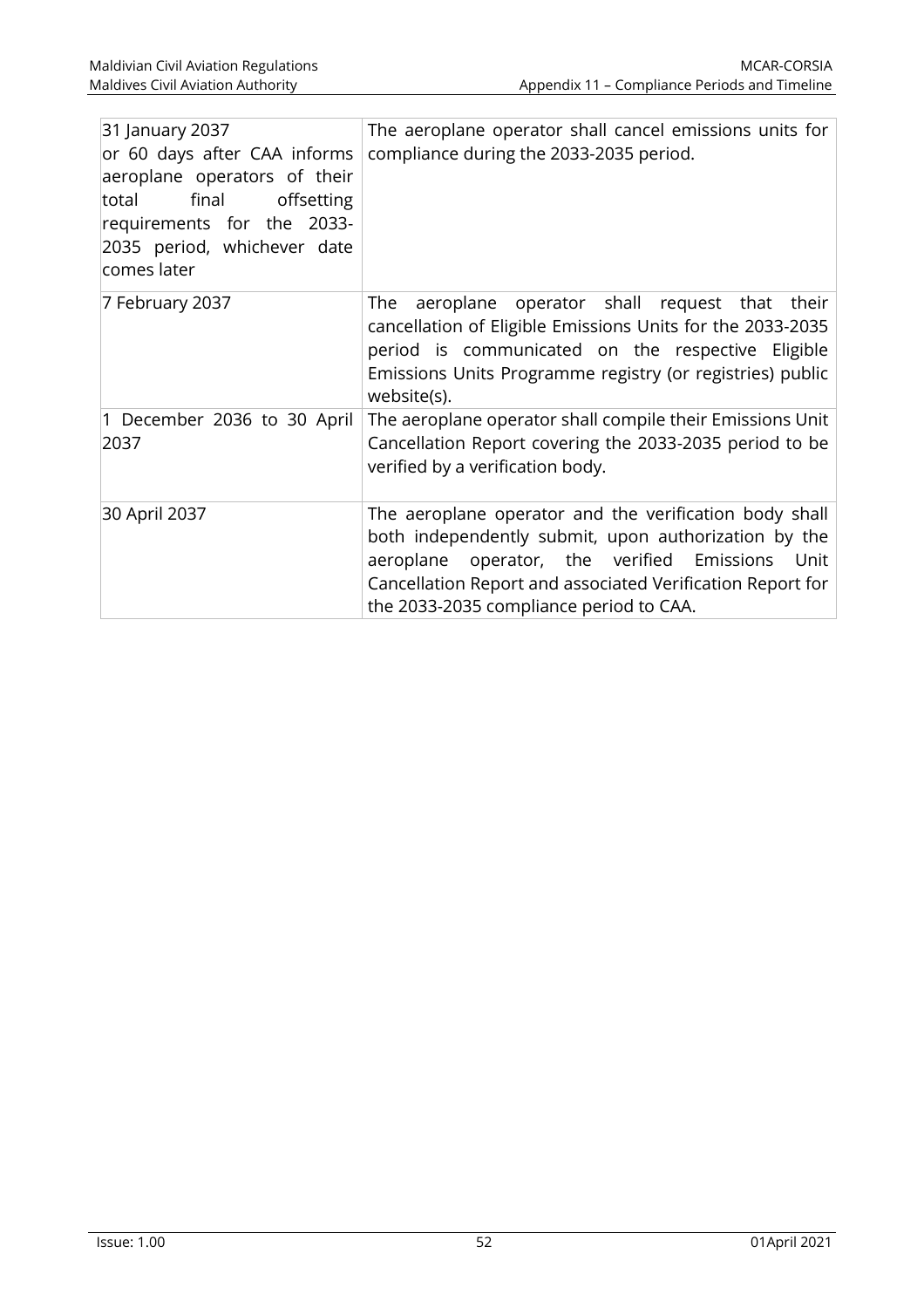| | |
|---|---|
| 31 January 2037 or 60 days after CAA informs aeroplane operators of their total final offsetting requirements for the 2033-2035 period, whichever date comes later | The aeroplane operator shall cancel emissions units for compliance during the 2033-2035 period. |
| 7 February 2037 | The aeroplane operator shall request that their cancellation of Eligible Emissions Units for the 2033-2035 period is communicated on the respective Eligible Emissions Units Programme registry (or registries) public website(s). |
| 1 December 2036 to 30 April 2037 | The aeroplane operator shall compile their Emissions Unit Cancellation Report covering the 2033-2035 period to be verified by a verification body. |
| 30 April 2037 | The aeroplane operator and the verification body shall both independently submit, upon authorization by the aeroplane operator, the verified Emissions Unit Cancellation Report and associated Verification Report for the 2033-2035 compliance period to CAA. |